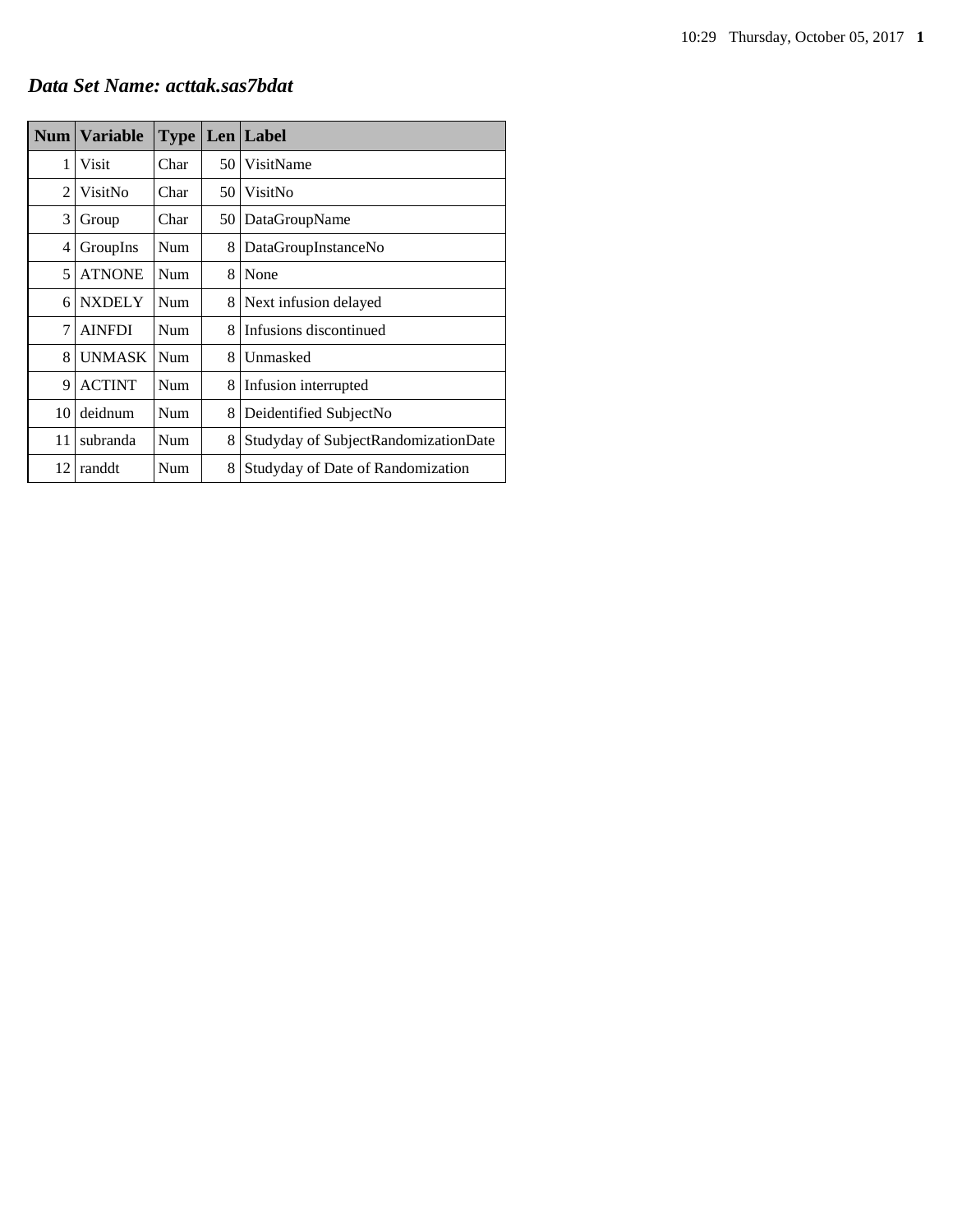***Data Set Name: acttak.sas7bdat***

| Num | Variable | Type | Len | Label |
|---|---|---|---|---|
| 1 | Visit | Char | 50 | VisitName |
| 2 | VisitNo | Char | 50 | VisitNo |
| 3 | Group | Char | 50 | DataGroupName |
| 4 | GroupIns | Num | 8 | DataGroupInstanceNo |
| 5 | ATNONE | Num | 8 | None |
| 6 | NXDELY | Num | 8 | Next infusion delayed |
| 7 | AINFDI | Num | 8 | Infusions discontinued |
| 8 | UNMASK | Num | 8 | Unmasked |
| 9 | ACTINT | Num | 8 | Infusion interrupted |
| 10 | deidnum | Num | 8 | Deidentified SubjectNo |
| 11 | subranda | Num | 8 | Studyday of SubjectRandomizationDate |
| 12 | randdt | Num | 8 | Studyday of Date of Randomization |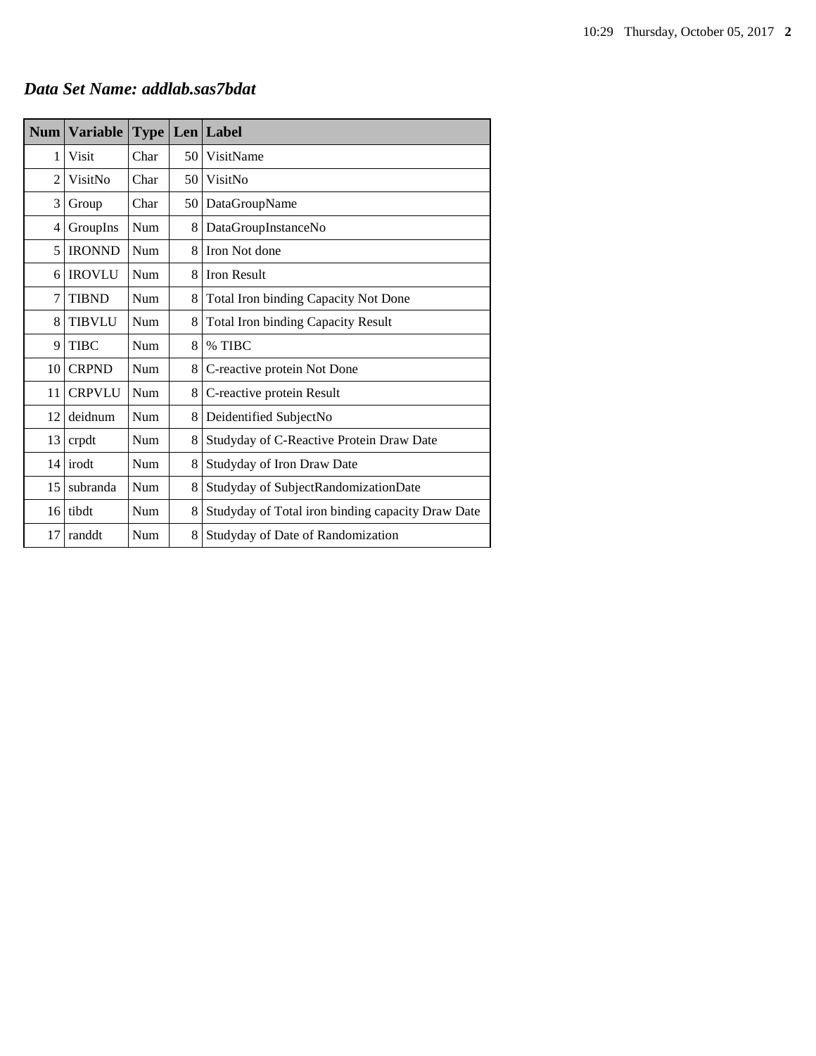## *Data Set Name: addlab.sas7bdat*

| Num | Variable | Type | Len | Label |
|---|---|---|---|---|
| 1 | Visit | Char | 50 | VisitName |
| 2 | VisitNo | Char | 50 | VisitNo |
| 3 | Group | Char | 50 | DataGroupName |
| 4 | GroupIns | Num | 8 | DataGroupInstanceNo |
| 5 | IRONND | Num | 8 | Iron Not done |
| 6 | IROVLU | Num | 8 | Iron Result |
| 7 | TIBND | Num | 8 | Total Iron binding Capacity Not Done |
| 8 | TIBVLU | Num | 8 | Total Iron binding Capacity Result |
| 9 | TIBC | Num | 8 | % TIBC |
| 10 | CRPND | Num | 8 | C-reactive protein Not Done |
| 11 | CRPVLU | Num | 8 | C-reactive protein Result |
| 12 | deidnum | Num | 8 | Deidentified SubjectNo |
| 13 | crpdt | Num | 8 | Studyday of C-Reactive Protein Draw Date |
| 14 | irodt | Num | 8 | Studyday of Iron Draw Date |
| 15 | subranda | Num | 8 | Studyday of SubjectRandomizationDate |
| 16 | tibdt | Num | 8 | Studyday of Total iron binding capacity Draw Date |
| 17 | randdt | Num | 8 | Studyday of Date of Randomization |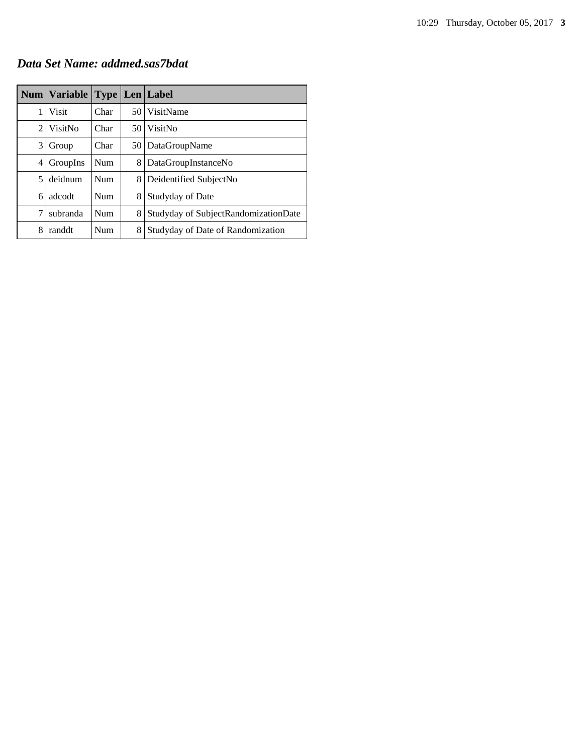***Data Set Name: addmed.sas7bdat***

| Num | Variable | Type | Len | Label |
|---|---|---|---|---|
| 1 | Visit | Char | 50 | VisitName |
| 2 | VisitNo | Char | 50 | VisitNo |
| 3 | Group | Char | 50 | DataGroupName |
| 4 | GroupIns | Num | 8 | DataGroupInstanceNo |
| 5 | deidnum | Num | 8 | Deidentified SubjectNo |
| 6 | adcodt | Num | 8 | Studyday of Date |
| 7 | subranda | Num | 8 | Studyday of SubjectRandomizationDate |
| 8 | randdt | Num | 8 | Studyday of Date of Randomization |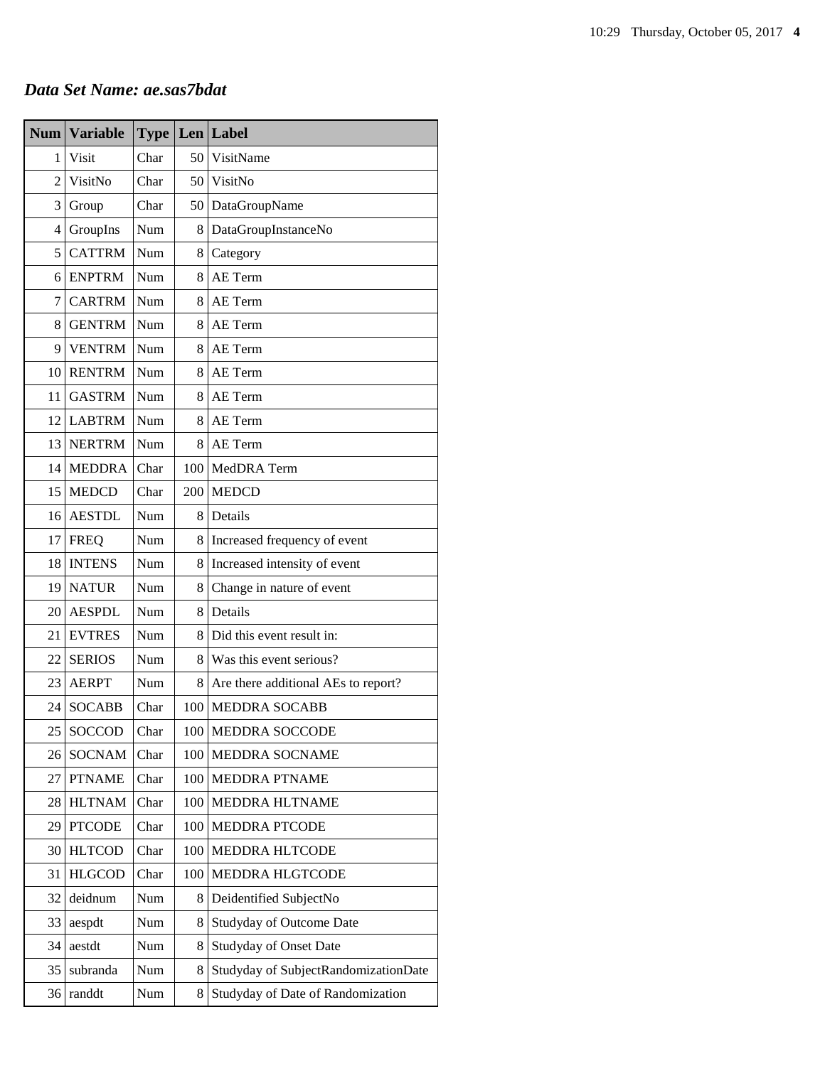## *Data Set Name: ae.sas7bdat*

| Num | Variable | Type | Len | Label |
|---|---|---|---|---|
| 1 | Visit | Char | 50 | VisitName |
| 2 | VisitNo | Char | 50 | VisitNo |
| 3 | Group | Char | 50 | DataGroupName |
| 4 | GroupIns | Num | 8 | DataGroupInstanceNo |
| 5 | CATTRM | Num | 8 | Category |
| 6 | ENPTRM | Num | 8 | AE Term |
| 7 | CARTRM | Num | 8 | AE Term |
| 8 | GENTRM | Num | 8 | AE Term |
| 9 | VENTRM | Num | 8 | AE Term |
| 10 | RENTRM | Num | 8 | AE Term |
| 11 | GASTRM | Num | 8 | AE Term |
| 12 | LABTRM | Num | 8 | AE Term |
| 13 | NERTRM | Num | 8 | AE Term |
| 14 | MEDDRA | Char | 100 | MedDRA Term |
| 15 | MEDCD | Char | 200 | MEDCD |
| 16 | AESTDL | Num | 8 | Details |
| 17 | FREQ | Num | 8 | Increased frequency of event |
| 18 | INTENS | Num | 8 | Increased intensity of event |
| 19 | NATUR | Num | 8 | Change in nature of event |
| 20 | AESPDL | Num | 8 | Details |
| 21 | EVTRES | Num | 8 | Did this event result in: |
| 22 | SERIOS | Num | 8 | Was this event serious? |
| 23 | AERPT | Num | 8 | Are there additional AEs to report? |
| 24 | SOCABB | Char | 100 | MEDDRA SOCABB |
| 25 | SOCCOD | Char | 100 | MEDDRA SOCCODE |
| 26 | SOCNAM | Char | 100 | MEDDRA SOCNAME |
| 27 | PTNAME | Char | 100 | MEDDRA PTNAME |
| 28 | HLTNAM | Char | 100 | MEDDRA HLTNAME |
| 29 | PTCODE | Char | 100 | MEDDRA PTCODE |
| 30 | HLTCOD | Char | 100 | MEDDRA HLTCODE |
| 31 | HLGCOD | Char | 100 | MEDDRA HLGTCODE |
| 32 | deidnum | Num | 8 | Deidentified SubjectNo |
| 33 | aespdt | Num | 8 | Studyday of Outcome Date |
| 34 | aestdt | Num | 8 | Studyday of Onset Date |
| 35 | subranda | Num | 8 | Studyday of SubjectRandomizationDate |
| 36 | randdt | Num | 8 | Studyday of Date of Randomization |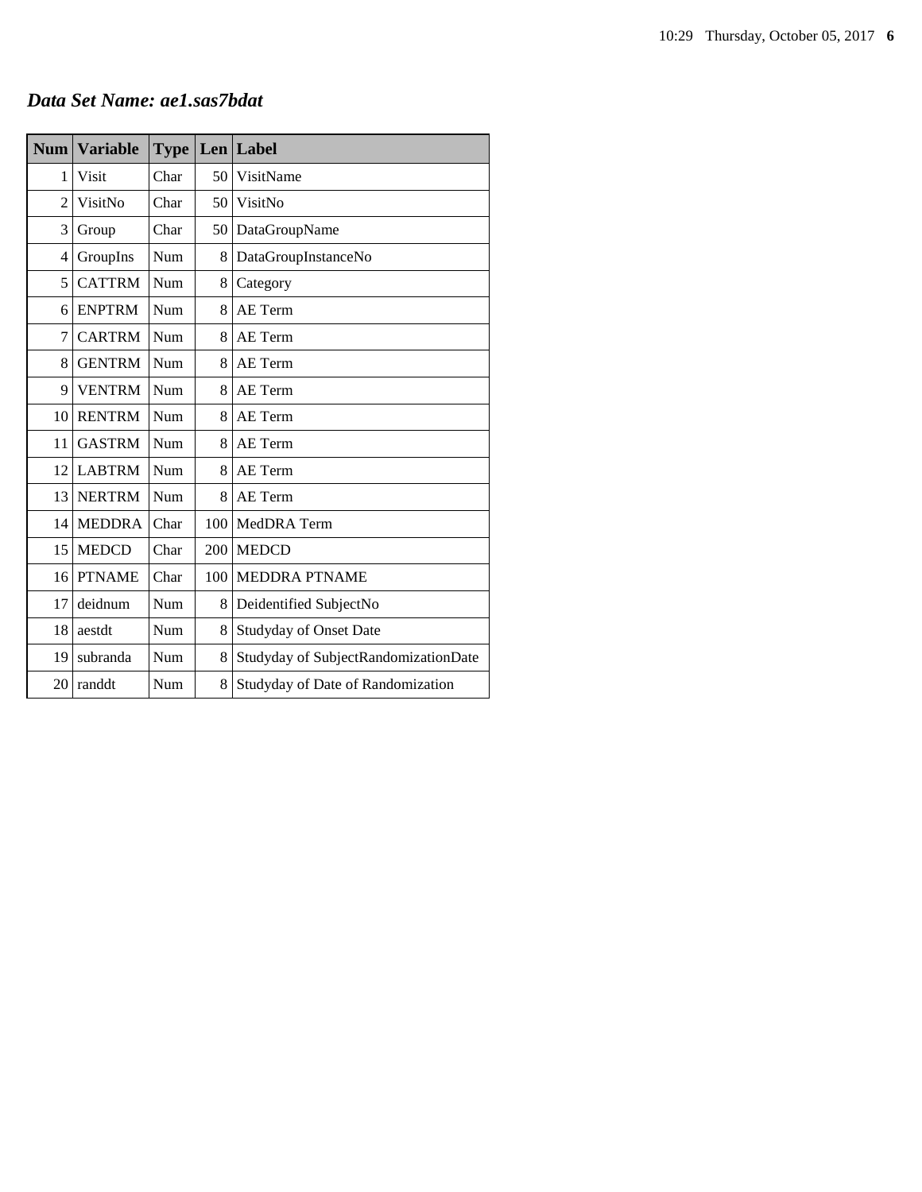## *Data Set Name: ae1.sas7bdat*

| Num | Variable | Type | Len | Label |
|---|---|---|---|---|
| 1 | Visit | Char | 50 | VisitName |
| 2 | VisitNo | Char | 50 | VisitNo |
| 3 | Group | Char | 50 | DataGroupName |
| 4 | GroupIns | Num | 8 | DataGroupInstanceNo |
| 5 | CATTRM | Num | 8 | Category |
| 6 | ENPTRM | Num | 8 | AE Term |
| 7 | CARTRM | Num | 8 | AE Term |
| 8 | GENTRM | Num | 8 | AE Term |
| 9 | VENTRM | Num | 8 | AE Term |
| 10 | RENTRM | Num | 8 | AE Term |
| 11 | GASTRM | Num | 8 | AE Term |
| 12 | LABTRM | Num | 8 | AE Term |
| 13 | NERTRM | Num | 8 | AE Term |
| 14 | MEDDRA | Char | 100 | MedDRA Term |
| 15 | MEDCD | Char | 200 | MEDCD |
| 16 | PTNAME | Char | 100 | MEDDRA PTNAME |
| 17 | deidnum | Num | 8 | Deidentified SubjectNo |
| 18 | aestdt | Num | 8 | Studyday of Onset Date |
| 19 | subranda | Num | 8 | Studyday of SubjectRandomizationDate |
| 20 | randdt | Num | 8 | Studyday of Date of Randomization |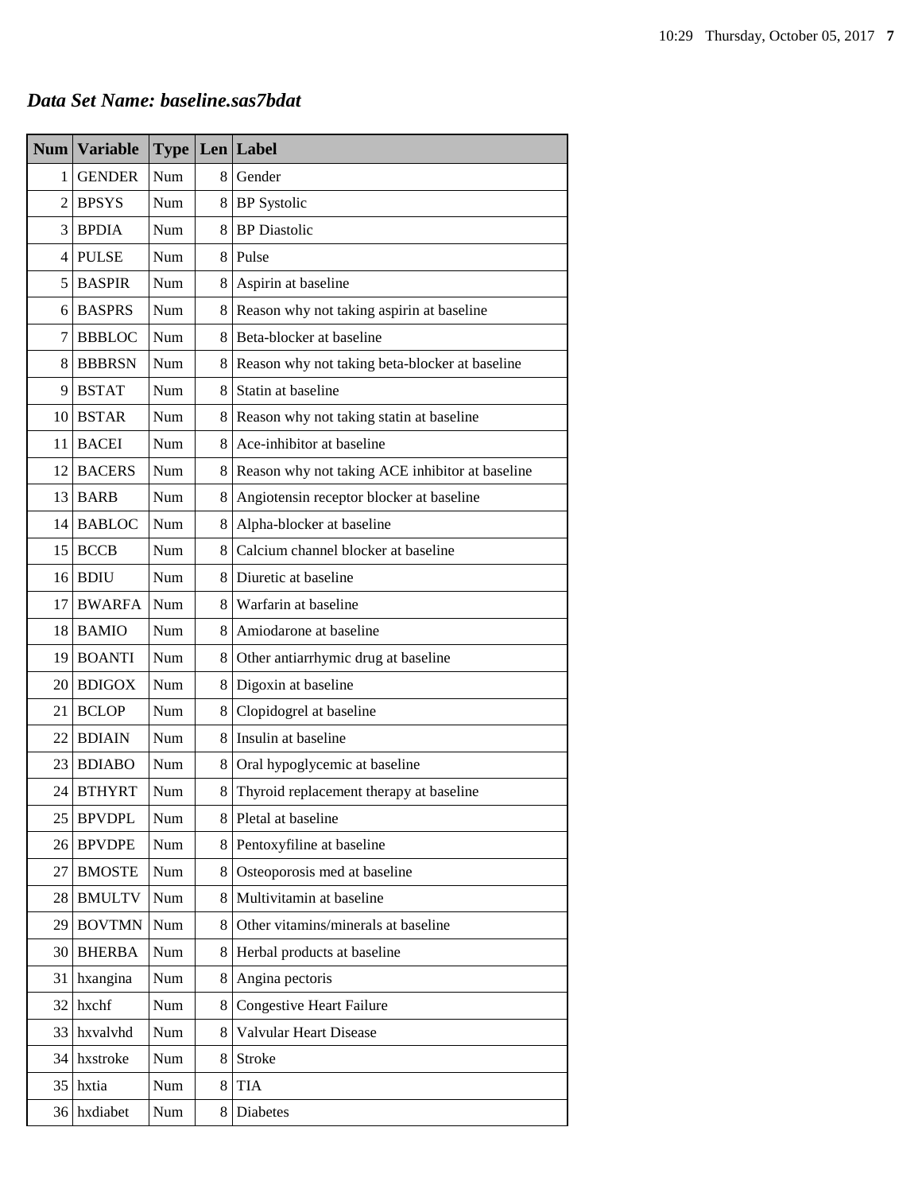***Data Set Name: baseline.sas7bdat***

| Num | Variable | Type | Len | Label |
|---|---|---|---|---|
| 1 | GENDER | Num | 8 | Gender |
| 2 | BPSYS | Num | 8 | BP Systolic |
| 3 | BPDIA | Num | 8 | BP Diastolic |
| 4 | PULSE | Num | 8 | Pulse |
| 5 | BASPIR | Num | 8 | Aspirin at baseline |
| 6 | BASPRS | Num | 8 | Reason why not taking aspirin at baseline |
| 7 | BBBLOC | Num | 8 | Beta-blocker at baseline |
| 8 | BBBRSN | Num | 8 | Reason why not taking beta-blocker at baseline |
| 9 | BSTAT | Num | 8 | Statin at baseline |
| 10 | BSTAR | Num | 8 | Reason why not taking statin at baseline |
| 11 | BACEI | Num | 8 | Ace-inhibitor at baseline |
| 12 | BACERS | Num | 8 | Reason why not taking ACE inhibitor at baseline |
| 13 | BARB | Num | 8 | Angiotensin receptor blocker at baseline |
| 14 | BABLOC | Num | 8 | Alpha-blocker at baseline |
| 15 | BCCB | Num | 8 | Calcium channel blocker at baseline |
| 16 | BDIU | Num | 8 | Diuretic at baseline |
| 17 | BWARFA | Num | 8 | Warfarin at baseline |
| 18 | BAMIO | Num | 8 | Amiodarone at baseline |
| 19 | BOANTI | Num | 8 | Other antiarrhymic drug at baseline |
| 20 | BDIGOX | Num | 8 | Digoxin at baseline |
| 21 | BCLOP | Num | 8 | Clopidogrel at baseline |
| 22 | BDIAIN | Num | 8 | Insulin at baseline |
| 23 | BDIABO | Num | 8 | Oral hypoglycemic at baseline |
| 24 | BTHYRT | Num | 8 | Thyroid replacement therapy at baseline |
| 25 | BPVDPL | Num | 8 | Pletal at baseline |
| 26 | BPVDPE | Num | 8 | Pentoxyfiline at baseline |
| 27 | BMOSTE | Num | 8 | Osteoporosis med at baseline |
| 28 | BMULTV | Num | 8 | Multivitamin at baseline |
| 29 | BOVTMN | Num | 8 | Other vitamins/minerals at baseline |
| 30 | BHERBA | Num | 8 | Herbal products at baseline |
| 31 | hxangina | Num | 8 | Angina pectoris |
| 32 | hxchf | Num | 8 | Congestive Heart Failure |
| 33 | hxvalvhd | Num | 8 | Valvular Heart Disease |
| 34 | hxstroke | Num | 8 | Stroke |
| 35 | hxtia | Num | 8 | TIA |
| 36 | hxdiabet | Num | 8 | Diabetes |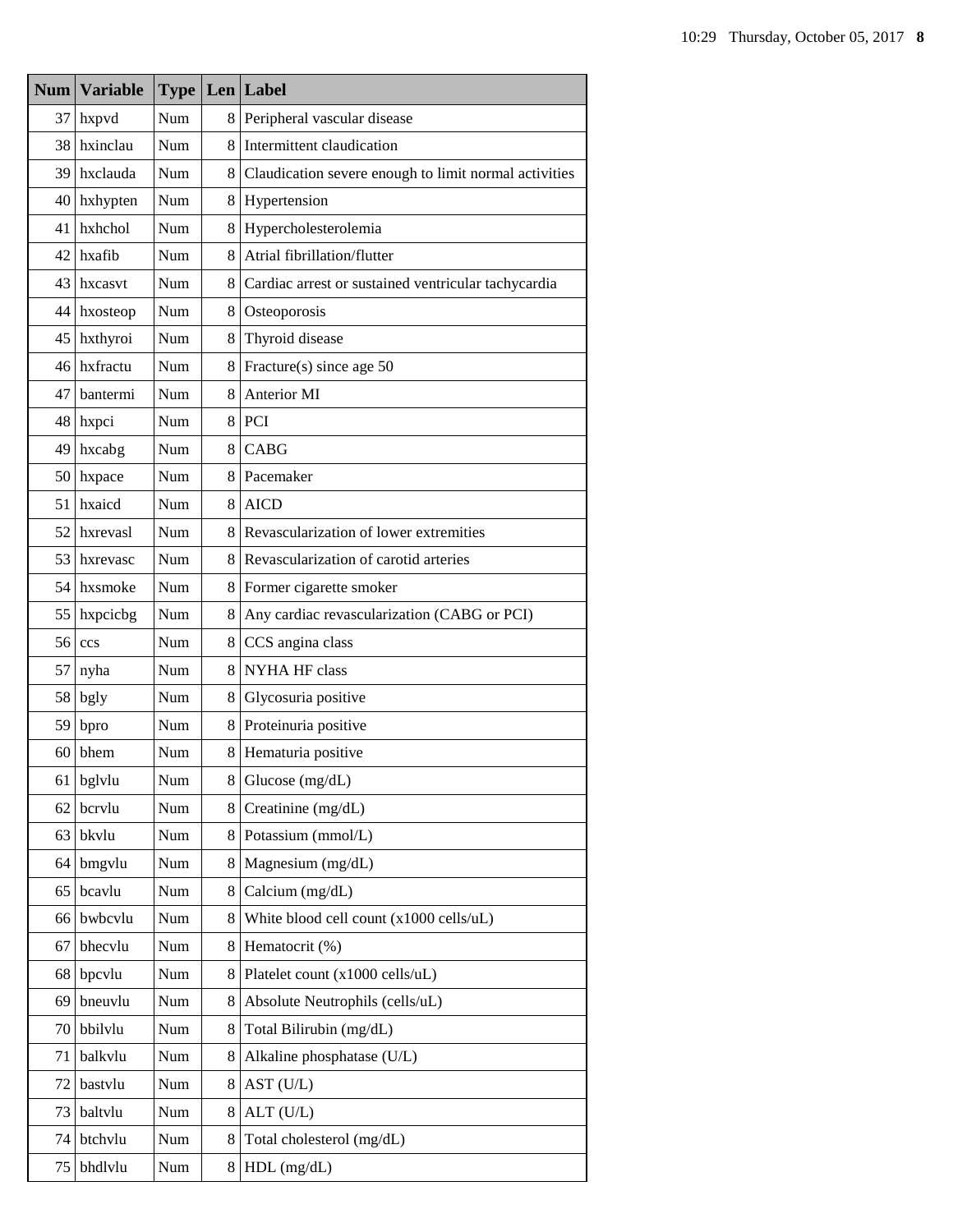| Num | Variable | Type | Len | Label |
|---|---|---|---|---|
| 37 | hxpvd | Num | 8 | Peripheral vascular disease |
| 38 | hxinclau | Num | 8 | Intermittent claudication |
| 39 | hxclauda | Num | 8 | Claudication severe enough to limit normal activities |
| 40 | hxhypten | Num | 8 | Hypertension |
| 41 | hxhchol | Num | 8 | Hypercholesterolemia |
| 42 | hxafib | Num | 8 | Atrial fibrillation/flutter |
| 43 | hxcasvt | Num | 8 | Cardiac arrest or sustained ventricular tachycardia |
| 44 | hxosteop | Num | 8 | Osteoporosis |
| 45 | hxthyroi | Num | 8 | Thyroid disease |
| 46 | hxfractu | Num | 8 | Fracture(s) since age 50 |
| 47 | bantermi | Num | 8 | Anterior MI |
| 48 | hxpci | Num | 8 | PCI |
| 49 | hxcabg | Num | 8 | CABG |
| 50 | hxpace | Num | 8 | Pacemaker |
| 51 | hxaicd | Num | 8 | AICD |
| 52 | hxrevasl | Num | 8 | Revascularization of lower extremities |
| 53 | hxrevasc | Num | 8 | Revascularization of carotid arteries |
| 54 | hxsmoke | Num | 8 | Former cigarette smoker |
| 55 | hxpcicbg | Num | 8 | Any cardiac revascularization (CABG or PCI) |
| 56 | ccs | Num | 8 | CCS angina class |
| 57 | nyha | Num | 8 | NYHA HF class |
| 58 | bgly | Num | 8 | Glycosuria positive |
| 59 | bpro | Num | 8 | Proteinuria positive |
| 60 | bhem | Num | 8 | Hematuria positive |
| 61 | bglvlu | Num | 8 | Glucose (mg/dL) |
| 62 | bcrvlu | Num | 8 | Creatinine (mg/dL) |
| 63 | bkvlu | Num | 8 | Potassium (mmol/L) |
| 64 | bmgvlu | Num | 8 | Magnesium (mg/dL) |
| 65 | bcavlu | Num | 8 | Calcium (mg/dL) |
| 66 | bwbcvlu | Num | 8 | White blood cell count (x1000 cells/uL) |
| 67 | bhecvlu | Num | 8 | Hematocrit (%) |
| 68 | bpcvlu | Num | 8 | Platelet count (x1000 cells/uL) |
| 69 | bneuvlu | Num | 8 | Absolute Neutrophils (cells/uL) |
| 70 | bbilvlu | Num | 8 | Total Bilirubin (mg/dL) |
| 71 | balkvlu | Num | 8 | Alkaline phosphatase (U/L) |
| 72 | bastvlu | Num | 8 | AST (U/L) |
| 73 | baltvlu | Num | 8 | ALT (U/L) |
| 74 | btchvlu | Num | 8 | Total cholesterol (mg/dL) |
| 75 | bhdlvlu | Num | 8 | HDL (mg/dL) |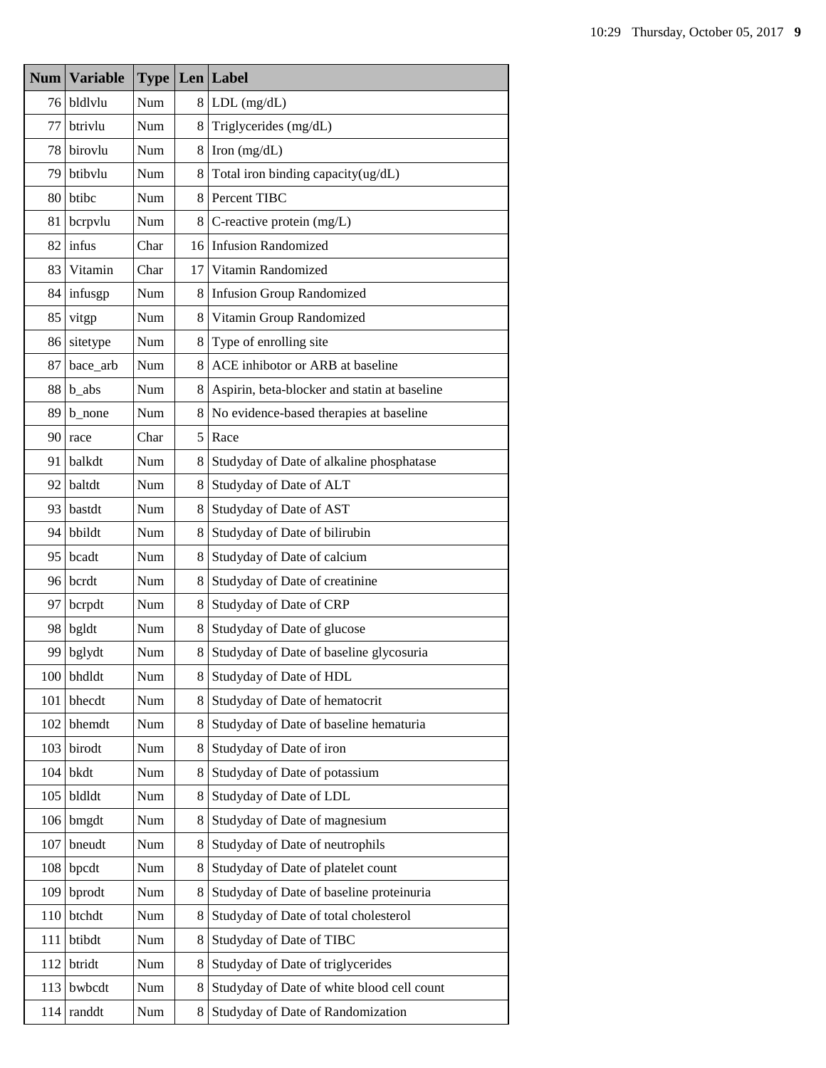| Num | Variable | Type | Len | Label |
|---|---|---|---|---|
| 76 | bldlvlu | Num | 8 | LDL (mg/dL) |
| 77 | btrivlu | Num | 8 | Triglycerides (mg/dL) |
| 78 | birovlu | Num | 8 | Iron (mg/dL) |
| 79 | btibvlu | Num | 8 | Total iron binding capacity(ug/dL) |
| 80 | btibc | Num | 8 | Percent TIBC |
| 81 | bcrpvlu | Num | 8 | C-reactive protein (mg/L) |
| 82 | infus | Char | 16 | Infusion Randomized |
| 83 | Vitamin | Char | 17 | Vitamin Randomized |
| 84 | infusgp | Num | 8 | Infusion Group Randomized |
| 85 | vitgp | Num | 8 | Vitamin Group Randomized |
| 86 | sitetype | Num | 8 | Type of enrolling site |
| 87 | bace_arb | Num | 8 | ACE inhibotor or ARB at baseline |
| 88 | b_abs | Num | 8 | Aspirin, beta-blocker and statin at baseline |
| 89 | b_none | Num | 8 | No evidence-based therapies at baseline |
| 90 | race | Char | 5 | Race |
| 91 | balkdt | Num | 8 | Studyday of Date of alkaline phosphatase |
| 92 | baltdt | Num | 8 | Studyday of Date of ALT |
| 93 | bastdt | Num | 8 | Studyday of Date of AST |
| 94 | bbildt | Num | 8 | Studyday of Date of bilirubin |
| 95 | bcadt | Num | 8 | Studyday of Date of calcium |
| 96 | bcrdt | Num | 8 | Studyday of Date of creatinine |
| 97 | bcrpdt | Num | 8 | Studyday of Date of CRP |
| 98 | bgldt | Num | 8 | Studyday of Date of glucose |
| 99 | bglydt | Num | 8 | Studyday of Date of baseline glycosuria |
| 100 | bhdldt | Num | 8 | Studyday of Date of HDL |
| 101 | bhecdt | Num | 8 | Studyday of Date of hematocrit |
| 102 | bhemdt | Num | 8 | Studyday of Date of baseline hematuria |
| 103 | birodt | Num | 8 | Studyday of Date of iron |
| 104 | bkdt | Num | 8 | Studyday of Date of potassium |
| 105 | bldldt | Num | 8 | Studyday of Date of LDL |
| 106 | bmgdt | Num | 8 | Studyday of Date of magnesium |
| 107 | bneudt | Num | 8 | Studyday of Date of neutrophils |
| 108 | bpcdt | Num | 8 | Studyday of Date of platelet count |
| 109 | bprodt | Num | 8 | Studyday of Date of baseline proteinuria |
| 110 | btchdt | Num | 8 | Studyday of Date of total cholesterol |
| 111 | btibdt | Num | 8 | Studyday of Date of TIBC |
| 112 | btridt | Num | 8 | Studyday of Date of triglycerides |
| 113 | bwbcdt | Num | 8 | Studyday of Date of white blood cell count |
| 114 | randdt | Num | 8 | Studyday of Date of Randomization |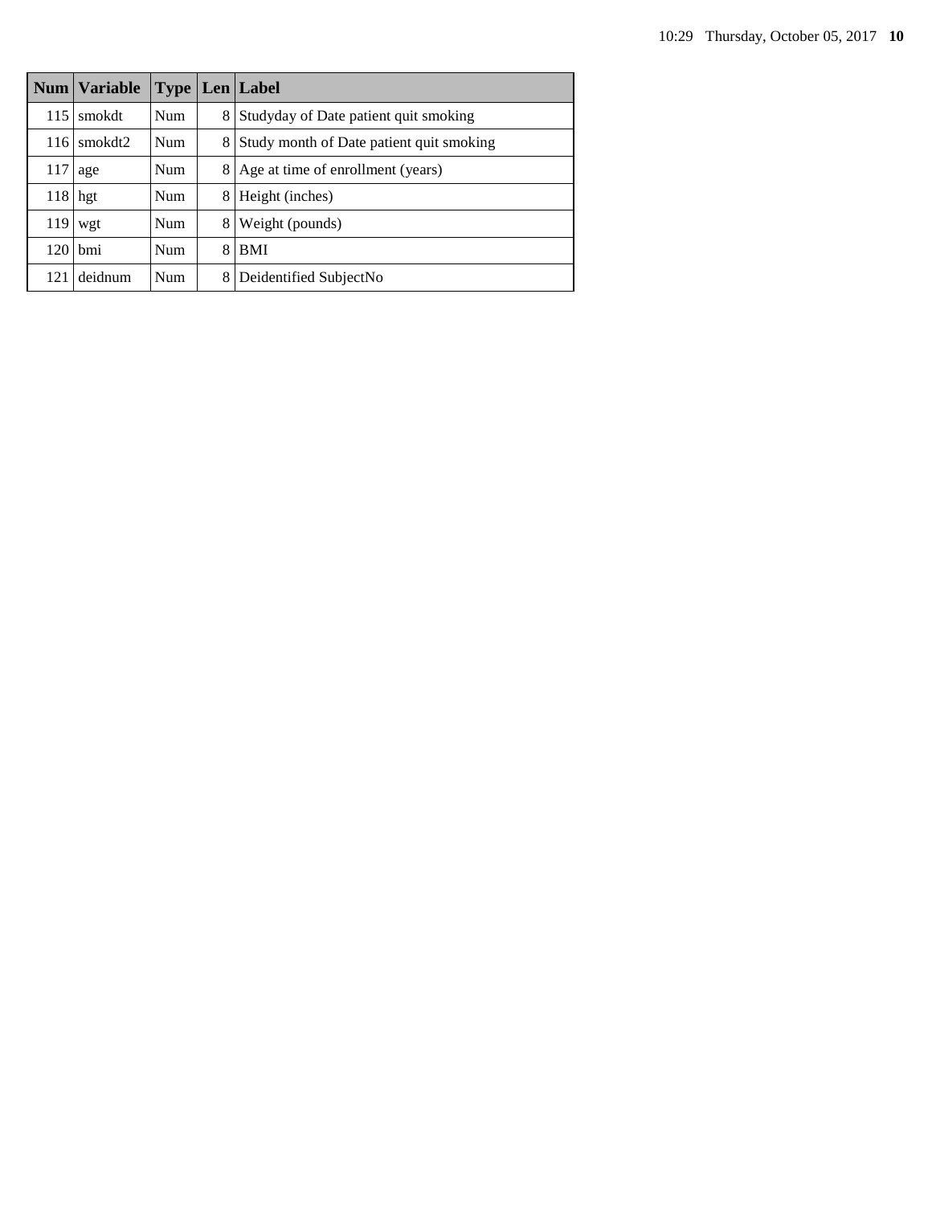| Num | Variable | Type | Len | Label |
|---|---|---|---|---|
| 115 | smokdt | Num | 8 | Studyday of Date patient quit smoking |
| 116 | smokdt2 | Num | 8 | Study month of Date patient quit smoking |
| 117 | age | Num | 8 | Age at time of enrollment (years) |
| 118 | hgt | Num | 8 | Height (inches) |
| 119 | wgt | Num | 8 | Weight (pounds) |
| 120 | bmi | Num | 8 | BMI |
| 121 | deidnum | Num | 8 | Deidentified SubjectNo |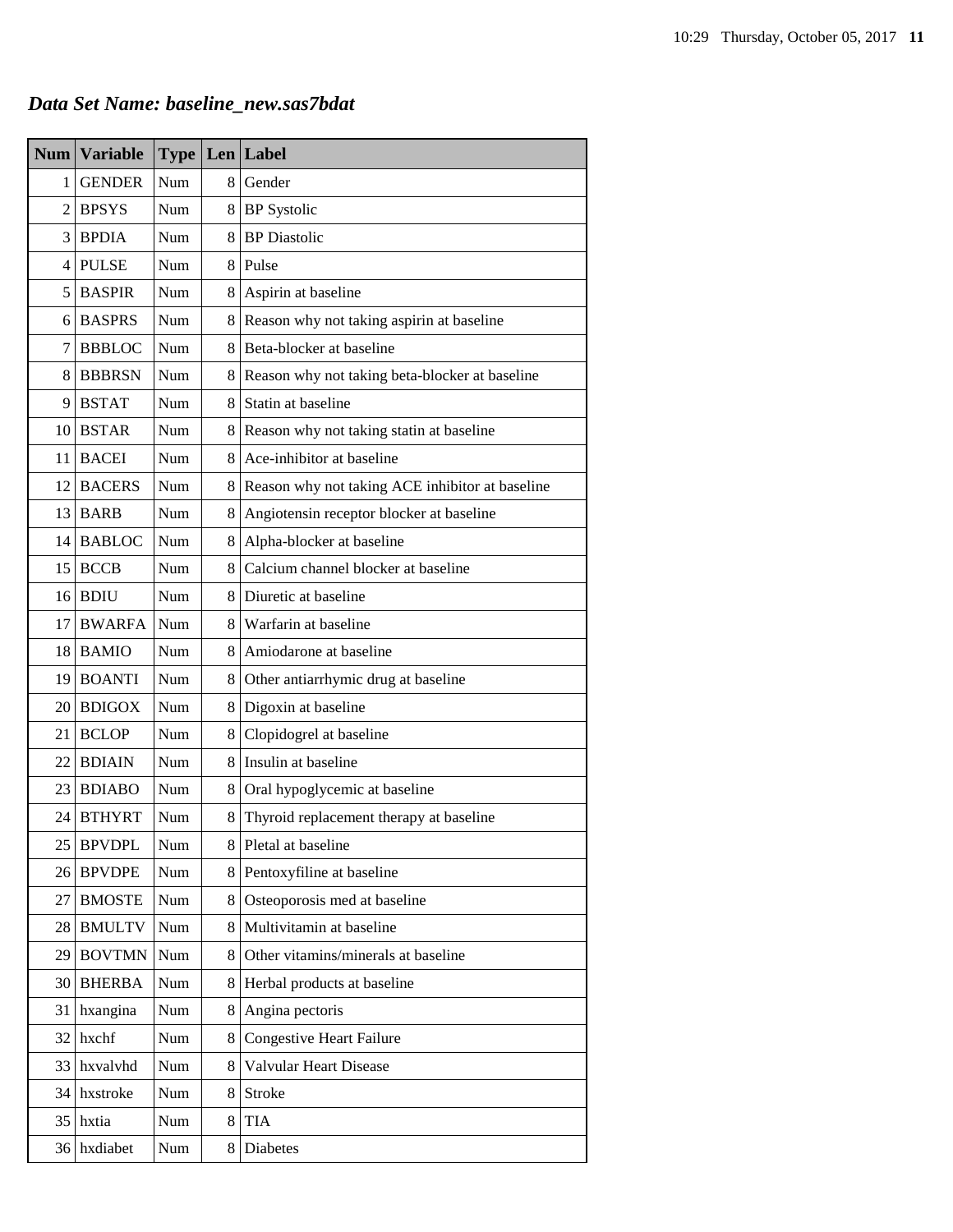## *Data Set Name: baseline_new.sas7bdat*

| Num | Variable | Type | Len | Label |
|---|---|---|---|---|
| 1 | GENDER | Num | 8 | Gender |
| 2 | BPSYS | Num | 8 | BP Systolic |
| 3 | BPDIA | Num | 8 | BP Diastolic |
| 4 | PULSE | Num | 8 | Pulse |
| 5 | BASPIR | Num | 8 | Aspirin at baseline |
| 6 | BASPRS | Num | 8 | Reason why not taking aspirin at baseline |
| 7 | BBBLOC | Num | 8 | Beta-blocker at baseline |
| 8 | BBBRSN | Num | 8 | Reason why not taking beta-blocker at baseline |
| 9 | BSTAT | Num | 8 | Statin at baseline |
| 10 | BSTAR | Num | 8 | Reason why not taking statin at baseline |
| 11 | BACEI | Num | 8 | Ace-inhibitor at baseline |
| 12 | BACERS | Num | 8 | Reason why not taking ACE inhibitor at baseline |
| 13 | BARB | Num | 8 | Angiotensin receptor blocker at baseline |
| 14 | BABLOC | Num | 8 | Alpha-blocker at baseline |
| 15 | BCCB | Num | 8 | Calcium channel blocker at baseline |
| 16 | BDIU | Num | 8 | Diuretic at baseline |
| 17 | BWARFA | Num | 8 | Warfarin at baseline |
| 18 | BAMIO | Num | 8 | Amiodarone at baseline |
| 19 | BOANTI | Num | 8 | Other antiarrhymic drug at baseline |
| 20 | BDIGOX | Num | 8 | Digoxin at baseline |
| 21 | BCLOP | Num | 8 | Clopidogrel at baseline |
| 22 | BDIAIN | Num | 8 | Insulin at baseline |
| 23 | BDIABO | Num | 8 | Oral hypoglycemic at baseline |
| 24 | BTHYRT | Num | 8 | Thyroid replacement therapy at baseline |
| 25 | BPVDPL | Num | 8 | Pletal at baseline |
| 26 | BPVDPE | Num | 8 | Pentoxyfiline at baseline |
| 27 | BMOSTE | Num | 8 | Osteoporosis med at baseline |
| 28 | BMULTV | Num | 8 | Multivitamin at baseline |
| 29 | BOVTMN | Num | 8 | Other vitamins/minerals at baseline |
| 30 | BHERBA | Num | 8 | Herbal products at baseline |
| 31 | hxangina | Num | 8 | Angina pectoris |
| 32 | hxchf | Num | 8 | Congestive Heart Failure |
| 33 | hxvalvhd | Num | 8 | Valvular Heart Disease |
| 34 | hxstroke | Num | 8 | Stroke |
| 35 | hxtia | Num | 8 | TIA |
| 36 | hxdiabet | Num | 8 | Diabetes |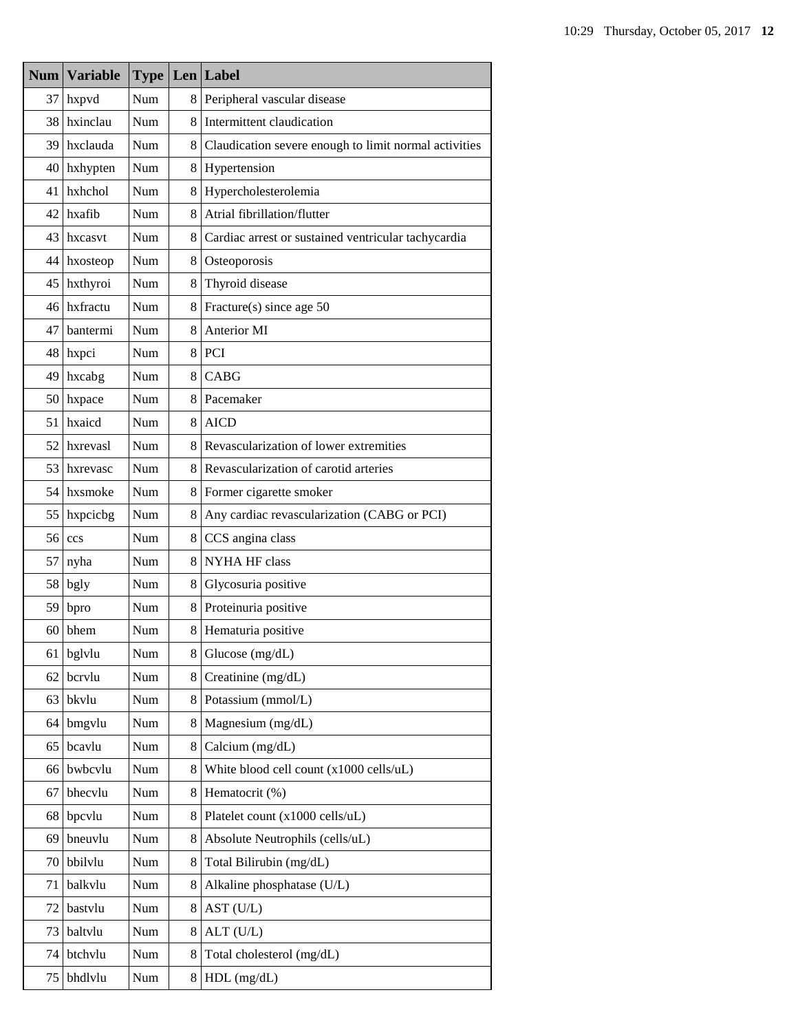| Num | Variable | Type | Len | Label |
|---|---|---|---|---|
| 37 | hxpvd | Num | 8 | Peripheral vascular disease |
| 38 | hxinclau | Num | 8 | Intermittent claudication |
| 39 | hxclauda | Num | 8 | Claudication severe enough to limit normal activities |
| 40 | hxhypten | Num | 8 | Hypertension |
| 41 | hxhchol | Num | 8 | Hypercholesterolemia |
| 42 | hxafib | Num | 8 | Atrial fibrillation/flutter |
| 43 | hxcasvt | Num | 8 | Cardiac arrest or sustained ventricular tachycardia |
| 44 | hxosteop | Num | 8 | Osteoporosis |
| 45 | hxthyroi | Num | 8 | Thyroid disease |
| 46 | hxfractu | Num | 8 | Fracture(s) since age 50 |
| 47 | bantermi | Num | 8 | Anterior MI |
| 48 | hxpci | Num | 8 | PCI |
| 49 | hxcabg | Num | 8 | CABG |
| 50 | hxpace | Num | 8 | Pacemaker |
| 51 | hxaicd | Num | 8 | AICD |
| 52 | hxrevasl | Num | 8 | Revascularization of lower extremities |
| 53 | hxrevasc | Num | 8 | Revascularization of carotid arteries |
| 54 | hxsmoke | Num | 8 | Former cigarette smoker |
| 55 | hxpcicbg | Num | 8 | Any cardiac revascularization (CABG or PCI) |
| 56 | ccs | Num | 8 | CCS angina class |
| 57 | nyha | Num | 8 | NYHA HF class |
| 58 | bgly | Num | 8 | Glycosuria positive |
| 59 | bpro | Num | 8 | Proteinuria positive |
| 60 | bhem | Num | 8 | Hematuria positive |
| 61 | bglvlu | Num | 8 | Glucose (mg/dL) |
| 62 | bcrvlu | Num | 8 | Creatinine (mg/dL) |
| 63 | bkvlu | Num | 8 | Potassium (mmol/L) |
| 64 | bmgvlu | Num | 8 | Magnesium (mg/dL) |
| 65 | bcavlu | Num | 8 | Calcium (mg/dL) |
| 66 | bwbcvlu | Num | 8 | White blood cell count (x1000 cells/uL) |
| 67 | bhecvlu | Num | 8 | Hematocrit (%) |
| 68 | bpcvlu | Num | 8 | Platelet count (x1000 cells/uL) |
| 69 | bneuvlu | Num | 8 | Absolute Neutrophils (cells/uL) |
| 70 | bbilvlu | Num | 8 | Total Bilirubin (mg/dL) |
| 71 | balkvlu | Num | 8 | Alkaline phosphatase (U/L) |
| 72 | bastvlu | Num | 8 | AST (U/L) |
| 73 | baltvlu | Num | 8 | ALT (U/L) |
| 74 | btchvlu | Num | 8 | Total cholesterol (mg/dL) |
| 75 | bhdlvlu | Num | 8 | HDL (mg/dL) |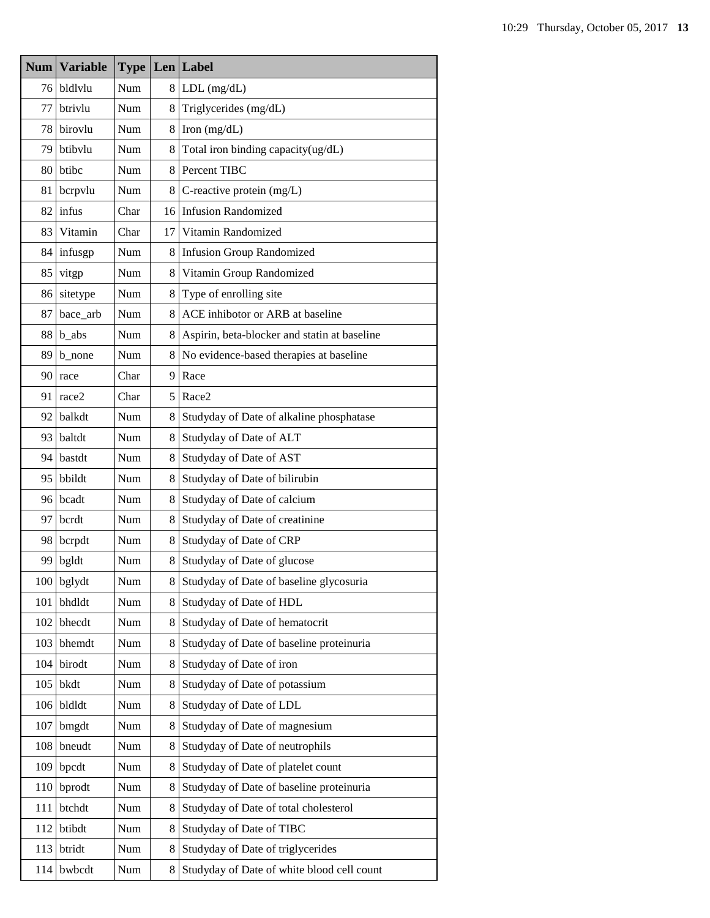| Num | Variable | Type | Len | Label |
|---|---|---|---|---|
| 76 | bldlvlu | Num | 8 | LDL (mg/dL) |
| 77 | btrivlu | Num | 8 | Triglycerides (mg/dL) |
| 78 | birovlu | Num | 8 | Iron (mg/dL) |
| 79 | btibvlu | Num | 8 | Total iron binding capacity(ug/dL) |
| 80 | btibc | Num | 8 | Percent TIBC |
| 81 | bcrpvlu | Num | 8 | C-reactive protein (mg/L) |
| 82 | infus | Char | 16 | Infusion Randomized |
| 83 | Vitamin | Char | 17 | Vitamin Randomized |
| 84 | infusgp | Num | 8 | Infusion Group Randomized |
| 85 | vitgp | Num | 8 | Vitamin Group Randomized |
| 86 | sitetype | Num | 8 | Type of enrolling site |
| 87 | bace_arb | Num | 8 | ACE inhibotor or ARB at baseline |
| 88 | b_abs | Num | 8 | Aspirin, beta-blocker and statin at baseline |
| 89 | b_none | Num | 8 | No evidence-based therapies at baseline |
| 90 | race | Char | 9 | Race |
| 91 | race2 | Char | 5 | Race2 |
| 92 | balkdt | Num | 8 | Studyday of Date of alkaline phosphatase |
| 93 | baltdt | Num | 8 | Studyday of Date of ALT |
| 94 | bastdt | Num | 8 | Studyday of Date of AST |
| 95 | bbildt | Num | 8 | Studyday of Date of bilirubin |
| 96 | bcadt | Num | 8 | Studyday of Date of calcium |
| 97 | bcrdt | Num | 8 | Studyday of Date of creatinine |
| 98 | bcrpdt | Num | 8 | Studyday of Date of CRP |
| 99 | bgldt | Num | 8 | Studyday of Date of glucose |
| 100 | bglydt | Num | 8 | Studyday of Date of baseline glycosuria |
| 101 | bhdldt | Num | 8 | Studyday of Date of HDL |
| 102 | bhecdt | Num | 8 | Studyday of Date of hematocrit |
| 103 | bhemdt | Num | 8 | Studyday of Date of baseline proteinuria |
| 104 | birodt | Num | 8 | Studyday of Date of iron |
| 105 | bkdt | Num | 8 | Studyday of Date of potassium |
| 106 | bldldt | Num | 8 | Studyday of Date of LDL |
| 107 | bmgdt | Num | 8 | Studyday of Date of magnesium |
| 108 | bneudt | Num | 8 | Studyday of Date of neutrophils |
| 109 | bpcdt | Num | 8 | Studyday of Date of platelet count |
| 110 | bprodt | Num | 8 | Studyday of Date of baseline proteinuria |
| 111 | btchdt | Num | 8 | Studyday of Date of total cholesterol |
| 112 | btibdt | Num | 8 | Studyday of Date of TIBC |
| 113 | btridt | Num | 8 | Studyday of Date of triglycerides |
| 114 | bwbcdt | Num | 8 | Studyday of Date of white blood cell count |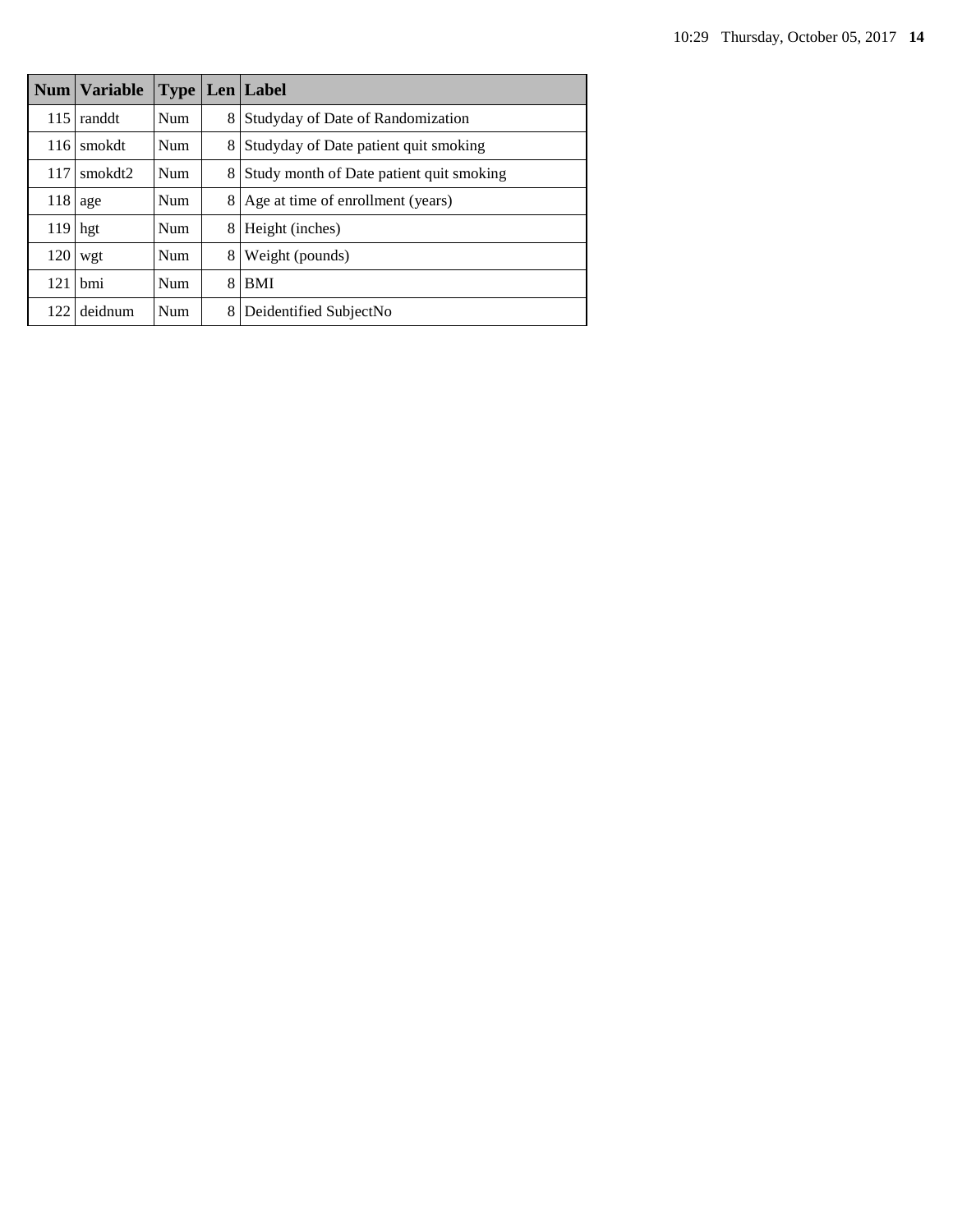| Num | Variable | Type | Len | Label |
|---|---|---|---|---|
| 115 | randdt | Num | 8 | Studyday of Date of Randomization |
| 116 | smokdt | Num | 8 | Studyday of Date patient quit smoking |
| 117 | smokdt2 | Num | 8 | Study month of Date patient quit smoking |
| 118 | age | Num | 8 | Age at time of enrollment (years) |
| 119 | hgt | Num | 8 | Height (inches) |
| 120 | wgt | Num | 8 | Weight (pounds) |
| 121 | bmi | Num | 8 | BMI |
| 122 | deidnum | Num | 8 | Deidentified SubjectNo |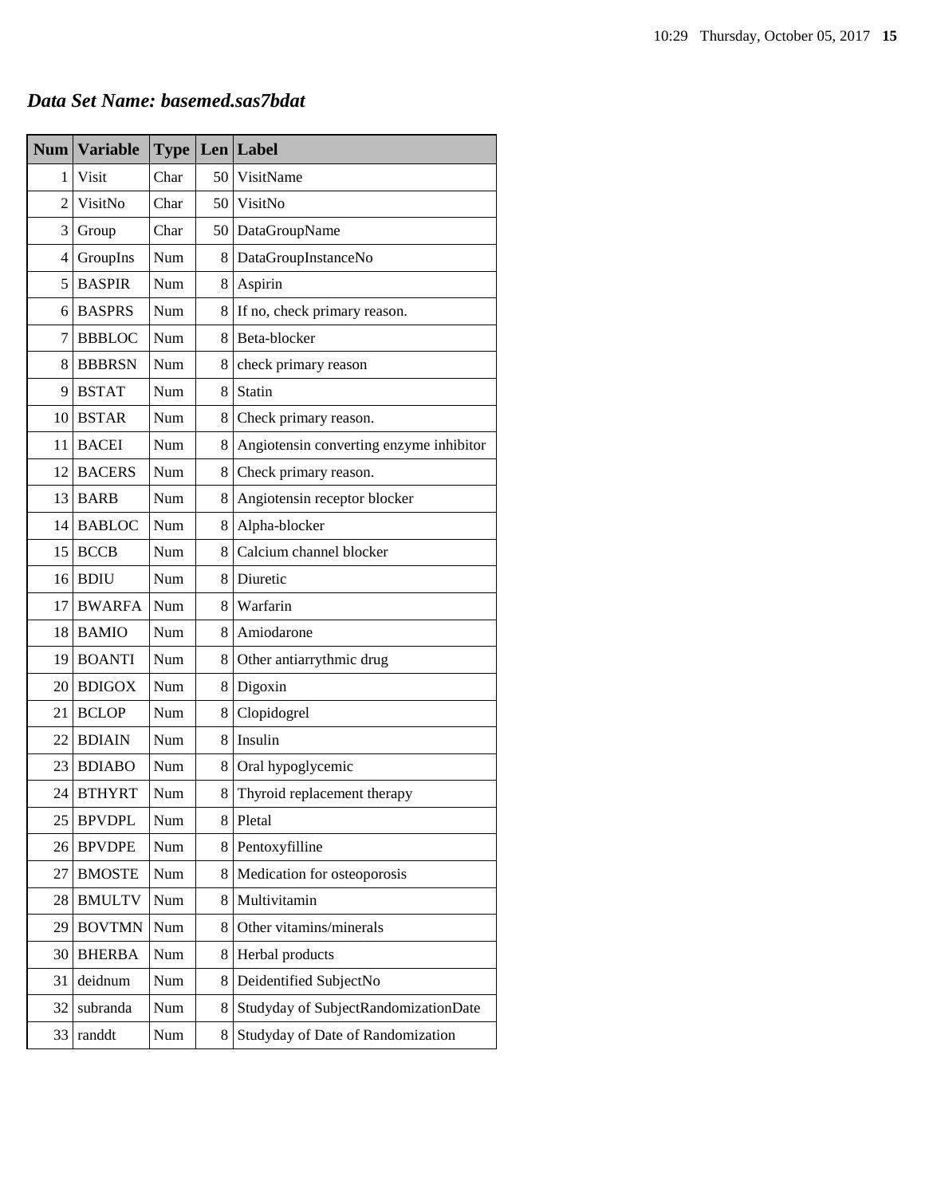## *Data Set Name: basemed.sas7bdat*

| Num | Variable | Type | Len | Label |
|---|---|---|---|---|
| 1 | Visit | Char | 50 | VisitName |
| 2 | VisitNo | Char | 50 | VisitNo |
| 3 | Group | Char | 50 | DataGroupName |
| 4 | GroupIns | Num | 8 | DataGroupInstanceNo |
| 5 | BASPIR | Num | 8 | Aspirin |
| 6 | BASPRS | Num | 8 | If no, check primary reason. |
| 7 | BBBLOC | Num | 8 | Beta-blocker |
| 8 | BBBRSN | Num | 8 | check primary reason |
| 9 | BSTAT | Num | 8 | Statin |
| 10 | BSTAR | Num | 8 | Check primary reason. |
| 11 | BACEI | Num | 8 | Angiotensin converting enzyme inhibitor |
| 12 | BACERS | Num | 8 | Check primary reason. |
| 13 | BARB | Num | 8 | Angiotensin receptor blocker |
| 14 | BABLOC | Num | 8 | Alpha-blocker |
| 15 | BCCB | Num | 8 | Calcium channel blocker |
| 16 | BDIU | Num | 8 | Diuretic |
| 17 | BWARFA | Num | 8 | Warfarin |
| 18 | BAMIO | Num | 8 | Amiodarone |
| 19 | BOANTI | Num | 8 | Other antiarrythmic drug |
| 20 | BDIGOX | Num | 8 | Digoxin |
| 21 | BCLOP | Num | 8 | Clopidogrel |
| 22 | BDIAIN | Num | 8 | Insulin |
| 23 | BDIABO | Num | 8 | Oral hypoglycemic |
| 24 | BTHYRT | Num | 8 | Thyroid replacement therapy |
| 25 | BPVDPL | Num | 8 | Pletal |
| 26 | BPVDPE | Num | 8 | Pentoxyfilline |
| 27 | BMOSTE | Num | 8 | Medication for osteoporosis |
| 28 | BMULTV | Num | 8 | Multivitamin |
| 29 | BOVTMN | Num | 8 | Other vitamins/minerals |
| 30 | BHERBA | Num | 8 | Herbal products |
| 31 | deidnum | Num | 8 | Deidentified SubjectNo |
| 32 | subranda | Num | 8 | Studyday of SubjectRandomizationDate |
| 33 | randdt | Num | 8 | Studyday of Date of Randomization |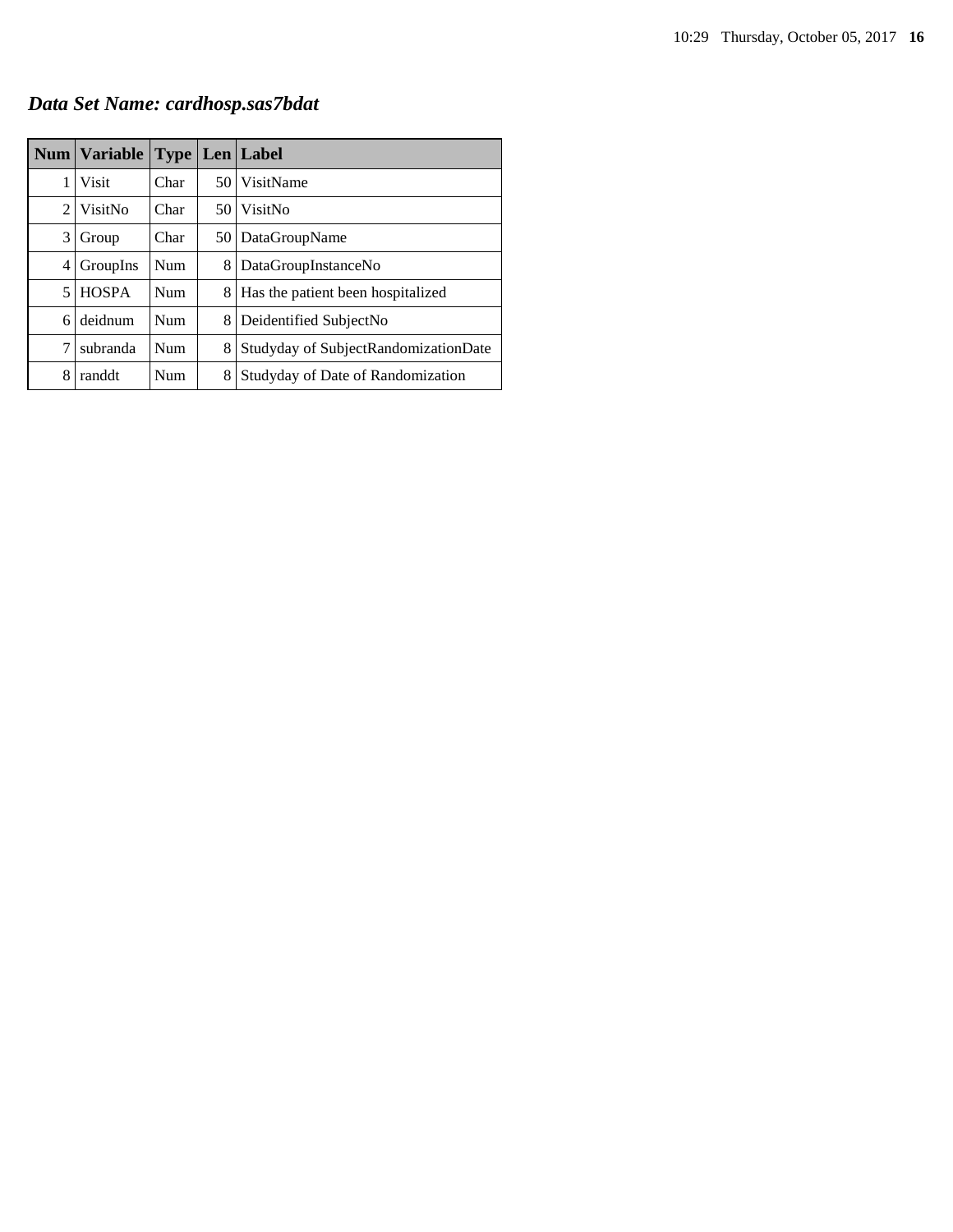***Data Set Name: cardhosp.sas7bdat***

| Num | Variable | Type | Len | Label |
|---|---|---|---|---|
| 1 | Visit | Char | 50 | VisitName |
| 2 | VisitNo | Char | 50 | VisitNo |
| 3 | Group | Char | 50 | DataGroupName |
| 4 | GroupIns | Num | 8 | DataGroupInstanceNo |
| 5 | HOSPA | Num | 8 | Has the patient been hospitalized |
| 6 | deidnum | Num | 8 | Deidentified SubjectNo |
| 7 | subranda | Num | 8 | Studyday of SubjectRandomizationDate |
| 8 | randdt | Num | 8 | Studyday of Date of Randomization |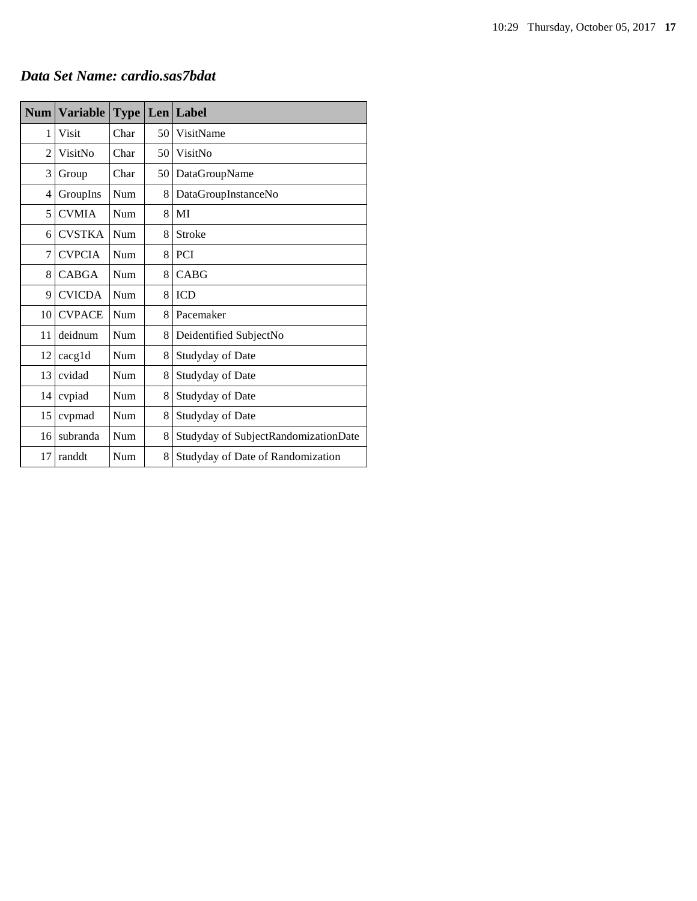### *Data Set Name: cardio.sas7bdat*

| Num | Variable | Type | Len | Label |
|---|---|---|---|---|
| 1 | Visit | Char | 50 | VisitName |
| 2 | VisitNo | Char | 50 | VisitNo |
| 3 | Group | Char | 50 | DataGroupName |
| 4 | GroupIns | Num | 8 | DataGroupInstanceNo |
| 5 | CVMIA | Num | 8 | MI |
| 6 | CVSTKA | Num | 8 | Stroke |
| 7 | CVPCIA | Num | 8 | PCI |
| 8 | CABGA | Num | 8 | CABG |
| 9 | CVICDA | Num | 8 | ICD |
| 10 | CVPACE | Num | 8 | Pacemaker |
| 11 | deidnum | Num | 8 | Deidentified SubjectNo |
| 12 | cacg1d | Num | 8 | Studyday of Date |
| 13 | cvidad | Num | 8 | Studyday of Date |
| 14 | cvpiad | Num | 8 | Studyday of Date |
| 15 | cvpmad | Num | 8 | Studyday of Date |
| 16 | subranda | Num | 8 | Studyday of SubjectRandomizationDate |
| 17 | randdt | Num | 8 | Studyday of Date of Randomization |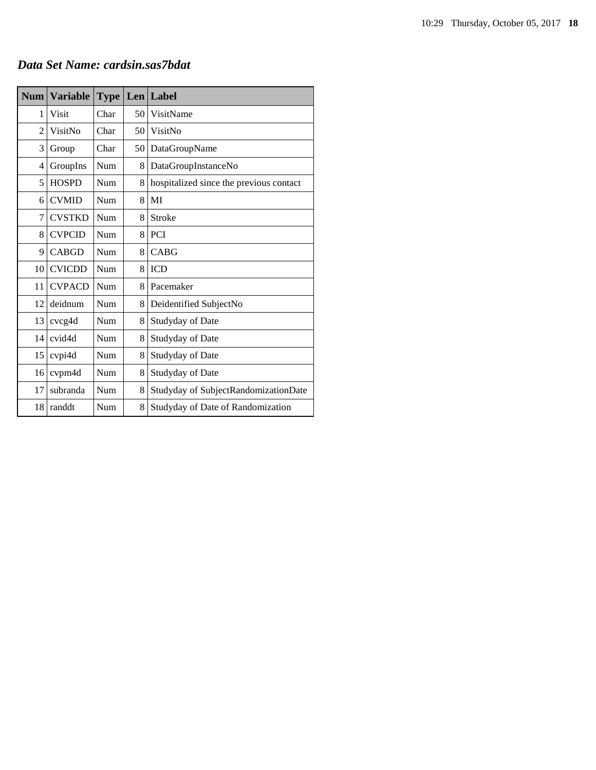## *Data Set Name: cardsin.sas7bdat*

| Num | Variable | Type | Len | Label |
|---|---|---|---|---|
| 1 | Visit | Char | 50 | VisitName |
| 2 | VisitNo | Char | 50 | VisitNo |
| 3 | Group | Char | 50 | DataGroupName |
| 4 | GroupIns | Num | 8 | DataGroupInstanceNo |
| 5 | HOSPD | Num | 8 | hospitalized since the previous contact |
| 6 | CVMID | Num | 8 | MI |
| 7 | CVSTKD | Num | 8 | Stroke |
| 8 | CVPCID | Num | 8 | PCI |
| 9 | CABGD | Num | 8 | CABG |
| 10 | CVICDD | Num | 8 | ICD |
| 11 | CVPACD | Num | 8 | Pacemaker |
| 12 | deidnum | Num | 8 | Deidentified SubjectNo |
| 13 | cvcg4d | Num | 8 | Studyday of Date |
| 14 | cvid4d | Num | 8 | Studyday of Date |
| 15 | cvpi4d | Num | 8 | Studyday of Date |
| 16 | cvpm4d | Num | 8 | Studyday of Date |
| 17 | subranda | Num | 8 | Studyday of SubjectRandomizationDate |
| 18 | randdt | Num | 8 | Studyday of Date of Randomization |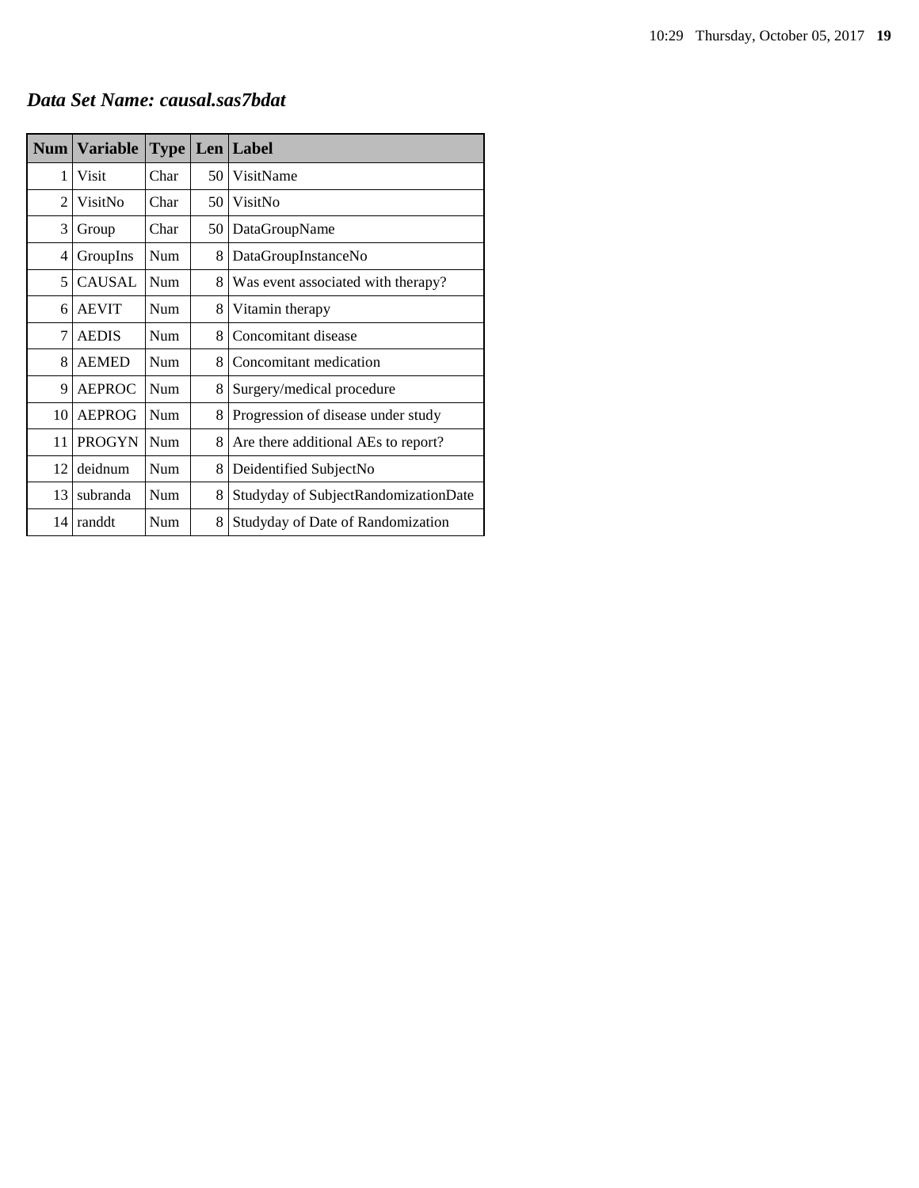***Data Set Name: causal.sas7bdat***

| Num | Variable | Type | Len | Label |
|---|---|---|---|---|
| 1 | Visit | Char | 50 | VisitName |
| 2 | VisitNo | Char | 50 | VisitNo |
| 3 | Group | Char | 50 | DataGroupName |
| 4 | GroupIns | Num | 8 | DataGroupInstanceNo |
| 5 | CAUSAL | Num | 8 | Was event associated with therapy? |
| 6 | AEVIT | Num | 8 | Vitamin therapy |
| 7 | AEDIS | Num | 8 | Concomitant disease |
| 8 | AEMED | Num | 8 | Concomitant medication |
| 9 | AEPROC | Num | 8 | Surgery/medical procedure |
| 10 | AEPROG | Num | 8 | Progression of disease under study |
| 11 | PROGYN | Num | 8 | Are there additional AEs to report? |
| 12 | deidnum | Num | 8 | Deidentified SubjectNo |
| 13 | subranda | Num | 8 | Studyday of SubjectRandomizationDate |
| 14 | randdt | Num | 8 | Studyday of Date of Randomization |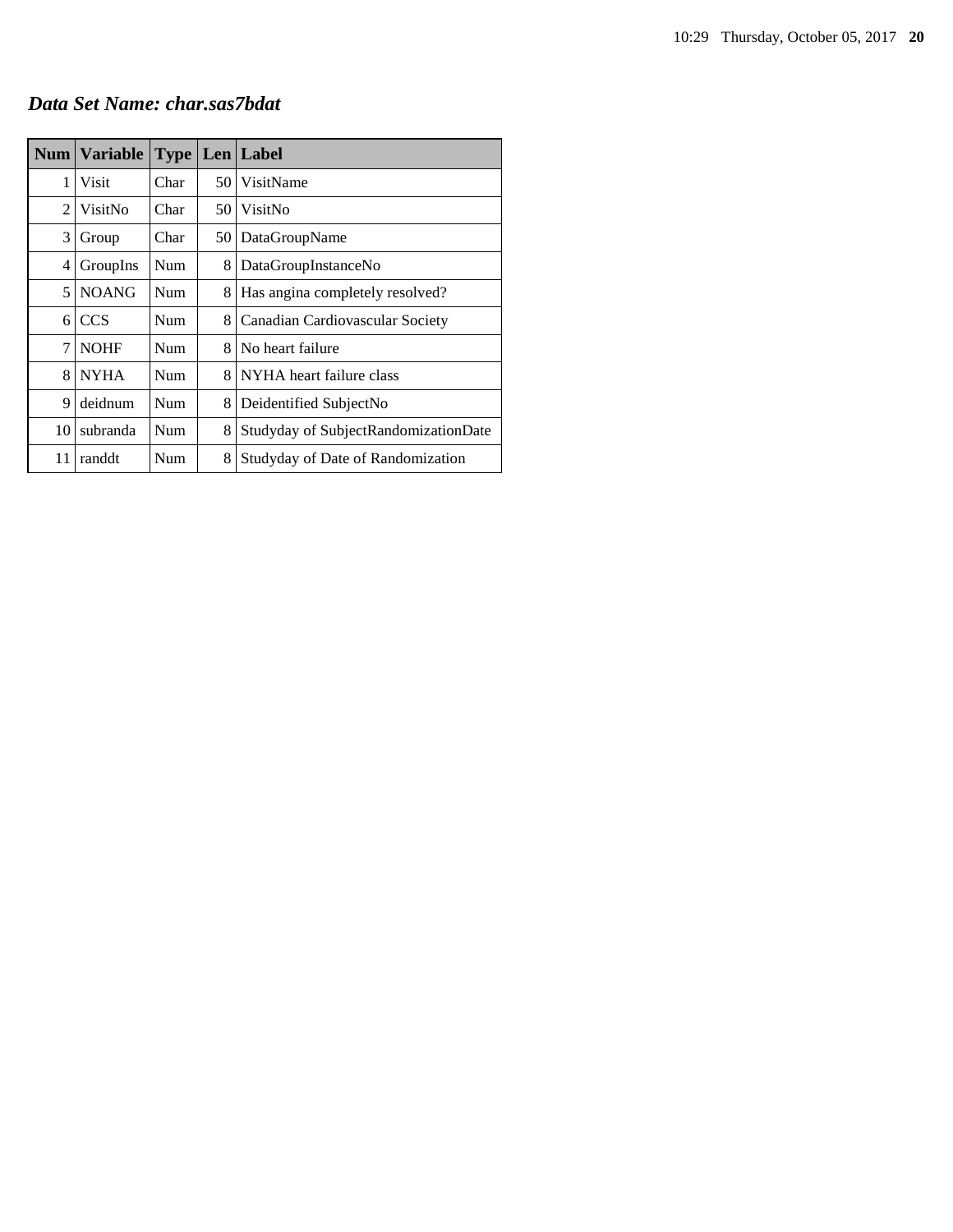***Data Set Name: char.sas7bdat***

| Num | Variable | Type | Len | Label |
|---|---|---|---|---|
| 1 | Visit | Char | 50 | VisitName |
| 2 | VisitNo | Char | 50 | VisitNo |
| 3 | Group | Char | 50 | DataGroupName |
| 4 | GroupIns | Num | 8 | DataGroupInstanceNo |
| 5 | NOANG | Num | 8 | Has angina completely resolved? |
| 6 | CCS | Num | 8 | Canadian Cardiovascular Society |
| 7 | NOHF | Num | 8 | No heart failure |
| 8 | NYHA | Num | 8 | NYHA heart failure class |
| 9 | deidnum | Num | 8 | Deidentified SubjectNo |
| 10 | subranda | Num | 8 | Studyday of SubjectRandomizationDate |
| 11 | randdt | Num | 8 | Studyday of Date of Randomization |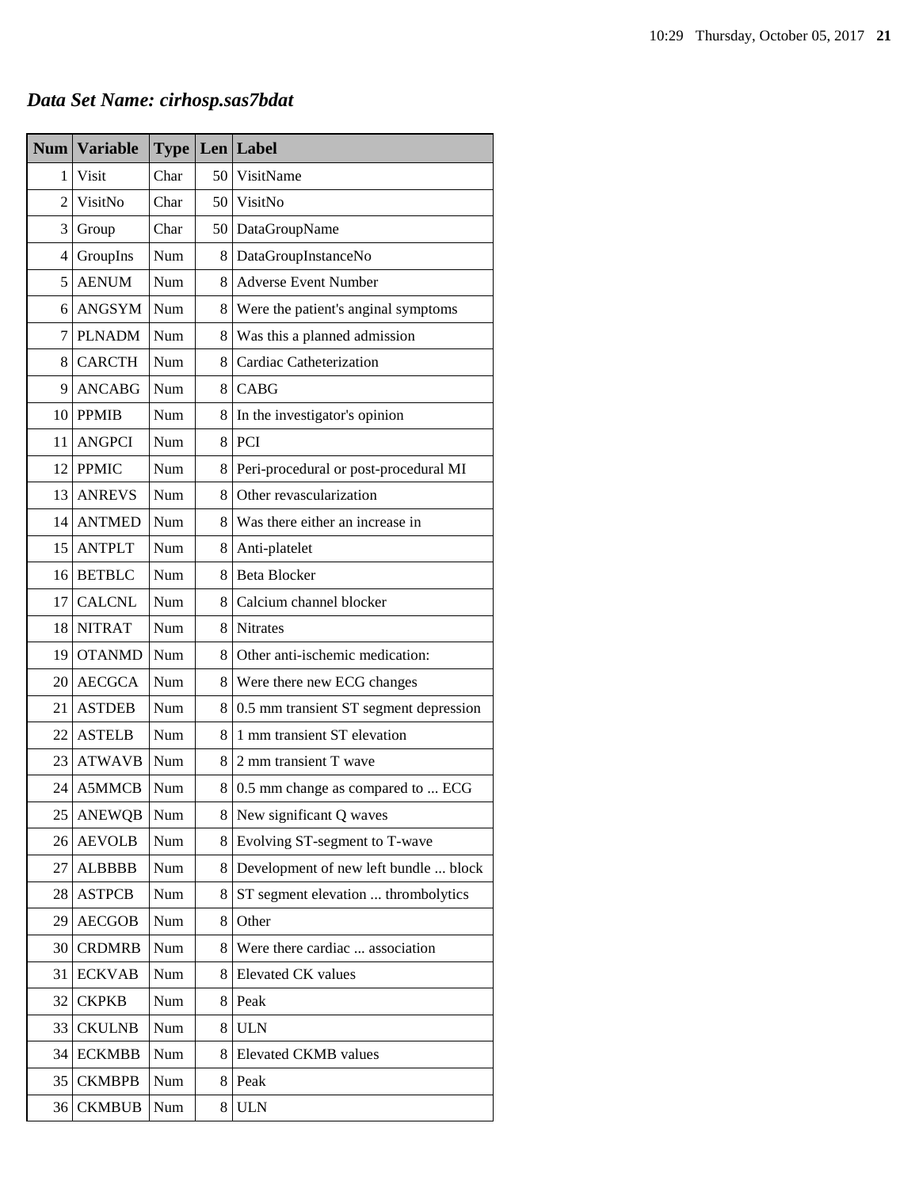## *Data Set Name: cirhosp.sas7bdat*

| Num | Variable | Type | Len | Label |
|---|---|---|---|---|
| 1 | Visit | Char | 50 | VisitName |
| 2 | VisitNo | Char | 50 | VisitNo |
| 3 | Group | Char | 50 | DataGroupName |
| 4 | GroupIns | Num | 8 | DataGroupInstanceNo |
| 5 | AENUM | Num | 8 | Adverse Event Number |
| 6 | ANGSYM | Num | 8 | Were the patient's anginal symptoms |
| 7 | PLNADM | Num | 8 | Was this a planned admission |
| 8 | CARCTH | Num | 8 | Cardiac Catheterization |
| 9 | ANCABG | Num | 8 | CABG |
| 10 | PPMIB | Num | 8 | In the investigator's opinion |
| 11 | ANGPCI | Num | 8 | PCI |
| 12 | PPMIC | Num | 8 | Peri-procedural or post-procedural MI |
| 13 | ANREVS | Num | 8 | Other revascularization |
| 14 | ANTMED | Num | 8 | Was there either an increase in |
| 15 | ANTPLT | Num | 8 | Anti-platelet |
| 16 | BETBLC | Num | 8 | Beta Blocker |
| 17 | CALCNL | Num | 8 | Calcium channel blocker |
| 18 | NITRAT | Num | 8 | Nitrates |
| 19 | OTANMD | Num | 8 | Other anti-ischemic medication: |
| 20 | AECGCA | Num | 8 | Were there new ECG changes |
| 21 | ASTDEB | Num | 8 | 0.5 mm transient ST segment depression |
| 22 | ASTELB | Num | 8 | 1 mm transient ST elevation |
| 23 | ATWAVB | Num | 8 | 2 mm transient T wave |
| 24 | A5MMCB | Num | 8 | 0.5 mm change as compared to ... ECG |
| 25 | ANEWQB | Num | 8 | New significant Q waves |
| 26 | AEVOLB | Num | 8 | Evolving ST-segment to T-wave |
| 27 | ALBBBB | Num | 8 | Development of new left bundle ... block |
| 28 | ASTPCB | Num | 8 | ST segment elevation ... thrombolytics |
| 29 | AECGOB | Num | 8 | Other |
| 30 | CRDMRB | Num | 8 | Were there cardiac ... association |
| 31 | ECKVAB | Num | 8 | Elevated CK values |
| 32 | CKPKB | Num | 8 | Peak |
| 33 | CKULNB | Num | 8 | ULN |
| 34 | ECKMBB | Num | 8 | Elevated CKMB values |
| 35 | CKMBPB | Num | 8 | Peak |
| 36 | CKMBUB | Num | 8 | ULN |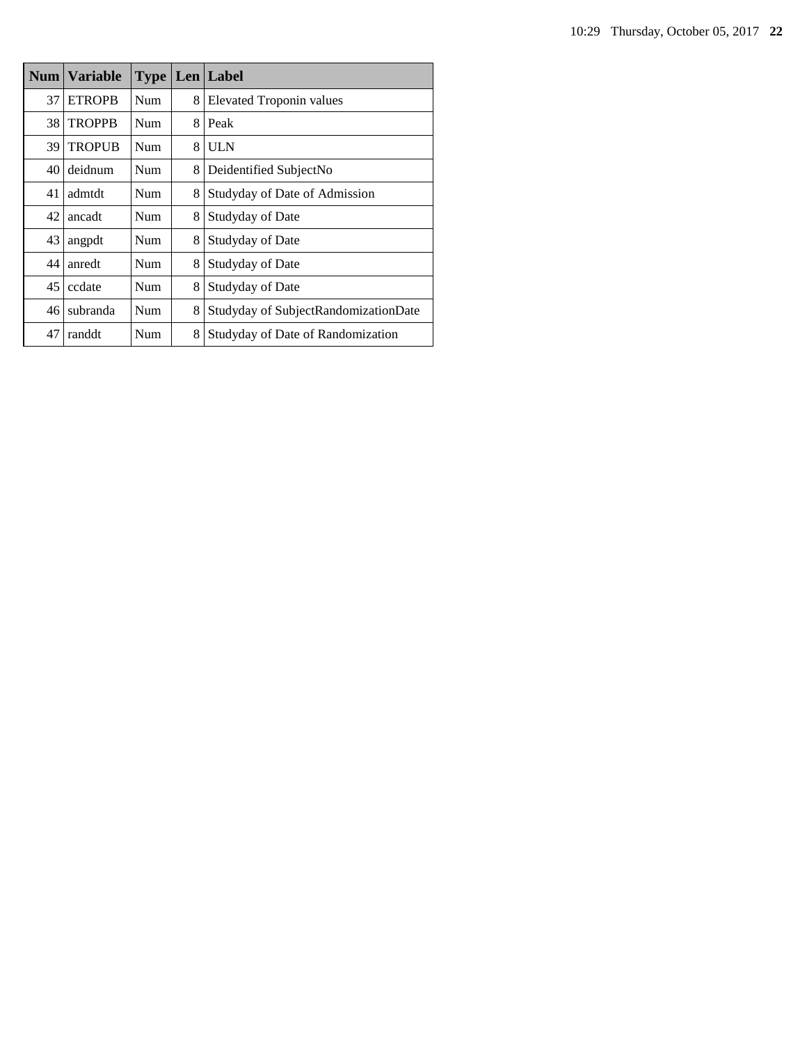| Num | Variable | Type | Len | Label |
| --- | --- | --- | --- | --- |
| 37 | ETROPB | Num | 8 | Elevated Troponin values |
| 38 | TROPPB | Num | 8 | Peak |
| 39 | TROPUB | Num | 8 | ULN |
| 40 | deidnum | Num | 8 | Deidentified SubjectNo |
| 41 | admtdt | Num | 8 | Studyday of Date of Admission |
| 42 | ancadt | Num | 8 | Studyday of Date |
| 43 | angpdt | Num | 8 | Studyday of Date |
| 44 | anredt | Num | 8 | Studyday of Date |
| 45 | ccdate | Num | 8 | Studyday of Date |
| 46 | subranda | Num | 8 | Studyday of SubjectRandomizationDate |
| 47 | randdt | Num | 8 | Studyday of Date of Randomization |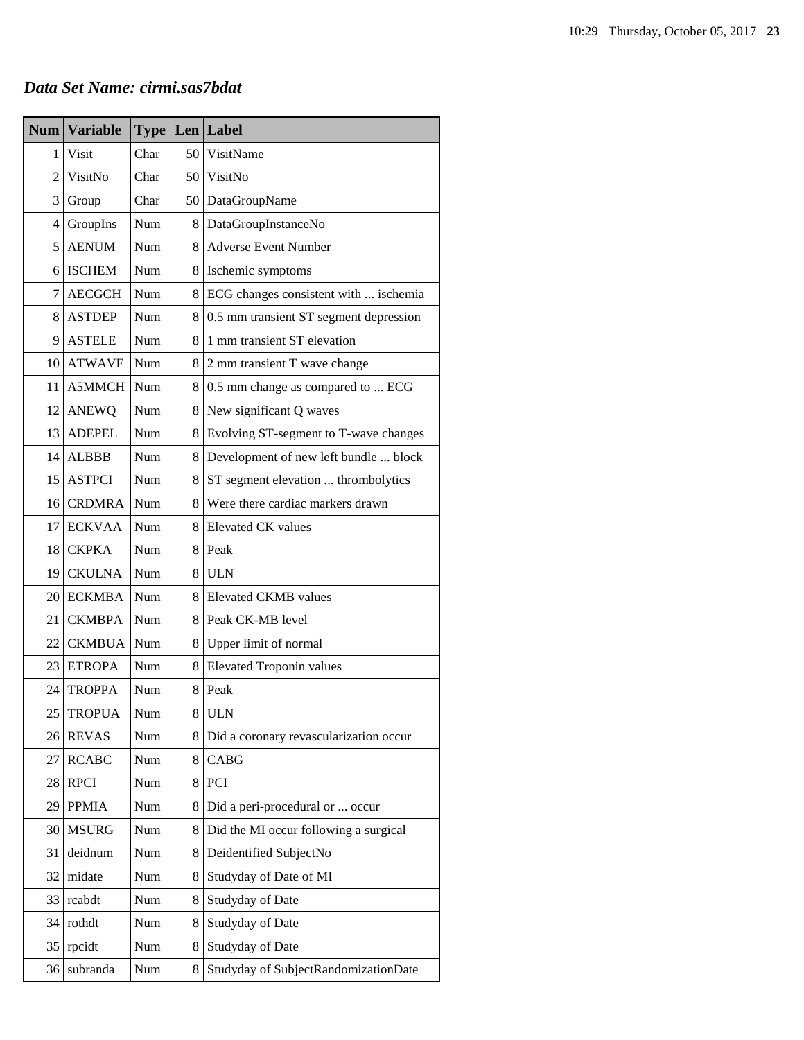## *Data Set Name: cirmi.sas7bdat*

| Num | Variable | Type | Len | Label |
|---|---|---|---|---|
| 1 | Visit | Char | 50 | VisitName |
| 2 | VisitNo | Char | 50 | VisitNo |
| 3 | Group | Char | 50 | DataGroupName |
| 4 | GroupIns | Num | 8 | DataGroupInstanceNo |
| 5 | AENUM | Num | 8 | Adverse Event Number |
| 6 | ISCHEM | Num | 8 | Ischemic symptoms |
| 7 | AECGCH | Num | 8 | ECG changes consistent with ... ischemia |
| 8 | ASTDEP | Num | 8 | 0.5 mm transient ST segment depression |
| 9 | ASTELE | Num | 8 | 1 mm transient ST elevation |
| 10 | ATWAVE | Num | 8 | 2 mm transient T wave change |
| 11 | A5MMCH | Num | 8 | 0.5 mm change as compared to ... ECG |
| 12 | ANEWQ | Num | 8 | New significant Q waves |
| 13 | ADEPEL | Num | 8 | Evolving ST-segment to T-wave changes |
| 14 | ALBBB | Num | 8 | Development of new left bundle ... block |
| 15 | ASTPCI | Num | 8 | ST segment elevation ... thrombolytics |
| 16 | CRDMRA | Num | 8 | Were there cardiac markers drawn |
| 17 | ECKVAA | Num | 8 | Elevated CK values |
| 18 | CKPKA | Num | 8 | Peak |
| 19 | CKULNA | Num | 8 | ULN |
| 20 | ECKMBA | Num | 8 | Elevated CKMB values |
| 21 | CKMBPA | Num | 8 | Peak CK-MB level |
| 22 | CKMBUA | Num | 8 | Upper limit of normal |
| 23 | ETROPA | Num | 8 | Elevated Troponin values |
| 24 | TROPPA | Num | 8 | Peak |
| 25 | TROPUA | Num | 8 | ULN |
| 26 | REVAS | Num | 8 | Did a coronary revascularization occur |
| 27 | RCABC | Num | 8 | CABG |
| 28 | RPCI | Num | 8 | PCI |
| 29 | PPMIA | Num | 8 | Did a peri-procedural or ... occur |
| 30 | MSURG | Num | 8 | Did the MI occur following a surgical |
| 31 | deidnum | Num | 8 | Deidentified SubjectNo |
| 32 | midate | Num | 8 | Studyday of Date of MI |
| 33 | rcabdt | Num | 8 | Studyday of Date |
| 34 | rothdt | Num | 8 | Studyday of Date |
| 35 | rpcidt | Num | 8 | Studyday of Date |
| 36 | subranda | Num | 8 | Studyday of SubjectRandomizationDate |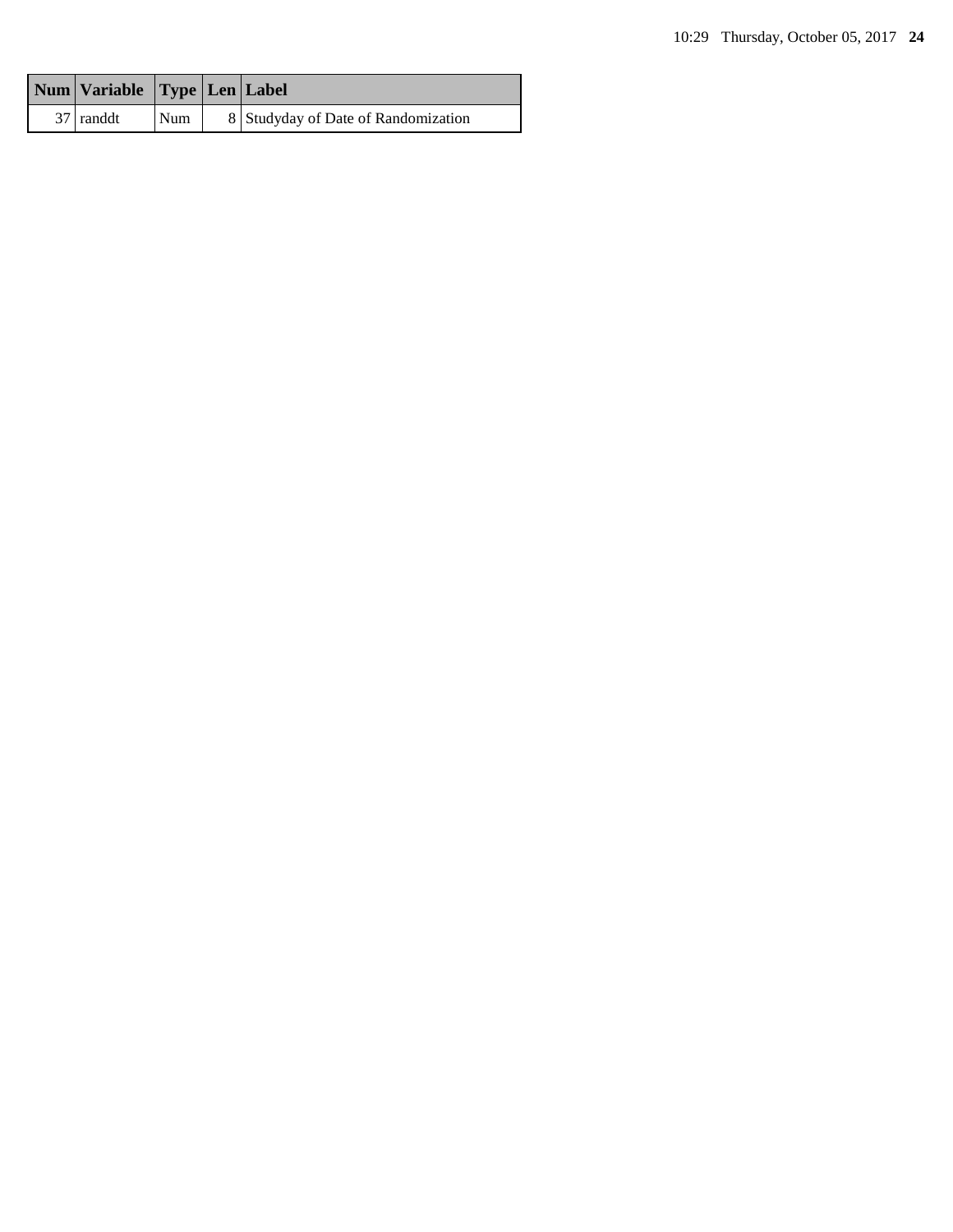| Num | Variable | Type | Len | Label |
|---|---|---|---|---|
| 37 | randdt | Num | 8 | Studyday of Date of Randomization |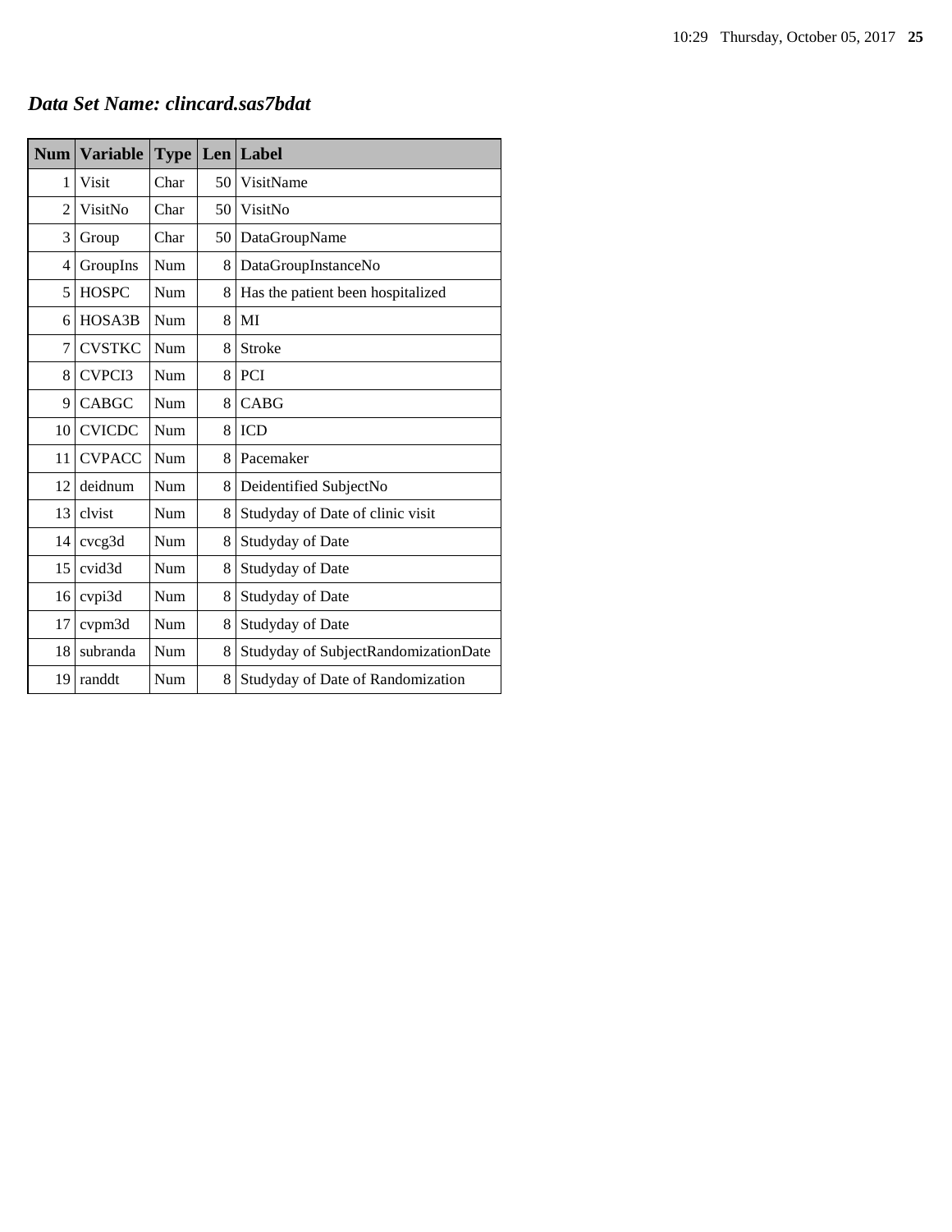## *Data Set Name: clincard.sas7bdat*

| Num | Variable | Type | Len | Label |
|---|---|---|---|---|
| 1 | Visit | Char | 50 | VisitName |
| 2 | VisitNo | Char | 50 | VisitNo |
| 3 | Group | Char | 50 | DataGroupName |
| 4 | GroupIns | Num | 8 | DataGroupInstanceNo |
| 5 | HOSPC | Num | 8 | Has the patient been hospitalized |
| 6 | HOSA3B | Num | 8 | MI |
| 7 | CVSTKC | Num | 8 | Stroke |
| 8 | CVPCI3 | Num | 8 | PCI |
| 9 | CABGC | Num | 8 | CABG |
| 10 | CVICDC | Num | 8 | ICD |
| 11 | CVPACC | Num | 8 | Pacemaker |
| 12 | deidnum | Num | 8 | Deidentified SubjectNo |
| 13 | clvist | Num | 8 | Studyday of Date of clinic visit |
| 14 | cvcg3d | Num | 8 | Studyday of Date |
| 15 | cvid3d | Num | 8 | Studyday of Date |
| 16 | cvpi3d | Num | 8 | Studyday of Date |
| 17 | cvpm3d | Num | 8 | Studyday of Date |
| 18 | subranda | Num | 8 | Studyday of SubjectRandomizationDate |
| 19 | randdt | Num | 8 | Studyday of Date of Randomization |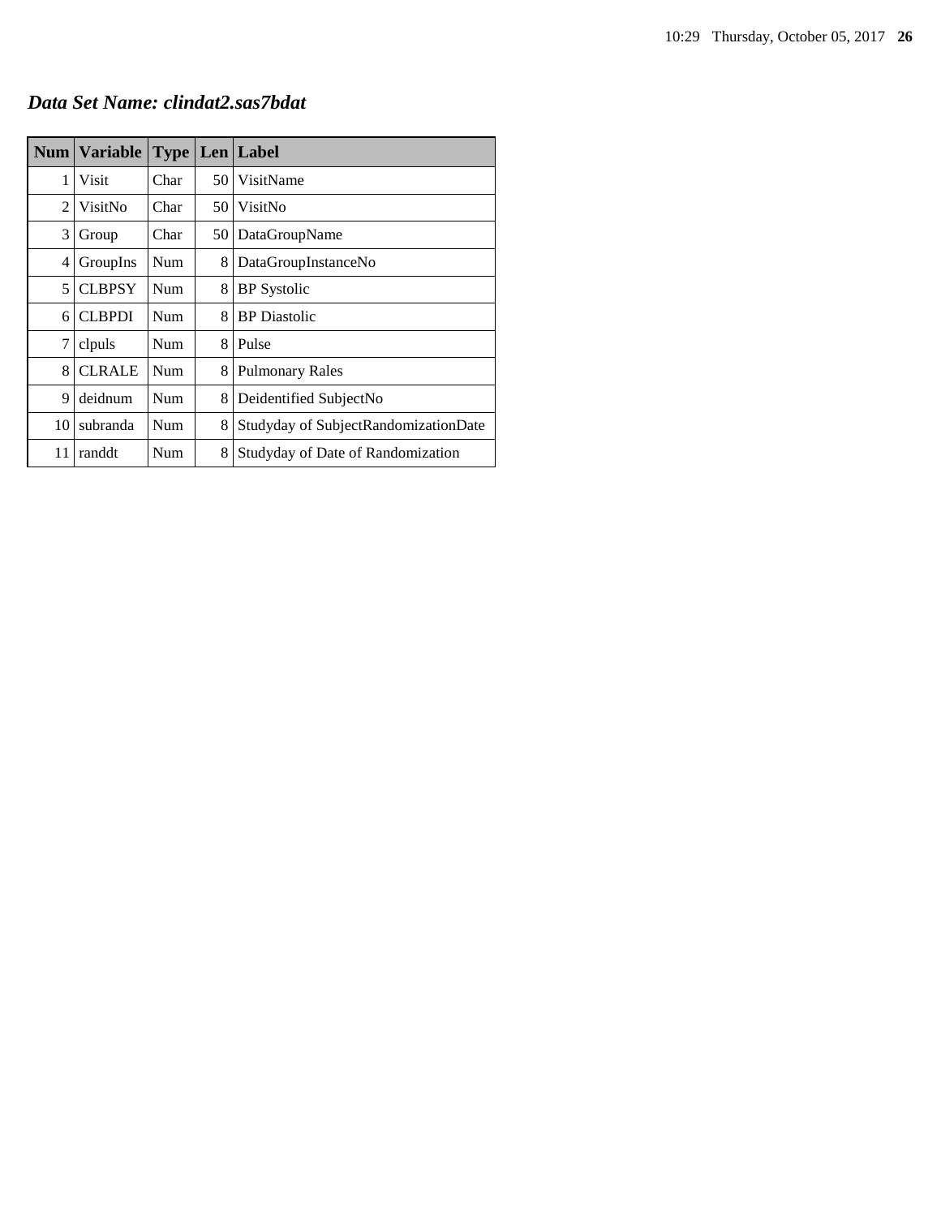### ***Data Set Name: clindat2.sas7bdat***

| Num | Variable | Type | Len | Label |
|---|---|---|---|---|
| 1 | Visit | Char | 50 | VisitName |
| 2 | VisitNo | Char | 50 | VisitNo |
| 3 | Group | Char | 50 | DataGroupName |
| 4 | GroupIns | Num | 8 | DataGroupInstanceNo |
| 5 | CLBPSY | Num | 8 | BP Systolic |
| 6 | CLBPDI | Num | 8 | BP Diastolic |
| 7 | clpuls | Num | 8 | Pulse |
| 8 | CLRALE | Num | 8 | Pulmonary Rales |
| 9 | deidnum | Num | 8 | Deidentified SubjectNo |
| 10 | subranda | Num | 8 | Studyday of SubjectRandomizationDate |
| 11 | randdt | Num | 8 | Studyday of Date of Randomization |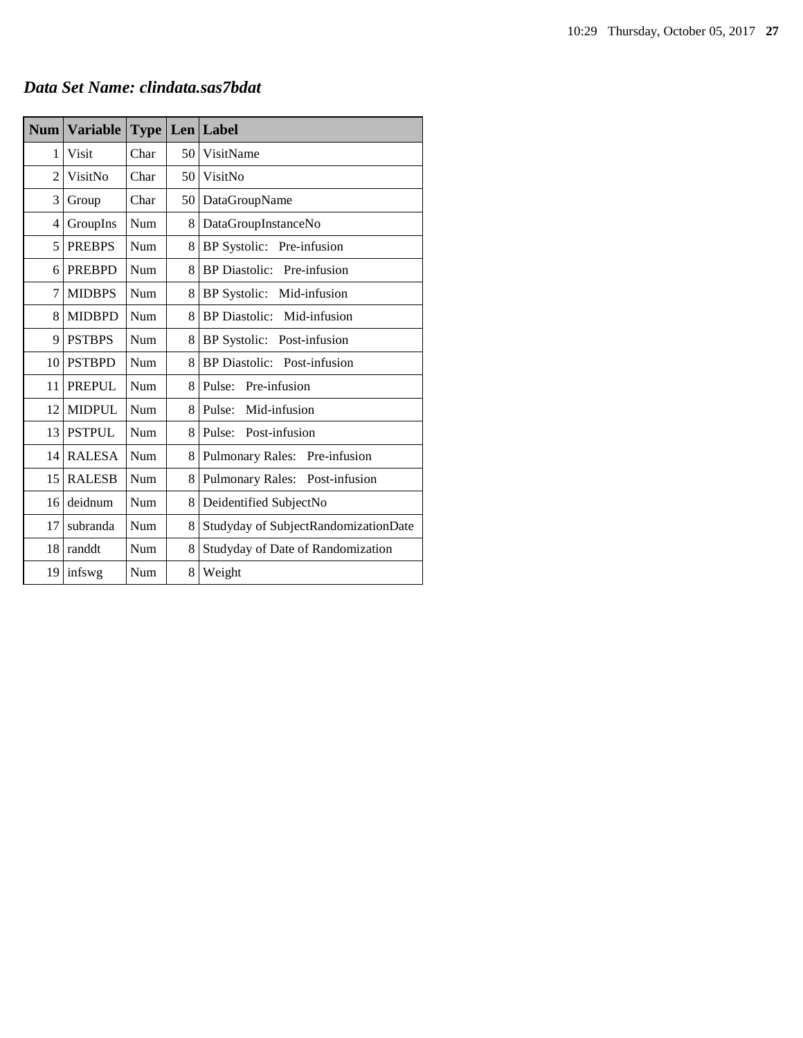## *Data Set Name: clindata.sas7bdat*

| Num | Variable | Type | Len | Label |
|---|---|---|---|---|
| 1 | Visit | Char | 50 | VisitName |
| 2 | VisitNo | Char | 50 | VisitNo |
| 3 | Group | Char | 50 | DataGroupName |
| 4 | GroupIns | Num | 8 | DataGroupInstanceNo |
| 5 | PREBPS | Num | 8 | BP Systolic: Pre-infusion |
| 6 | PREBPD | Num | 8 | BP Diastolic: Pre-infusion |
| 7 | MIDBPS | Num | 8 | BP Systolic: Mid-infusion |
| 8 | MIDBPD | Num | 8 | BP Diastolic: Mid-infusion |
| 9 | PSTBPS | Num | 8 | BP Systolic: Post-infusion |
| 10 | PSTBPD | Num | 8 | BP Diastolic: Post-infusion |
| 11 | PREPUL | Num | 8 | Pulse: Pre-infusion |
| 12 | MIDPUL | Num | 8 | Pulse: Mid-infusion |
| 13 | PSTPUL | Num | 8 | Pulse: Post-infusion |
| 14 | RALESA | Num | 8 | Pulmonary Rales: Pre-infusion |
| 15 | RALESB | Num | 8 | Pulmonary Rales: Post-infusion |
| 16 | deidnum | Num | 8 | Deidentified SubjectNo |
| 17 | subranda | Num | 8 | Studyday of SubjectRandomizationDate |
| 18 | randdt | Num | 8 | Studyday of Date of Randomization |
| 19 | infswg | Num | 8 | Weight |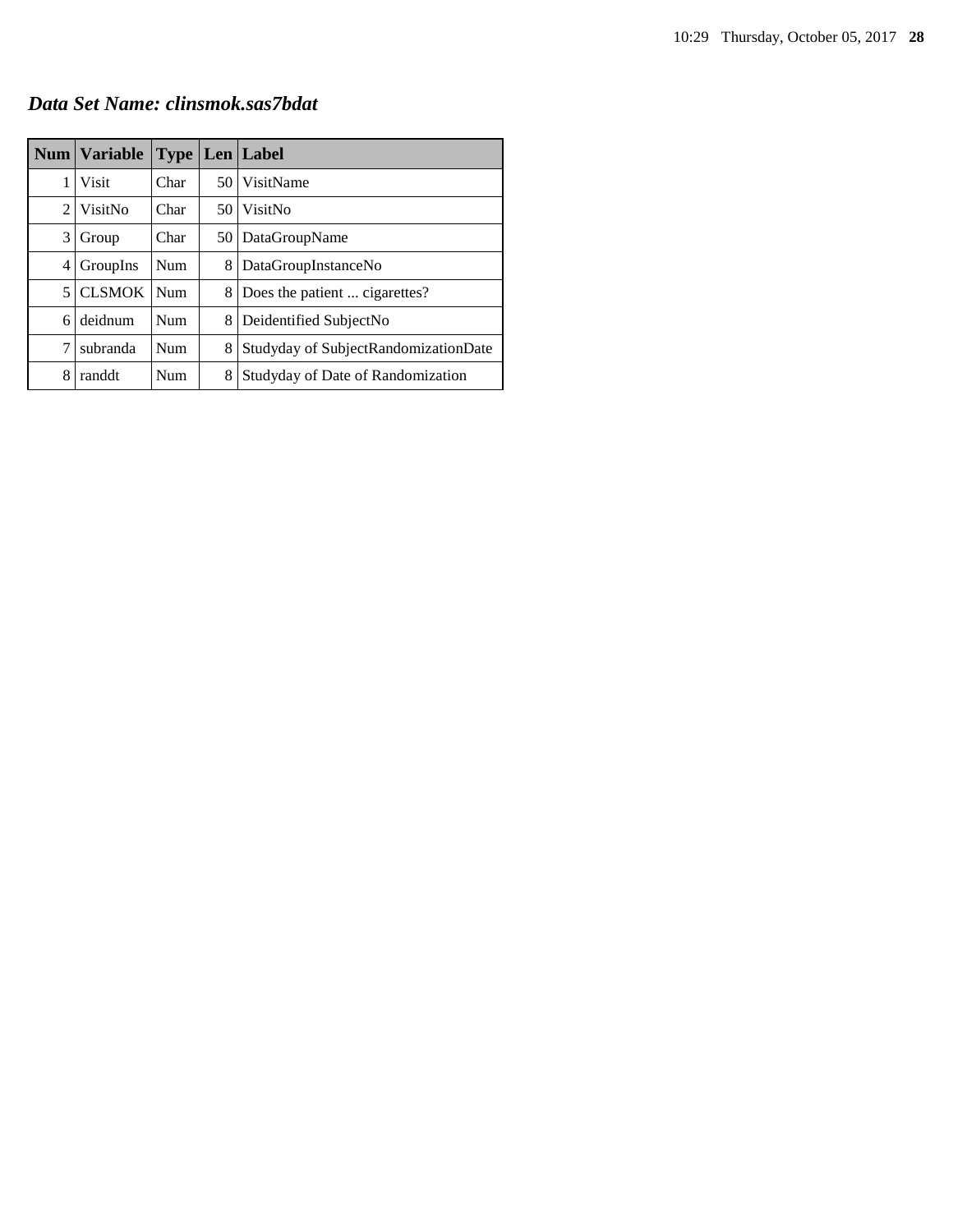***Data Set Name: clinsmok.sas7bdat***

| Num | Variable | Type | Len | Label |
|---|---|---|---|---|
| 1 | Visit | Char | 50 | VisitName |
| 2 | VisitNo | Char | 50 | VisitNo |
| 3 | Group | Char | 50 | DataGroupName |
| 4 | GroupIns | Num | 8 | DataGroupInstanceNo |
| 5 | CLSMOK | Num | 8 | Does the patient ... cigarettes? |
| 6 | deidnum | Num | 8 | Deidentified SubjectNo |
| 7 | subranda | Num | 8 | Studyday of SubjectRandomizationDate |
| 8 | randdt | Num | 8 | Studyday of Date of Randomization |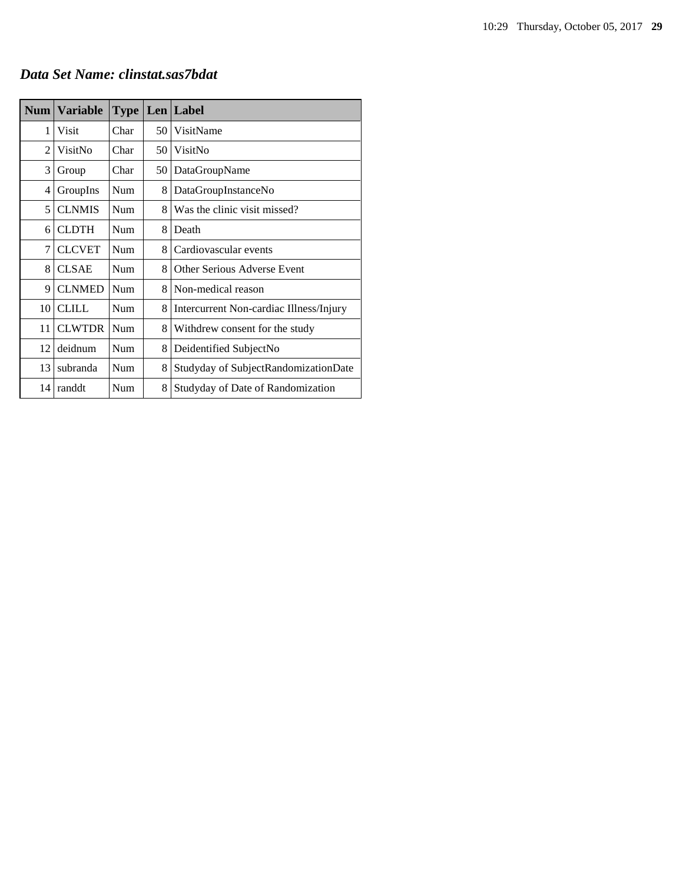## *Data Set Name: clinstat.sas7bdat*

| Num | Variable | Type | Len | Label |
|---|---|---|---|---|
| 1 | Visit | Char | 50 | VisitName |
| 2 | VisitNo | Char | 50 | VisitNo |
| 3 | Group | Char | 50 | DataGroupName |
| 4 | GroupIns | Num | 8 | DataGroupInstanceNo |
| 5 | CLNMIS | Num | 8 | Was the clinic visit missed? |
| 6 | CLDTH | Num | 8 | Death |
| 7 | CLCVET | Num | 8 | Cardiovascular events |
| 8 | CLSAE | Num | 8 | Other Serious Adverse Event |
| 9 | CLNMED | Num | 8 | Non-medical reason |
| 10 | CLILL | Num | 8 | Intercurrent Non-cardiac Illness/Injury |
| 11 | CLWTDR | Num | 8 | Withdrew consent for the study |
| 12 | deidnum | Num | 8 | Deidentified SubjectNo |
| 13 | subranda | Num | 8 | Studyday of SubjectRandomizationDate |
| 14 | randdt | Num | 8 | Studyday of Date of Randomization |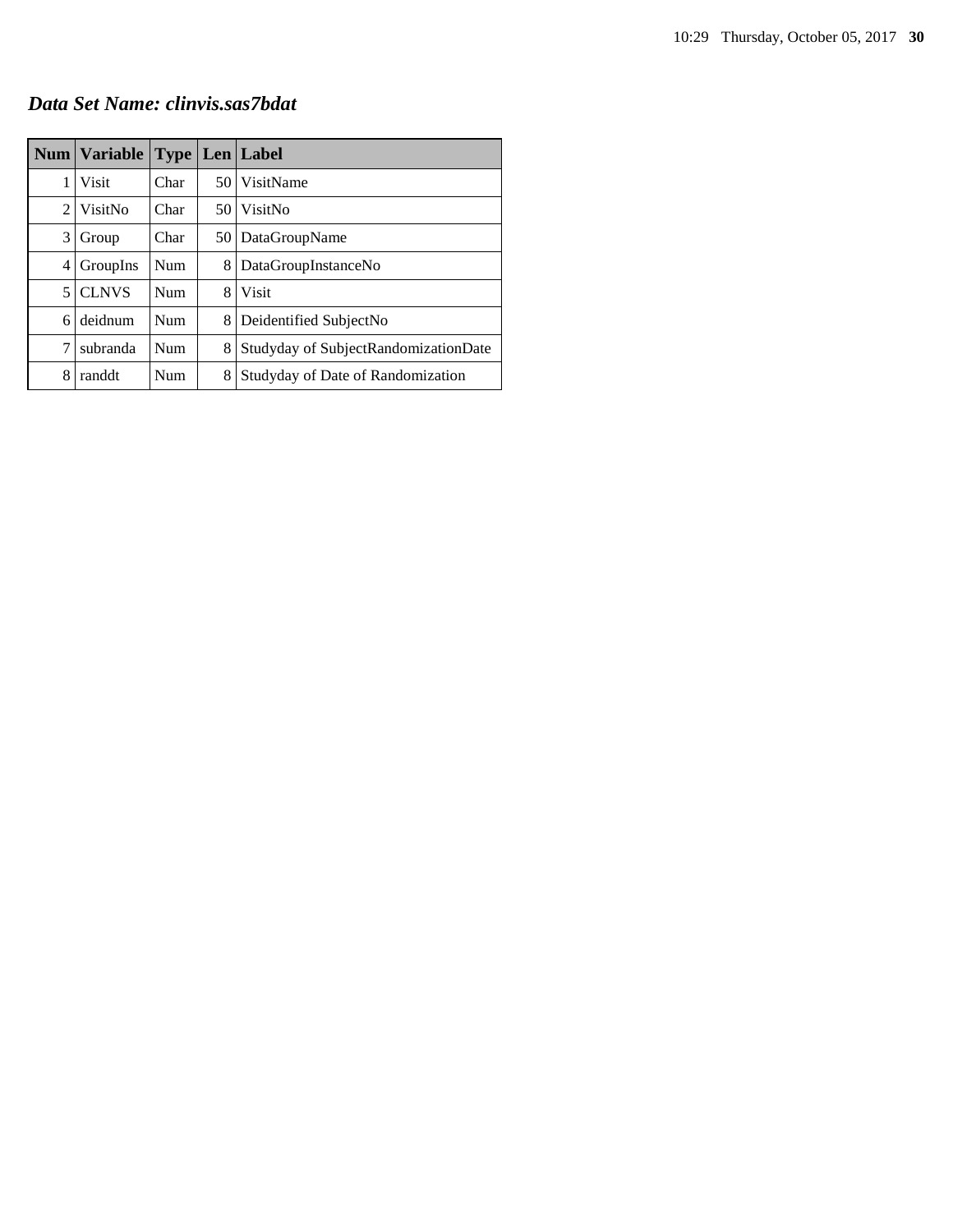***Data Set Name: clinvis.sas7bdat***

| Num | Variable | Type | Len | Label |
|---|---|---|---|---|
| 1 | Visit | Char | 50 | VisitName |
| 2 | VisitNo | Char | 50 | VisitNo |
| 3 | Group | Char | 50 | DataGroupName |
| 4 | GroupIns | Num | 8 | DataGroupInstanceNo |
| 5 | CLNVS | Num | 8 | Visit |
| 6 | deidnum | Num | 8 | Deidentified SubjectNo |
| 7 | subranda | Num | 8 | Studyday of SubjectRandomizationDate |
| 8 | randdt | Num | 8 | Studyday of Date of Randomization |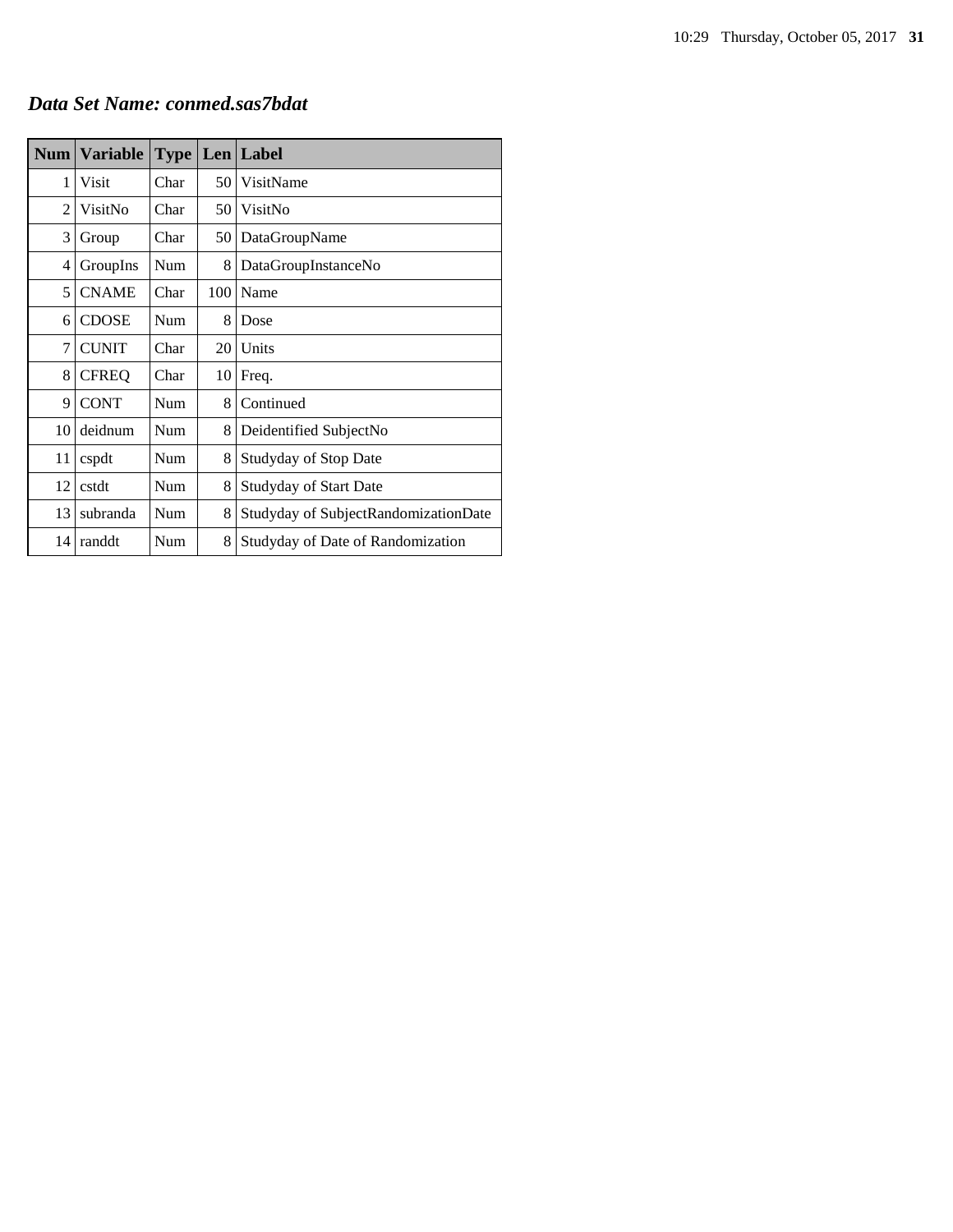## *Data Set Name: conmed.sas7bdat*

| Num | Variable | Type | Len | Label |
|---|---|---|---|---|
| 1 | Visit | Char | 50 | VisitName |
| 2 | VisitNo | Char | 50 | VisitNo |
| 3 | Group | Char | 50 | DataGroupName |
| 4 | GroupIns | Num | 8 | DataGroupInstanceNo |
| 5 | CNAME | Char | 100 | Name |
| 6 | CDOSE | Num | 8 | Dose |
| 7 | CUNIT | Char | 20 | Units |
| 8 | CFREQ | Char | 10 | Freq. |
| 9 | CONT | Num | 8 | Continued |
| 10 | deidnum | Num | 8 | Deidentified SubjectNo |
| 11 | cspdt | Num | 8 | Studyday of Stop Date |
| 12 | cstdt | Num | 8 | Studyday of Start Date |
| 13 | subranda | Num | 8 | Studyday of SubjectRandomizationDate |
| 14 | randdt | Num | 8 | Studyday of Date of Randomization |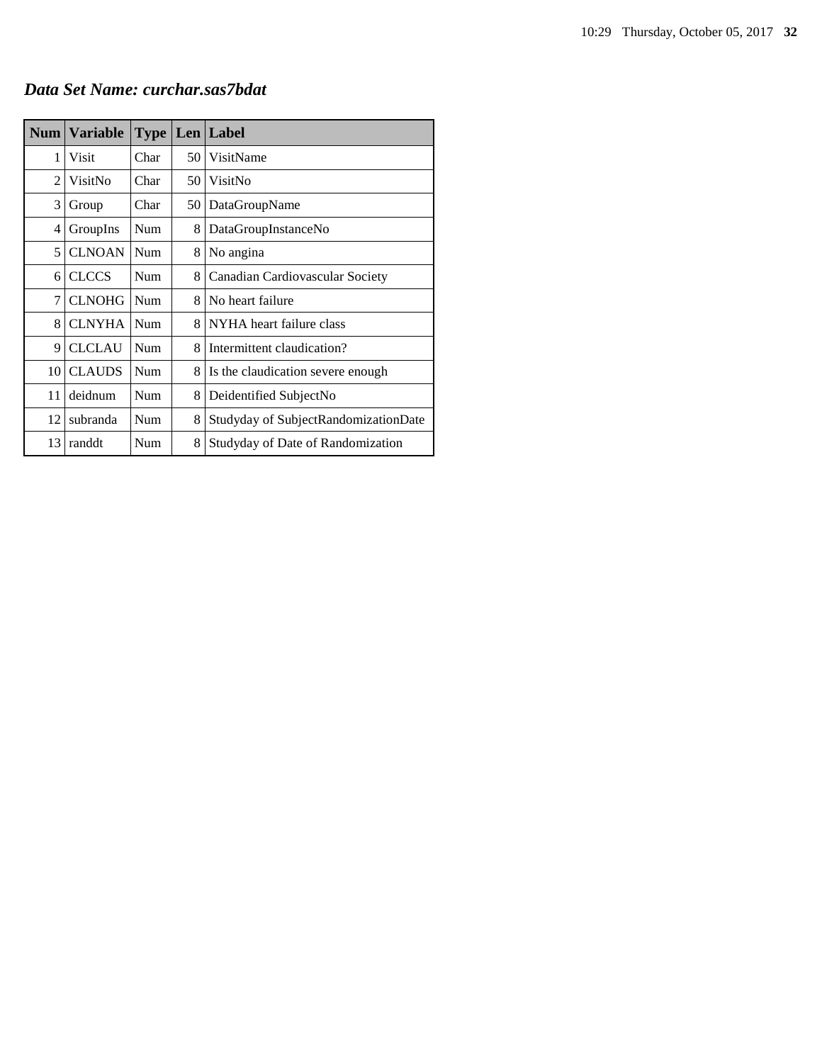***Data Set Name: curchar.sas7bdat***

| Num | Variable | Type | Len | Label |
|---|---|---|---|---|
| 1 | Visit | Char | 50 | VisitName |
| 2 | VisitNo | Char | 50 | VisitNo |
| 3 | Group | Char | 50 | DataGroupName |
| 4 | GroupIns | Num | 8 | DataGroupInstanceNo |
| 5 | CLNOAN | Num | 8 | No angina |
| 6 | CLCCS | Num | 8 | Canadian Cardiovascular Society |
| 7 | CLNOHG | Num | 8 | No heart failure |
| 8 | CLNYHA | Num | 8 | NYHA heart failure class |
| 9 | CLCLAU | Num | 8 | Intermittent claudication? |
| 10 | CLAUDS | Num | 8 | Is the claudication severe enough |
| 11 | deidnum | Num | 8 | Deidentified SubjectNo |
| 12 | subranda | Num | 8 | Studyday of SubjectRandomizationDate |
| 13 | randdt | Num | 8 | Studyday of Date of Randomization |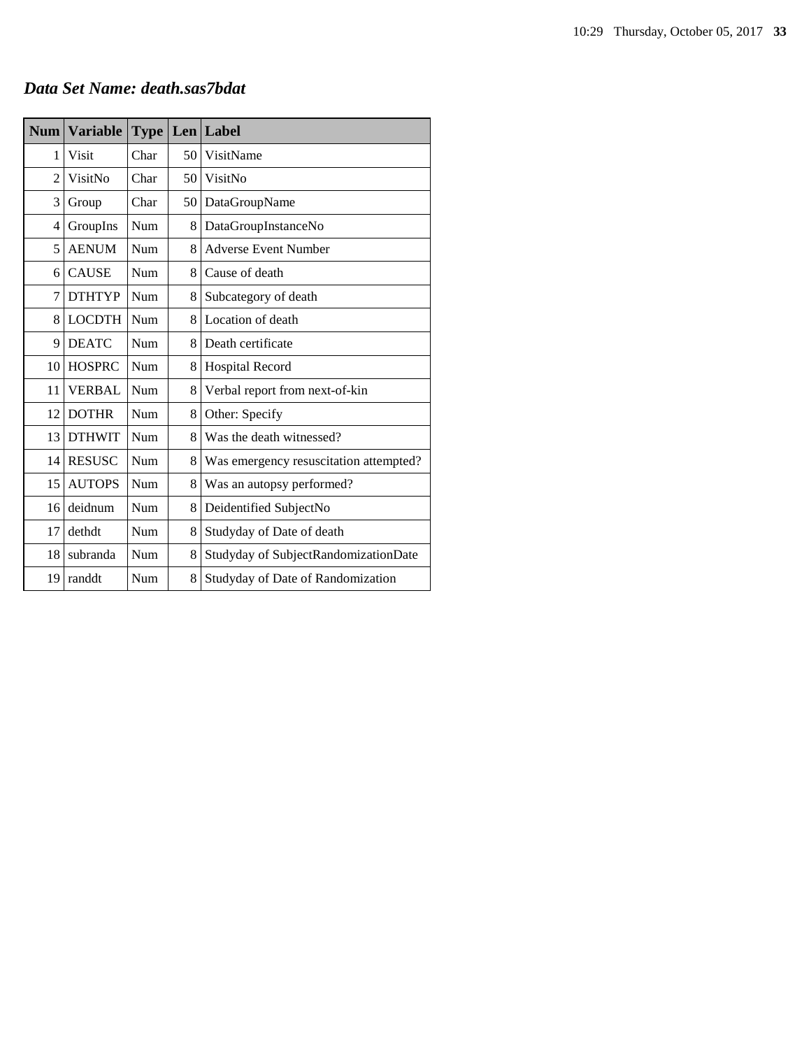***Data Set Name: death.sas7bdat***

| Num | Variable | Type | Len | Label |
|---|---|---|---|---|
| 1 | Visit | Char | 50 | VisitName |
| 2 | VisitNo | Char | 50 | VisitNo |
| 3 | Group | Char | 50 | DataGroupName |
| 4 | GroupIns | Num | 8 | DataGroupInstanceNo |
| 5 | AENUM | Num | 8 | Adverse Event Number |
| 6 | CAUSE | Num | 8 | Cause of death |
| 7 | DTHTYP | Num | 8 | Subcategory of death |
| 8 | LOCDTH | Num | 8 | Location of death |
| 9 | DEATC | Num | 8 | Death certificate |
| 10 | HOSPRC | Num | 8 | Hospital Record |
| 11 | VERBAL | Num | 8 | Verbal report from next-of-kin |
| 12 | DOTHR | Num | 8 | Other: Specify |
| 13 | DTHWIT | Num | 8 | Was the death witnessed? |
| 14 | RESUSC | Num | 8 | Was emergency resuscitation attempted? |
| 15 | AUTOPS | Num | 8 | Was an autopsy performed? |
| 16 | deidnum | Num | 8 | Deidentified SubjectNo |
| 17 | dethdt | Num | 8 | Studyday of Date of death |
| 18 | subranda | Num | 8 | Studyday of SubjectRandomizationDate |
| 19 | randdt | Num | 8 | Studyday of Date of Randomization |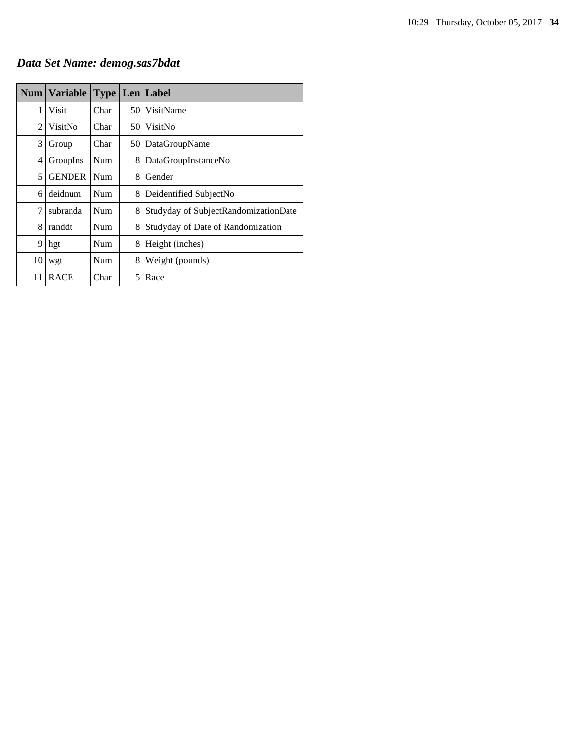## *Data Set Name: demog.sas7bdat*

| Num | Variable | Type | Len | Label |
|---|---|---|---|---|
| 1 | Visit | Char | 50 | VisitName |
| 2 | VisitNo | Char | 50 | VisitNo |
| 3 | Group | Char | 50 | DataGroupName |
| 4 | GroupIns | Num | 8 | DataGroupInstanceNo |
| 5 | GENDER | Num | 8 | Gender |
| 6 | deidnum | Num | 8 | Deidentified SubjectNo |
| 7 | subranda | Num | 8 | Studyday of SubjectRandomizationDate |
| 8 | randdt | Num | 8 | Studyday of Date of Randomization |
| 9 | hgt | Num | 8 | Height (inches) |
| 10 | wgt | Num | 8 | Weight (pounds) |
| 11 | RACE | Char | 5 | Race |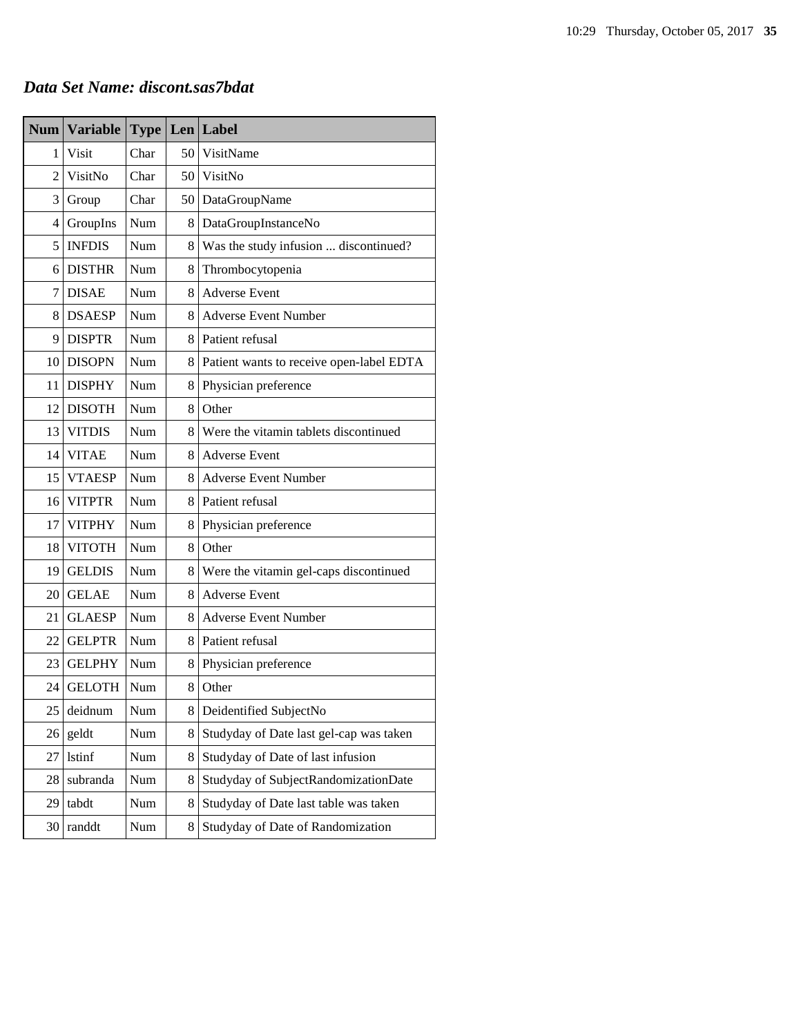## *Data Set Name: discont.sas7bdat*

| Num | Variable | Type | Len | Label |
|---|---|---|---|---|
| 1 | Visit | Char | 50 | VisitName |
| 2 | VisitNo | Char | 50 | VisitNo |
| 3 | Group | Char | 50 | DataGroupName |
| 4 | GroupIns | Num | 8 | DataGroupInstanceNo |
| 5 | INFDIS | Num | 8 | Was the study infusion ... discontinued? |
| 6 | DISTHR | Num | 8 | Thrombocytopenia |
| 7 | DISAE | Num | 8 | Adverse Event |
| 8 | DSAESP | Num | 8 | Adverse Event Number |
| 9 | DISPTR | Num | 8 | Patient refusal |
| 10 | DISOPN | Num | 8 | Patient wants to receive open-label EDTA |
| 11 | DISPHY | Num | 8 | Physician preference |
| 12 | DISOTH | Num | 8 | Other |
| 13 | VITDIS | Num | 8 | Were the vitamin tablets discontinued |
| 14 | VITAE | Num | 8 | Adverse Event |
| 15 | VTAESP | Num | 8 | Adverse Event Number |
| 16 | VITPTR | Num | 8 | Patient refusal |
| 17 | VITPHY | Num | 8 | Physician preference |
| 18 | VITOTH | Num | 8 | Other |
| 19 | GELDIS | Num | 8 | Were the vitamin gel-caps discontinued |
| 20 | GELAE | Num | 8 | Adverse Event |
| 21 | GLAESP | Num | 8 | Adverse Event Number |
| 22 | GELPTR | Num | 8 | Patient refusal |
| 23 | GELPHY | Num | 8 | Physician preference |
| 24 | GELOTH | Num | 8 | Other |
| 25 | deidnum | Num | 8 | Deidentified SubjectNo |
| 26 | geldt | Num | 8 | Studyday of Date last gel-cap was taken |
| 27 | lstinf | Num | 8 | Studyday of Date of last infusion |
| 28 | subranda | Num | 8 | Studyday of SubjectRandomizationDate |
| 29 | tabdt | Num | 8 | Studyday of Date last table was taken |
| 30 | randdt | Num | 8 | Studyday of Date of Randomization |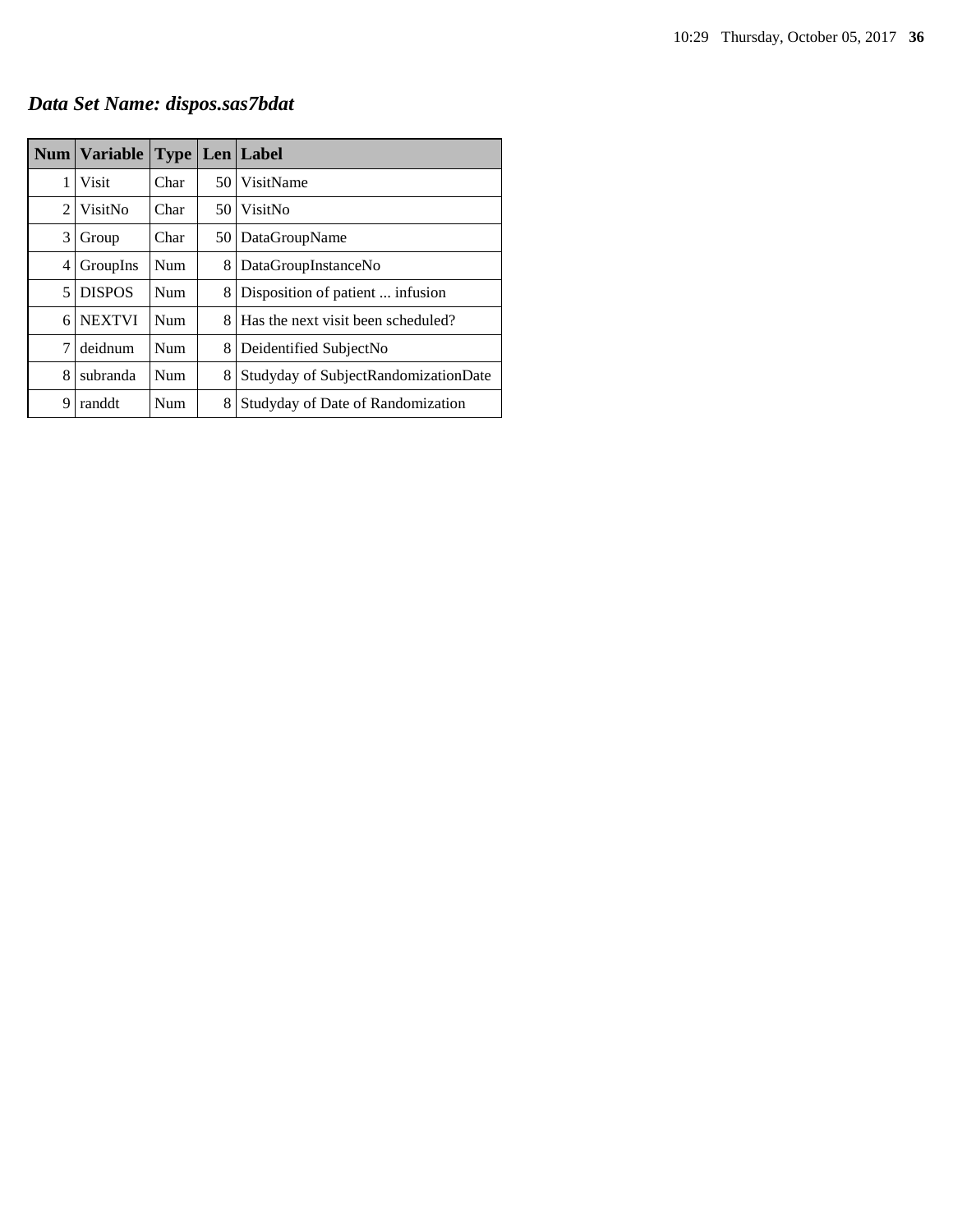## *Data Set Name: dispos.sas7bdat*

| Num | Variable | Type | Len | Label |
|---|---|---|---|---|
| 1 | Visit | Char | 50 | VisitName |
| 2 | VisitNo | Char | 50 | VisitNo |
| 3 | Group | Char | 50 | DataGroupName |
| 4 | GroupIns | Num | 8 | DataGroupInstanceNo |
| 5 | DISPOS | Num | 8 | Disposition of patient ... infusion |
| 6 | NEXTVI | Num | 8 | Has the next visit been scheduled? |
| 7 | deidnum | Num | 8 | Deidentified SubjectNo |
| 8 | subranda | Num | 8 | Studyday of SubjectRandomizationDate |
| 9 | randdt | Num | 8 | Studyday of Date of Randomization |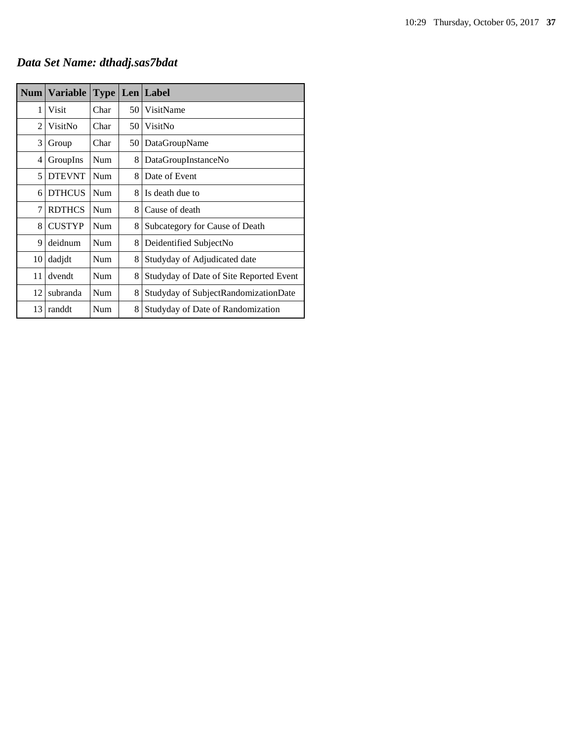## *Data Set Name: dthadj.sas7bdat*

| Num | Variable | Type | Len | Label |
|---|---|---|---|---|
| 1 | Visit | Char | 50 | VisitName |
| 2 | VisitNo | Char | 50 | VisitNo |
| 3 | Group | Char | 50 | DataGroupName |
| 4 | GroupIns | Num | 8 | DataGroupInstanceNo |
| 5 | DTEVNT | Num | 8 | Date of Event |
| 6 | DTHCUS | Num | 8 | Is death due to |
| 7 | RDTHCS | Num | 8 | Cause of death |
| 8 | CUSTYP | Num | 8 | Subcategory for Cause of Death |
| 9 | deidnum | Num | 8 | Deidentified SubjectNo |
| 10 | dadjdt | Num | 8 | Studyday of Adjudicated date |
| 11 | dvendt | Num | 8 | Studyday of Date of Site Reported Event |
| 12 | subranda | Num | 8 | Studyday of SubjectRandomizationDate |
| 13 | randdt | Num | 8 | Studyday of Date of Randomization |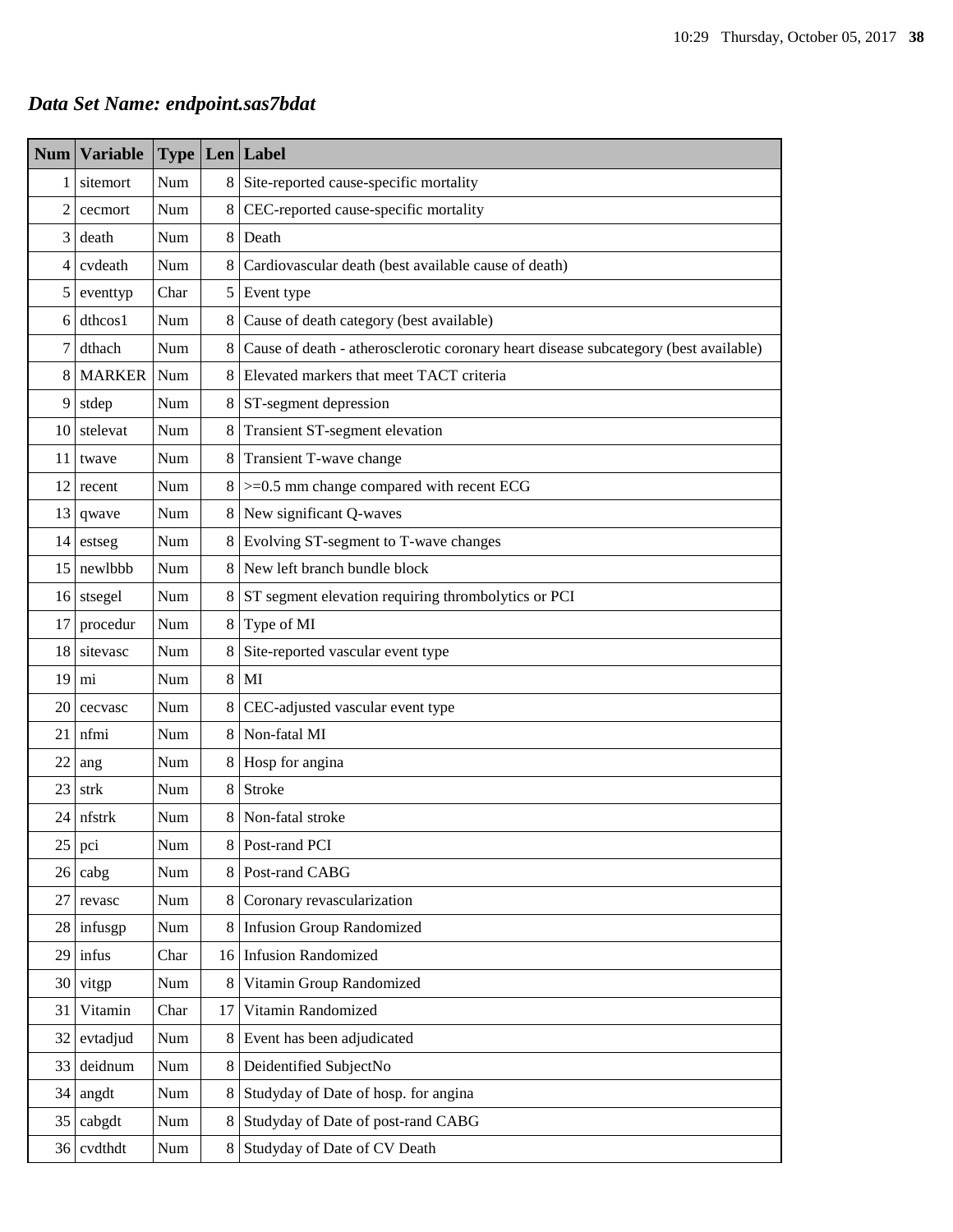## *Data Set Name: endpoint.sas7bdat*

| Num | Variable | Type | Len | Label |
|---|---|---|---|---|
| 1 | sitemort | Num | 8 | Site-reported cause-specific mortality |
| 2 | cecmort | Num | 8 | CEC-reported cause-specific mortality |
| 3 | death | Num | 8 | Death |
| 4 | cvdeath | Num | 8 | Cardiovascular death (best available cause of death) |
| 5 | eventtyp | Char | 5 | Event type |
| 6 | dthcos1 | Num | 8 | Cause of death category (best available) |
| 7 | dthach | Num | 8 | Cause of death - atherosclerotic coronary heart disease subcategory (best available) |
| 8 | MARKER | Num | 8 | Elevated markers that meet TACT criteria |
| 9 | stdep | Num | 8 | ST-segment depression |
| 10 | stelevat | Num | 8 | Transient ST-segment elevation |
| 11 | twave | Num | 8 | Transient T-wave change |
| 12 | recent | Num | 8 | >=0.5 mm change compared with recent ECG |
| 13 | qwave | Num | 8 | New significant Q-waves |
| 14 | estseg | Num | 8 | Evolving ST-segment to T-wave changes |
| 15 | newlbbb | Num | 8 | New left branch bundle block |
| 16 | stsegel | Num | 8 | ST segment elevation requiring thrombolytics or PCI |
| 17 | procedur | Num | 8 | Type of MI |
| 18 | sitevasc | Num | 8 | Site-reported vascular event type |
| 19 | mi | Num | 8 | MI |
| 20 | cecvasc | Num | 8 | CEC-adjusted vascular event type |
| 21 | nfmi | Num | 8 | Non-fatal MI |
| 22 | ang | Num | 8 | Hosp for angina |
| 23 | strk | Num | 8 | Stroke |
| 24 | nfstrk | Num | 8 | Non-fatal stroke |
| 25 | pci | Num | 8 | Post-rand PCI |
| 26 | cabg | Num | 8 | Post-rand CABG |
| 27 | revasc | Num | 8 | Coronary revascularization |
| 28 | infusgp | Num | 8 | Infusion Group Randomized |
| 29 | infus | Char | 16 | Infusion Randomized |
| 30 | vitgp | Num | 8 | Vitamin Group Randomized |
| 31 | Vitamin | Char | 17 | Vitamin Randomized |
| 32 | evtadjud | Num | 8 | Event has been adjudicated |
| 33 | deidnum | Num | 8 | Deidentified SubjectNo |
| 34 | angdt | Num | 8 | Studyday of Date of hosp. for angina |
| 35 | cabgdt | Num | 8 | Studyday of Date of post-rand CABG |
| 36 | cvdthdt | Num | 8 | Studyday of Date of CV Death |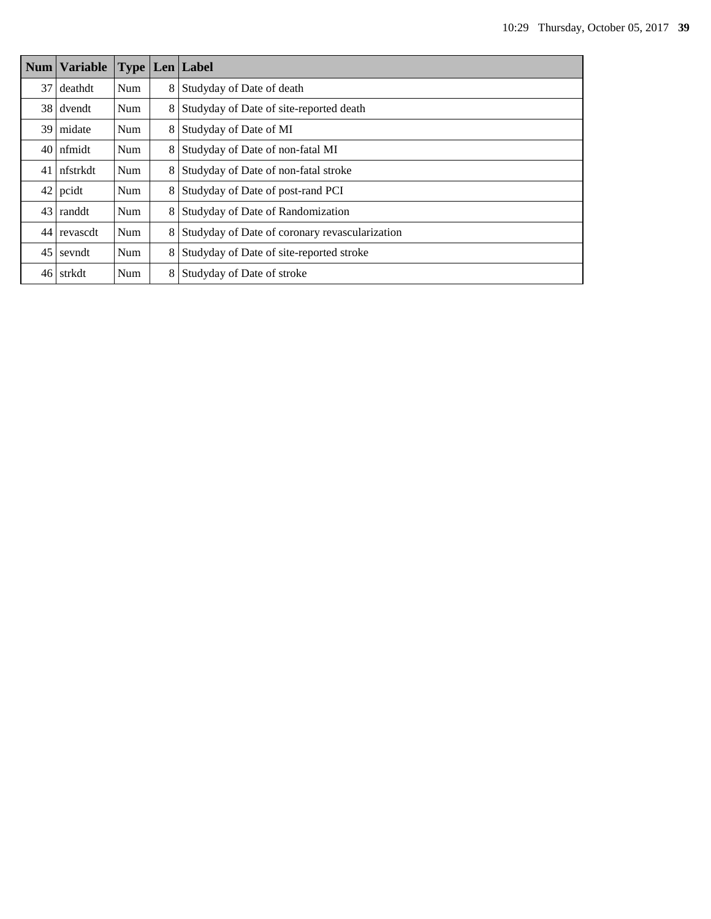| Num | Variable | Type | Len | Label |
|---|---|---|---|---|
| 37 | deathdt | Num | 8 | Studyday of Date of death |
| 38 | dvendt | Num | 8 | Studyday of Date of site-reported death |
| 39 | midate | Num | 8 | Studyday of Date of MI |
| 40 | nfmidt | Num | 8 | Studyday of Date of non-fatal MI |
| 41 | nfstrkdt | Num | 8 | Studyday of Date of non-fatal stroke |
| 42 | pcidt | Num | 8 | Studyday of Date of post-rand PCI |
| 43 | randdt | Num | 8 | Studyday of Date of Randomization |
| 44 | revascdt | Num | 8 | Studyday of Date of coronary revascularization |
| 45 | sevndt | Num | 8 | Studyday of Date of site-reported stroke |
| 46 | strkdt | Num | 8 | Studyday of Date of stroke |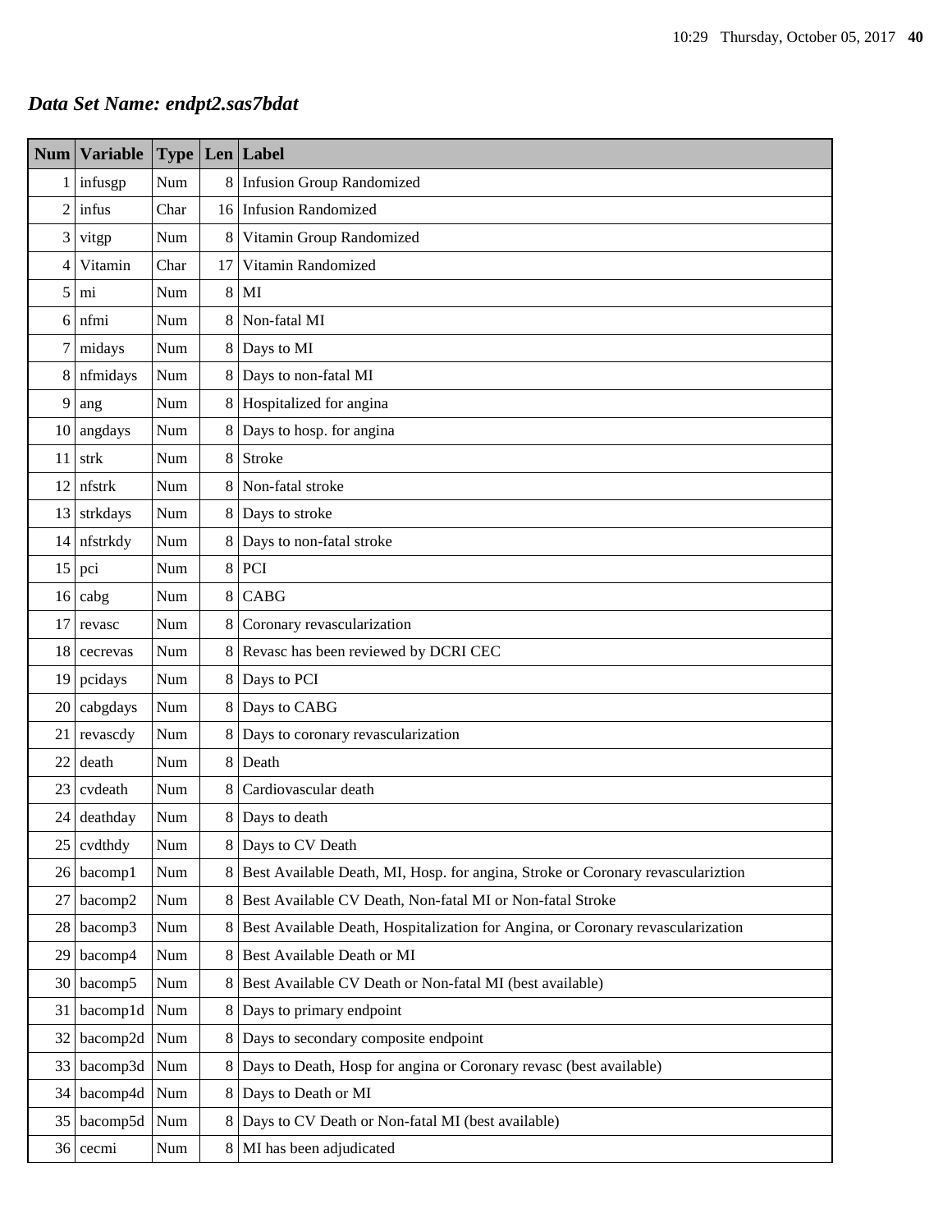## *Data Set Name: endpt2.sas7bdat*

| Num | Variable | Type | Len | Label |
|---|---|---|---|---|
| 1 | infusgp | Num | 8 | Infusion Group Randomized |
| 2 | infus | Char | 16 | Infusion Randomized |
| 3 | vitgp | Num | 8 | Vitamin Group Randomized |
| 4 | Vitamin | Char | 17 | Vitamin Randomized |
| 5 | mi | Num | 8 | MI |
| 6 | nfmi | Num | 8 | Non-fatal MI |
| 7 | midays | Num | 8 | Days to MI |
| 8 | nfmidays | Num | 8 | Days to non-fatal MI |
| 9 | ang | Num | 8 | Hospitalized for angina |
| 10 | angdays | Num | 8 | Days to hosp. for angina |
| 11 | strk | Num | 8 | Stroke |
| 12 | nfstrk | Num | 8 | Non-fatal stroke |
| 13 | strkdays | Num | 8 | Days to stroke |
| 14 | nfstrkdy | Num | 8 | Days to non-fatal stroke |
| 15 | pci | Num | 8 | PCI |
| 16 | cabg | Num | 8 | CABG |
| 17 | revasc | Num | 8 | Coronary revascularization |
| 18 | cecrevas | Num | 8 | Revasc has been reviewed by DCRI CEC |
| 19 | pcidays | Num | 8 | Days to PCI |
| 20 | cabgdays | Num | 8 | Days to CABG |
| 21 | revascdy | Num | 8 | Days to coronary revascularization |
| 22 | death | Num | 8 | Death |
| 23 | cvdeath | Num | 8 | Cardiovascular death |
| 24 | deathday | Num | 8 | Days to death |
| 25 | cvdthdy | Num | 8 | Days to CV Death |
| 26 | bacomp1 | Num | 8 | Best Available Death, MI, Hosp. for angina, Stroke or Coronary revascular­iztion |
| 27 | bacomp2 | Num | 8 | Best Available CV Death, Non-fatal MI or Non-fatal Stroke |
| 28 | bacomp3 | Num | 8 | Best Available Death, Hospitalization for Angina, or Coronary revascularization |
| 29 | bacomp4 | Num | 8 | Best Available Death or MI |
| 30 | bacomp5 | Num | 8 | Best Available CV Death or Non-fatal MI (best available) |
| 31 | bacomp1d | Num | 8 | Days to primary endpoint |
| 32 | bacomp2d | Num | 8 | Days to secondary composite endpoint |
| 33 | bacomp3d | Num | 8 | Days to Death, Hosp for angina or Coronary revasc (best available) |
| 34 | bacomp4d | Num | 8 | Days to Death or MI |
| 35 | bacomp5d | Num | 8 | Days to CV Death or Non-fatal MI (best available) |
| 36 | cecmi | Num | 8 | MI has been adjudicated |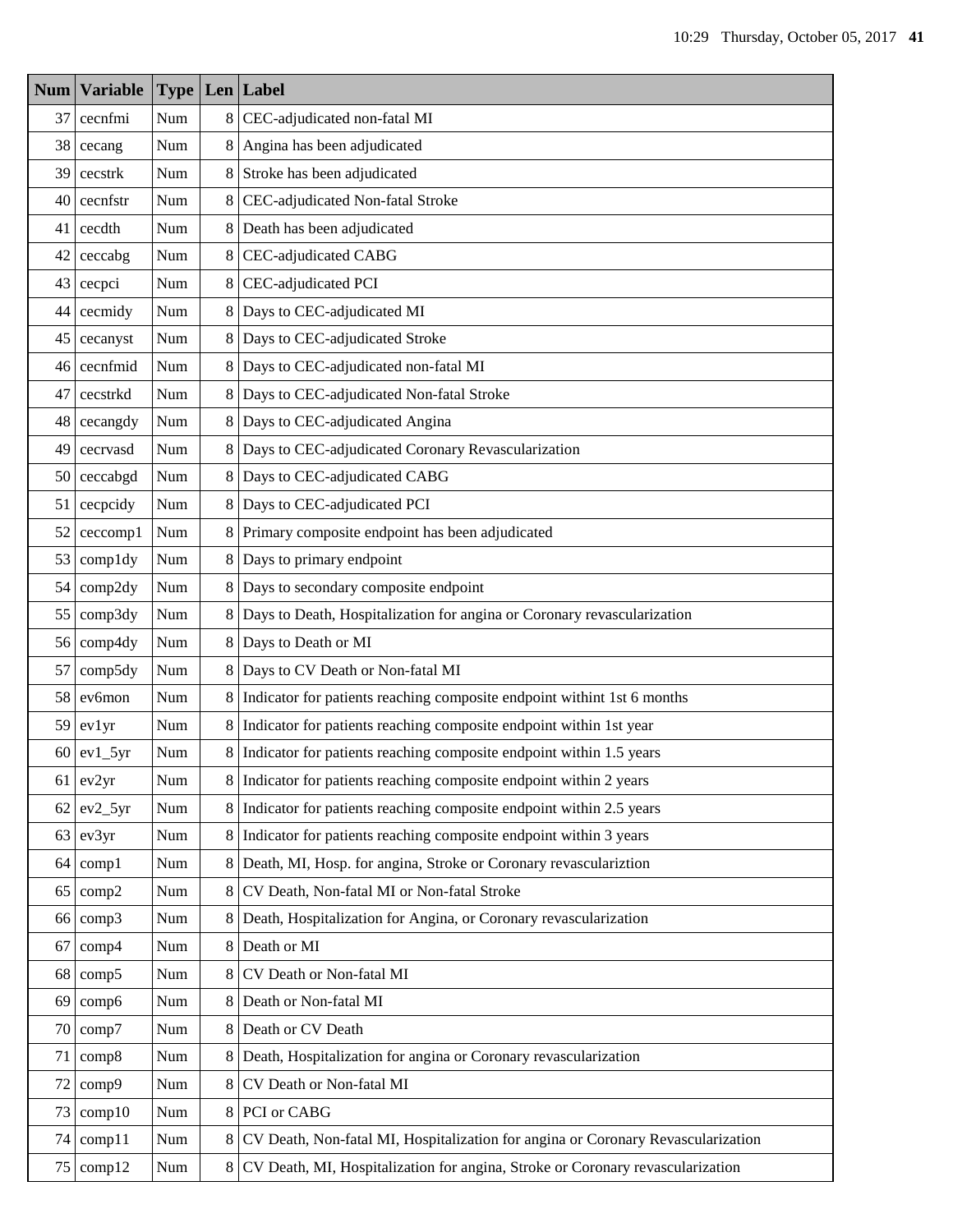| Num | Variable | Type | Len | Label |
|---|---|---|---|---|
| 37 | cecnfmi | Num | 8 | CEC-adjudicated non-fatal MI |
| 38 | cecang | Num | 8 | Angina has been adjudicated |
| 39 | cecstrk | Num | 8 | Stroke has been adjudicated |
| 40 | cecnfstr | Num | 8 | CEC-adjudicated Non-fatal Stroke |
| 41 | cecdth | Num | 8 | Death has been adjudicated |
| 42 | ceccabg | Num | 8 | CEC-adjudicated CABG |
| 43 | cecpci | Num | 8 | CEC-adjudicated PCI |
| 44 | cecmidy | Num | 8 | Days to CEC-adjudicated MI |
| 45 | cecanyst | Num | 8 | Days to CEC-adjudicated Stroke |
| 46 | cecnfmid | Num | 8 | Days to CEC-adjudicated non-fatal MI |
| 47 | cecstrkd | Num | 8 | Days to CEC-adjudicated Non-fatal Stroke |
| 48 | cecangdy | Num | 8 | Days to CEC-adjudicated Angina |
| 49 | cecrvasd | Num | 8 | Days to CEC-adjudicated Coronary Revascularization |
| 50 | ceccabgd | Num | 8 | Days to CEC-adjudicated CABG |
| 51 | cecpcidy | Num | 8 | Days to CEC-adjudicated PCI |
| 52 | ceccomp1 | Num | 8 | Primary composite endpoint has been adjudicated |
| 53 | comp1dy | Num | 8 | Days to primary endpoint |
| 54 | comp2dy | Num | 8 | Days to secondary composite endpoint |
| 55 | comp3dy | Num | 8 | Days to Death, Hospitalization for angina or Coronary revascularization |
| 56 | comp4dy | Num | 8 | Days to Death or MI |
| 57 | comp5dy | Num | 8 | Days to CV Death or Non-fatal MI |
| 58 | ev6mon | Num | 8 | Indicator for patients reaching composite endpoint withint 1st 6 months |
| 59 | ev1yr | Num | 8 | Indicator for patients reaching composite endpoint within 1st year |
| 60 | ev1_5yr | Num | 8 | Indicator for patients reaching composite endpoint within 1.5 years |
| 61 | ev2yr | Num | 8 | Indicator for patients reaching composite endpoint within 2 years |
| 62 | ev2_5yr | Num | 8 | Indicator for patients reaching composite endpoint within 2.5 years |
| 63 | ev3yr | Num | 8 | Indicator for patients reaching composite endpoint within 3 years |
| 64 | comp1 | Num | 8 | Death, MI, Hosp. for angina, Stroke or Coronary revasculariztion |
| 65 | comp2 | Num | 8 | CV Death, Non-fatal MI or Non-fatal Stroke |
| 66 | comp3 | Num | 8 | Death, Hospitalization for Angina, or Coronary revascularization |
| 67 | comp4 | Num | 8 | Death or MI |
| 68 | comp5 | Num | 8 | CV Death or Non-fatal MI |
| 69 | comp6 | Num | 8 | Death or Non-fatal MI |
| 70 | comp7 | Num | 8 | Death or CV Death |
| 71 | comp8 | Num | 8 | Death, Hospitalization for angina or Coronary revascularization |
| 72 | comp9 | Num | 8 | CV Death or Non-fatal MI |
| 73 | comp10 | Num | 8 | PCI or CABG |
| 74 | comp11 | Num | 8 | CV Death, Non-fatal MI, Hospitalization for angina or Coronary Revascularization |
| 75 | comp12 | Num | 8 | CV Death, MI, Hospitalization for angina, Stroke or Coronary revascularization |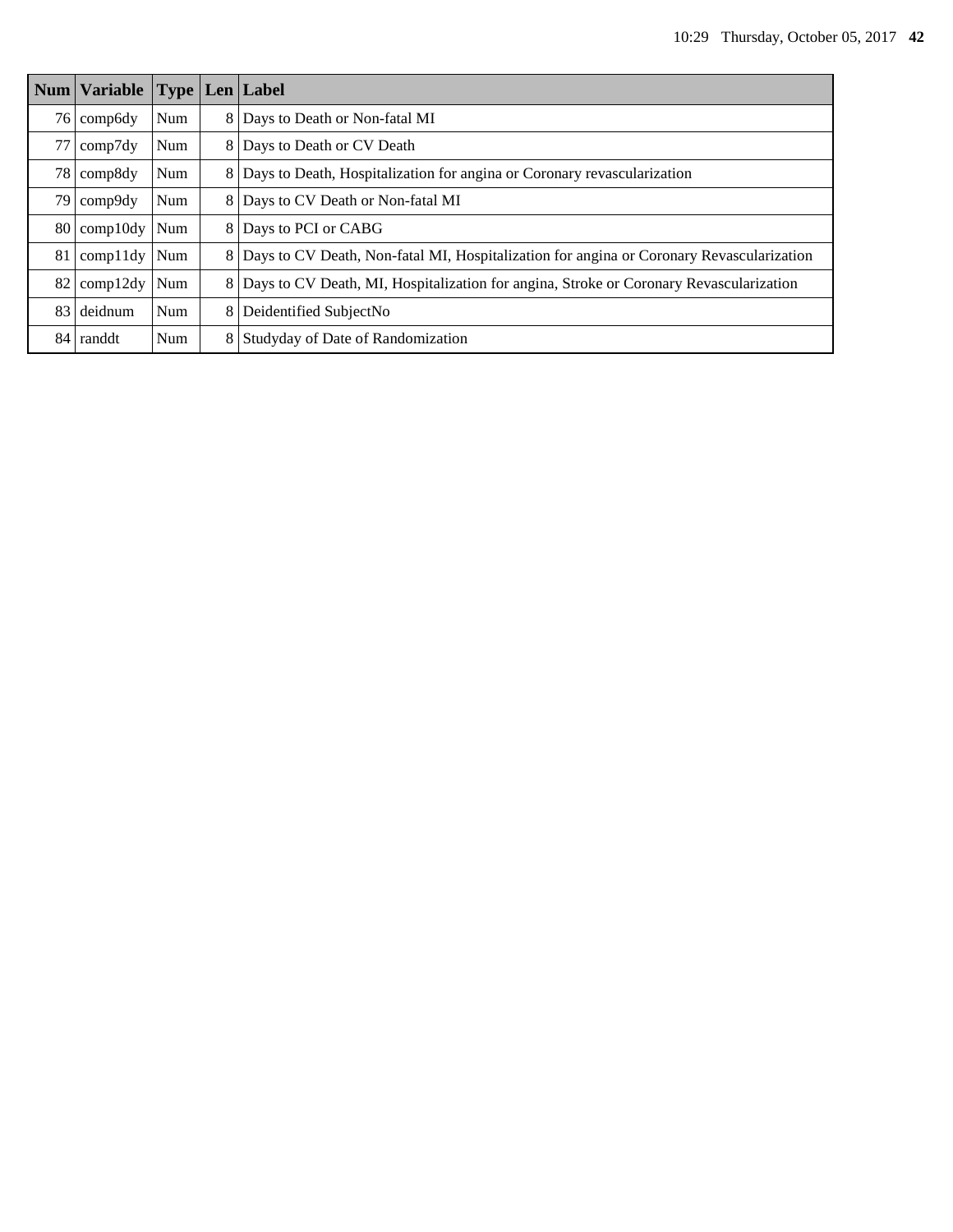| Num | Variable | Type | Len | Label |
|---|---|---|---|---|
| 76 | comp6dy | Num | 8 | Days to Death or Non-fatal MI |
| 77 | comp7dy | Num | 8 | Days to Death or CV Death |
| 78 | comp8dy | Num | 8 | Days to Death, Hospitalization for angina or Coronary revascularization |
| 79 | comp9dy | Num | 8 | Days to CV Death or Non-fatal MI |
| 80 | comp10dy | Num | 8 | Days to PCI or CABG |
| 81 | comp11dy | Num | 8 | Days to CV Death, Non-fatal MI, Hospitalization for angina or Coronary Revascularization |
| 82 | comp12dy | Num | 8 | Days to CV Death, MI, Hospitalization for angina, Stroke or Coronary Revascularization |
| 83 | deidnum | Num | 8 | Deidentified SubjectNo |
| 84 | randdt | Num | 8 | Studyday of Date of Randomization |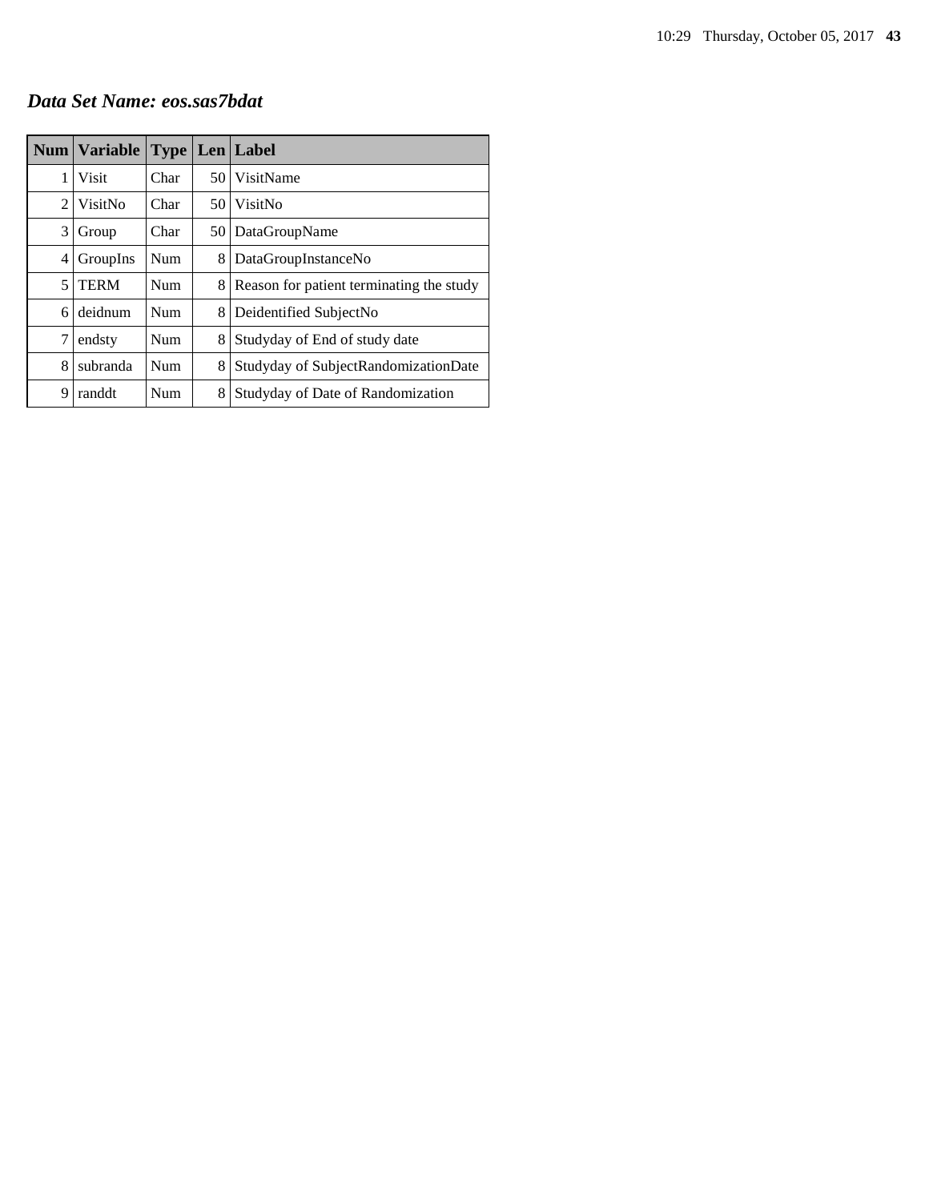## *Data Set Name: eos.sas7bdat*

| Num | Variable | Type | Len | Label |
|---|---|---|---|---|
| 1 | Visit | Char | 50 | VisitName |
| 2 | VisitNo | Char | 50 | VisitNo |
| 3 | Group | Char | 50 | DataGroupName |
| 4 | GroupIns | Num | 8 | DataGroupInstanceNo |
| 5 | TERM | Num | 8 | Reason for patient terminating the study |
| 6 | deidnum | Num | 8 | Deidentified SubjectNo |
| 7 | endsty | Num | 8 | Studyday of End of study date |
| 8 | subranda | Num | 8 | Studyday of SubjectRandomizationDate |
| 9 | randdt | Num | 8 | Studyday of Date of Randomization |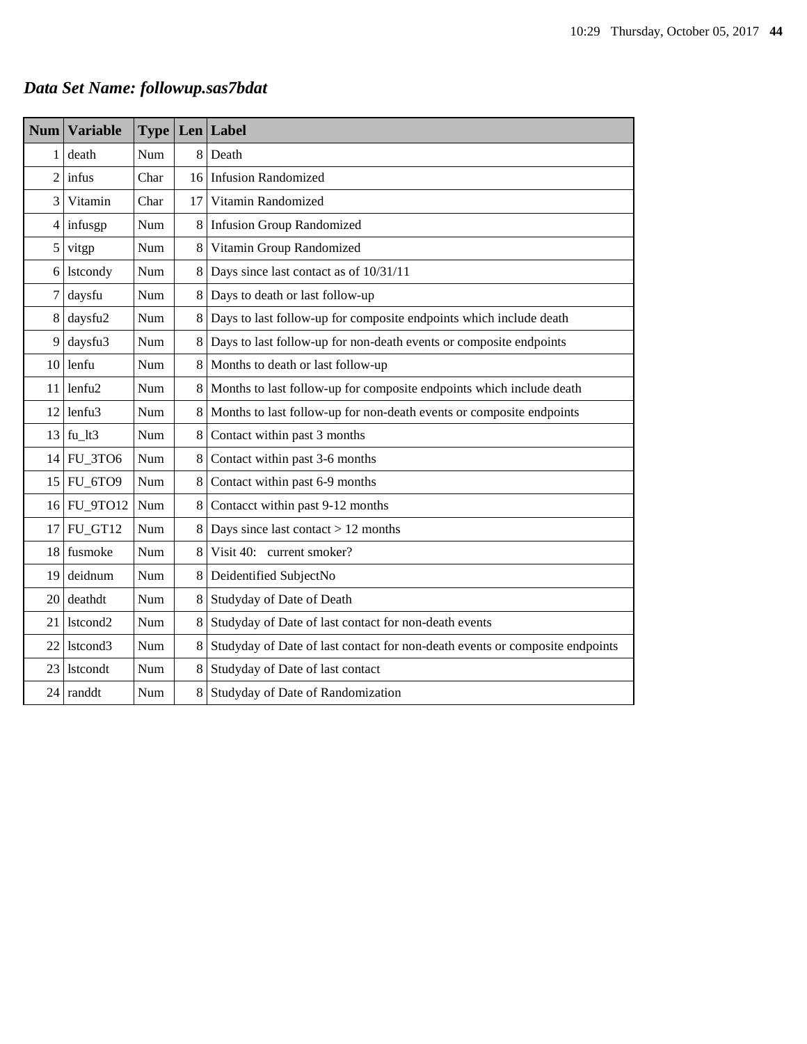***Data Set Name: followup.sas7bdat***

| Num | Variable | Type | Len | Label |
|---|---|---|---|---|
| 1 | death | Num | 8 | Death |
| 2 | infus | Char | 16 | Infusion Randomized |
| 3 | Vitamin | Char | 17 | Vitamin Randomized |
| 4 | infusgp | Num | 8 | Infusion Group Randomized |
| 5 | vitgp | Num | 8 | Vitamin Group Randomized |
| 6 | lstcondy | Num | 8 | Days since last contact as of 10/31/11 |
| 7 | daysfu | Num | 8 | Days to death or last follow-up |
| 8 | daysfu2 | Num | 8 | Days to last follow-up for composite endpoints which include death |
| 9 | daysfu3 | Num | 8 | Days to last follow-up for non-death events or composite endpoints |
| 10 | lenfu | Num | 8 | Months to death or last follow-up |
| 11 | lenfu2 | Num | 8 | Months to last follow-up for composite endpoints which include death |
| 12 | lenfu3 | Num | 8 | Months to last follow-up for non-death events or composite endpoints |
| 13 | fu_lt3 | Num | 8 | Contact within past 3 months |
| 14 | FU_3TO6 | Num | 8 | Contact within past 3-6 months |
| 15 | FU_6TO9 | Num | 8 | Contact within past 6-9 months |
| 16 | FU_9TO12 | Num | 8 | Contacct within past 9-12 months |
| 17 | FU_GT12 | Num | 8 | Days since last contact > 12 months |
| 18 | fusmoke | Num | 8 | Visit 40: current smoker? |
| 19 | deidnum | Num | 8 | Deidentified SubjectNo |
| 20 | deathdt | Num | 8 | Studyday of Date of Death |
| 21 | lstcond2 | Num | 8 | Studyday of Date of last contact for non-death events |
| 22 | lstcond3 | Num | 8 | Studyday of Date of last contact for non-death events or composite endpoints |
| 23 | lstcondt | Num | 8 | Studyday of Date of last contact |
| 24 | randdt | Num | 8 | Studyday of Date of Randomization |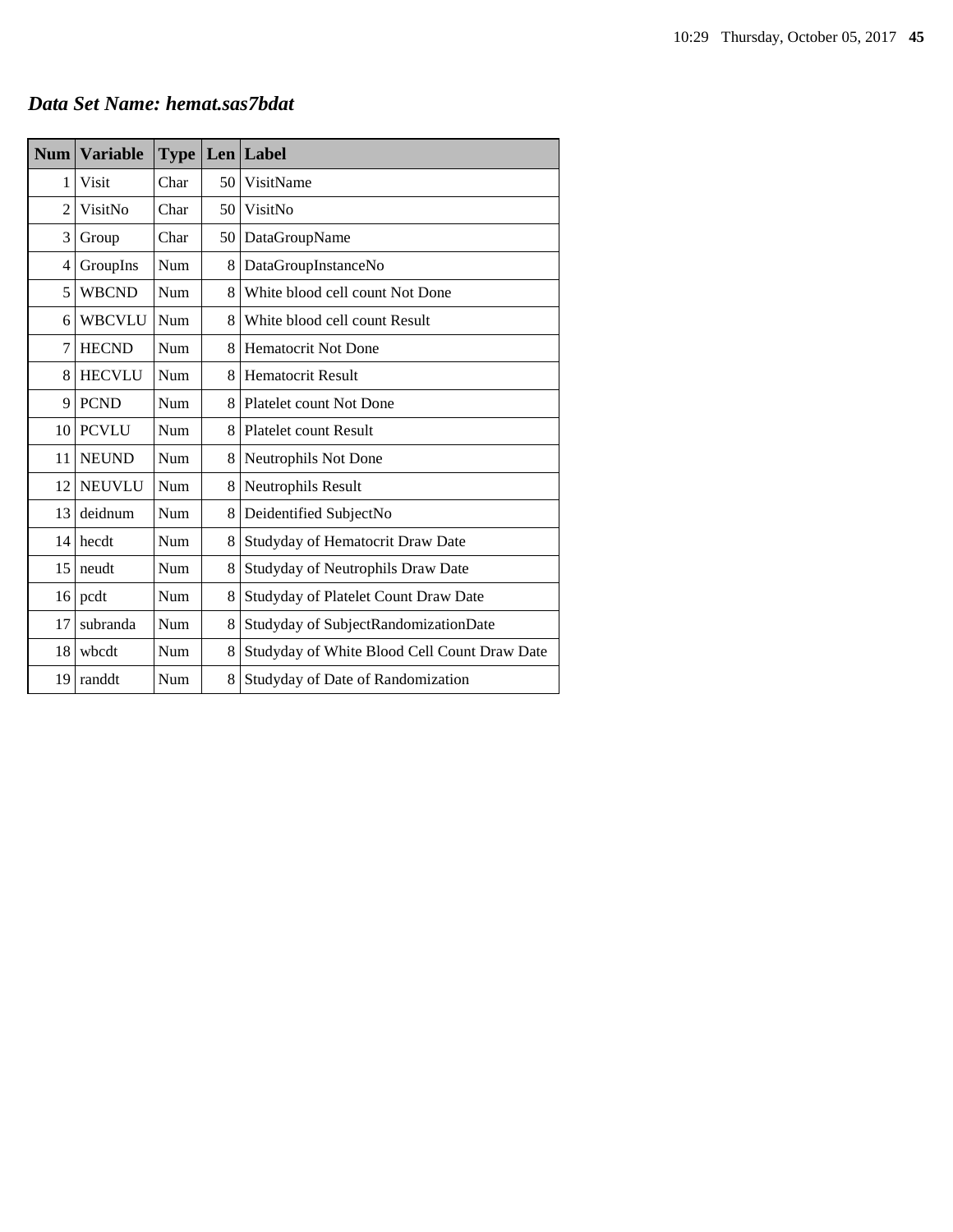***Data Set Name: hemat.sas7bdat***

| Num | Variable | Type | Len | Label |
|---|---|---|---|---|
| 1 | Visit | Char | 50 | VisitName |
| 2 | VisitNo | Char | 50 | VisitNo |
| 3 | Group | Char | 50 | DataGroupName |
| 4 | GroupIns | Num | 8 | DataGroupInstanceNo |
| 5 | WBCND | Num | 8 | White blood cell count Not Done |
| 6 | WBCVLU | Num | 8 | White blood cell count Result |
| 7 | HECND | Num | 8 | Hematocrit Not Done |
| 8 | HECVLU | Num | 8 | Hematocrit Result |
| 9 | PCND | Num | 8 | Platelet count Not Done |
| 10 | PCVLU | Num | 8 | Platelet count Result |
| 11 | NEUND | Num | 8 | Neutrophils Not Done |
| 12 | NEUVLU | Num | 8 | Neutrophils Result |
| 13 | deidnum | Num | 8 | Deidentified SubjectNo |
| 14 | hecdt | Num | 8 | Studyday of Hematocrit Draw Date |
| 15 | neudt | Num | 8 | Studyday of Neutrophils Draw Date |
| 16 | pcdt | Num | 8 | Studyday of Platelet Count Draw Date |
| 17 | subranda | Num | 8 | Studyday of SubjectRandomizationDate |
| 18 | wbcdt | Num | 8 | Studyday of White Blood Cell Count Draw Date |
| 19 | randdt | Num | 8 | Studyday of Date of Randomization |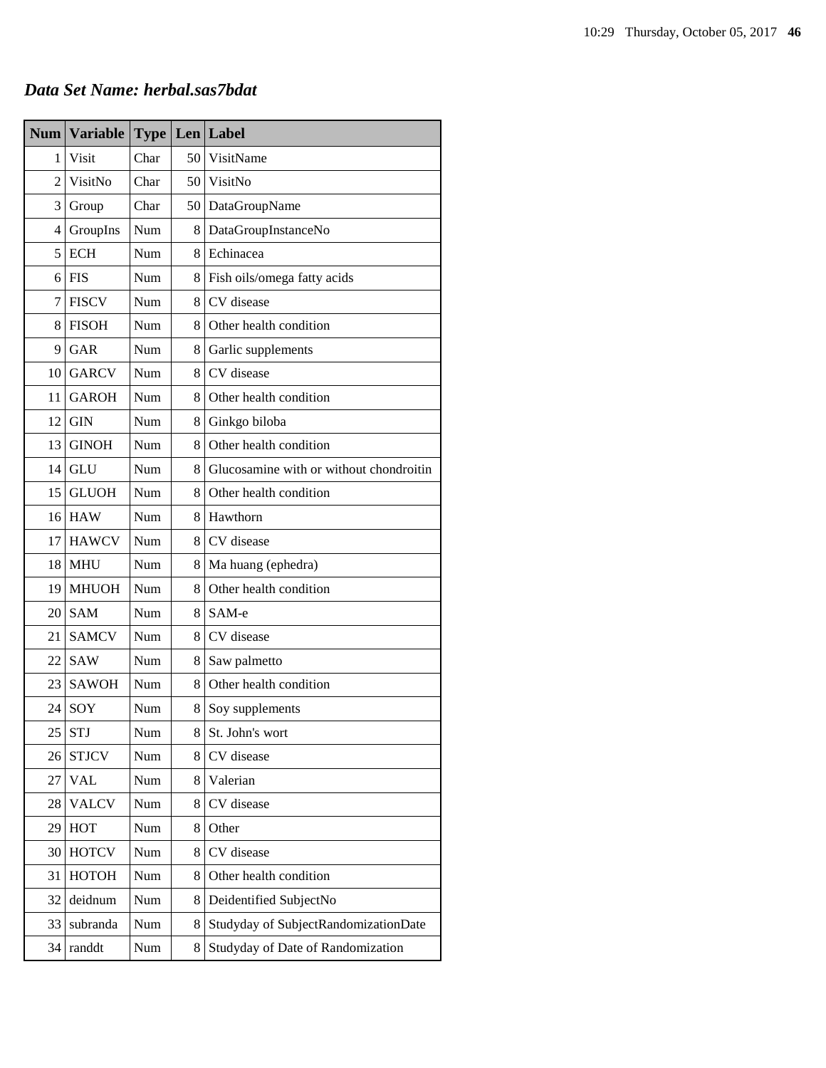***Data Set Name: herbal.sas7bdat***

| Num | Variable | Type | Len | Label |
|---|---|---|---|---|
| 1 | Visit | Char | 50 | VisitName |
| 2 | VisitNo | Char | 50 | VisitNo |
| 3 | Group | Char | 50 | DataGroupName |
| 4 | GroupIns | Num | 8 | DataGroupInstanceNo |
| 5 | ECH | Num | 8 | Echinacea |
| 6 | FIS | Num | 8 | Fish oils/omega fatty acids |
| 7 | FISCV | Num | 8 | CV disease |
| 8 | FISOH | Num | 8 | Other health condition |
| 9 | GAR | Num | 8 | Garlic supplements |
| 10 | GARCV | Num | 8 | CV disease |
| 11 | GAROH | Num | 8 | Other health condition |
| 12 | GIN | Num | 8 | Ginkgo biloba |
| 13 | GINOH | Num | 8 | Other health condition |
| 14 | GLU | Num | 8 | Glucosamine with or without chondroitin |
| 15 | GLUOH | Num | 8 | Other health condition |
| 16 | HAW | Num | 8 | Hawthorn |
| 17 | HAWCV | Num | 8 | CV disease |
| 18 | MHU | Num | 8 | Ma huang (ephedra) |
| 19 | MHUOH | Num | 8 | Other health condition |
| 20 | SAM | Num | 8 | SAM-e |
| 21 | SAMCV | Num | 8 | CV disease |
| 22 | SAW | Num | 8 | Saw palmetto |
| 23 | SAWOH | Num | 8 | Other health condition |
| 24 | SOY | Num | 8 | Soy supplements |
| 25 | STJ | Num | 8 | St. John's wort |
| 26 | STJCV | Num | 8 | CV disease |
| 27 | VAL | Num | 8 | Valerian |
| 28 | VALCV | Num | 8 | CV disease |
| 29 | HOT | Num | 8 | Other |
| 30 | HOTCV | Num | 8 | CV disease |
| 31 | HOTOH | Num | 8 | Other health condition |
| 32 | deidnum | Num | 8 | Deidentified SubjectNo |
| 33 | subranda | Num | 8 | Studyday of SubjectRandomizationDate |
| 34 | randdt | Num | 8 | Studyday of Date of Randomization |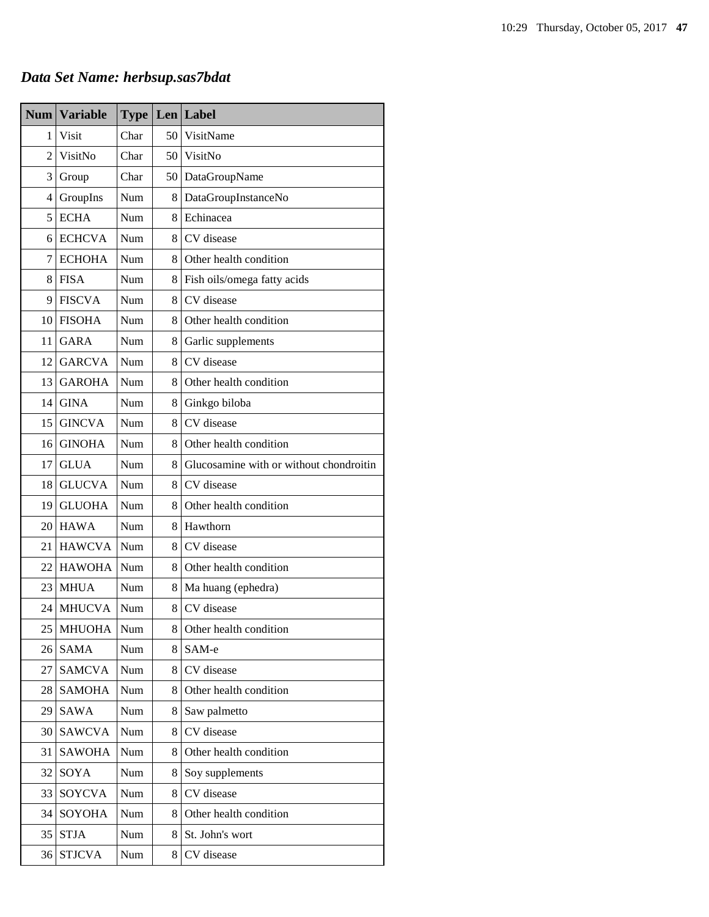## *Data Set Name: herbsup.sas7bdat*

| Num | Variable | Type | Len | Label |
|---|---|---|---|---|
| 1 | Visit | Char | 50 | VisitName |
| 2 | VisitNo | Char | 50 | VisitNo |
| 3 | Group | Char | 50 | DataGroupName |
| 4 | GroupIns | Num | 8 | DataGroupInstanceNo |
| 5 | ECHA | Num | 8 | Echinacea |
| 6 | ECHCVA | Num | 8 | CV disease |
| 7 | ECHOHA | Num | 8 | Other health condition |
| 8 | FISA | Num | 8 | Fish oils/omega fatty acids |
| 9 | FISCVA | Num | 8 | CV disease |
| 10 | FISOHA | Num | 8 | Other health condition |
| 11 | GARA | Num | 8 | Garlic supplements |
| 12 | GARCVA | Num | 8 | CV disease |
| 13 | GAROHA | Num | 8 | Other health condition |
| 14 | GINA | Num | 8 | Ginkgo biloba |
| 15 | GINCVA | Num | 8 | CV disease |
| 16 | GINOHA | Num | 8 | Other health condition |
| 17 | GLUA | Num | 8 | Glucosamine with or without chondroitin |
| 18 | GLUCVA | Num | 8 | CV disease |
| 19 | GLUOHA | Num | 8 | Other health condition |
| 20 | HAWA | Num | 8 | Hawthorn |
| 21 | HAWCVA | Num | 8 | CV disease |
| 22 | HAWOHA | Num | 8 | Other health condition |
| 23 | MHUA | Num | 8 | Ma huang (ephedra) |
| 24 | MHUCVA | Num | 8 | CV disease |
| 25 | MHUOHA | Num | 8 | Other health condition |
| 26 | SAMA | Num | 8 | SAM-e |
| 27 | SAMCVA | Num | 8 | CV disease |
| 28 | SAMOHA | Num | 8 | Other health condition |
| 29 | SAWA | Num | 8 | Saw palmetto |
| 30 | SAWCVA | Num | 8 | CV disease |
| 31 | SAWOHA | Num | 8 | Other health condition |
| 32 | SOYA | Num | 8 | Soy supplements |
| 33 | SOYCVA | Num | 8 | CV disease |
| 34 | SOYOHA | Num | 8 | Other health condition |
| 35 | STJA | Num | 8 | St. John's wort |
| 36 | STJCVA | Num | 8 | CV disease |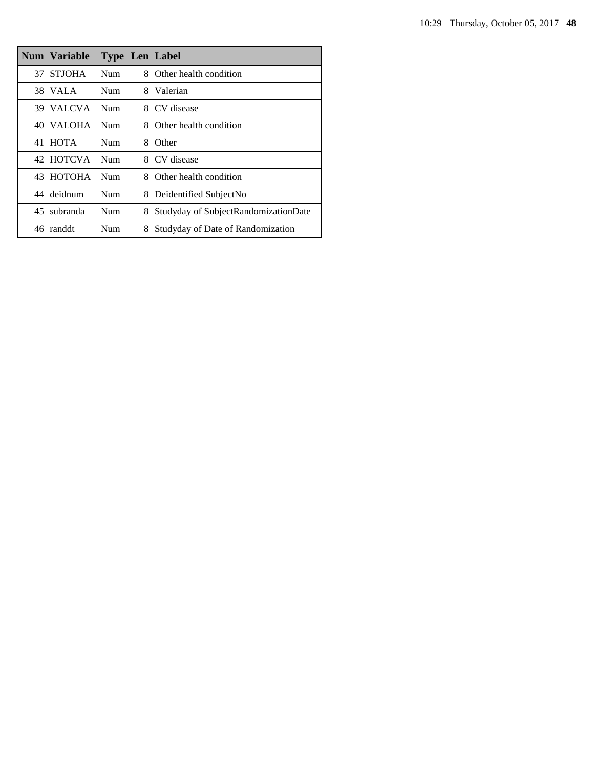| Num | Variable | Type | Len | Label |
| --- | --- | --- | --- | --- |
| 37 | STJOHA | Num | 8 | Other health condition |
| 38 | VALA | Num | 8 | Valerian |
| 39 | VALCVA | Num | 8 | CV disease |
| 40 | VALOHA | Num | 8 | Other health condition |
| 41 | HOTA | Num | 8 | Other |
| 42 | HOTCVA | Num | 8 | CV disease |
| 43 | HOTOHA | Num | 8 | Other health condition |
| 44 | deidnum | Num | 8 | Deidentified SubjectNo |
| 45 | subranda | Num | 8 | Studyday of SubjectRandomizationDate |
| 46 | randdt | Num | 8 | Studyday of Date of Randomization |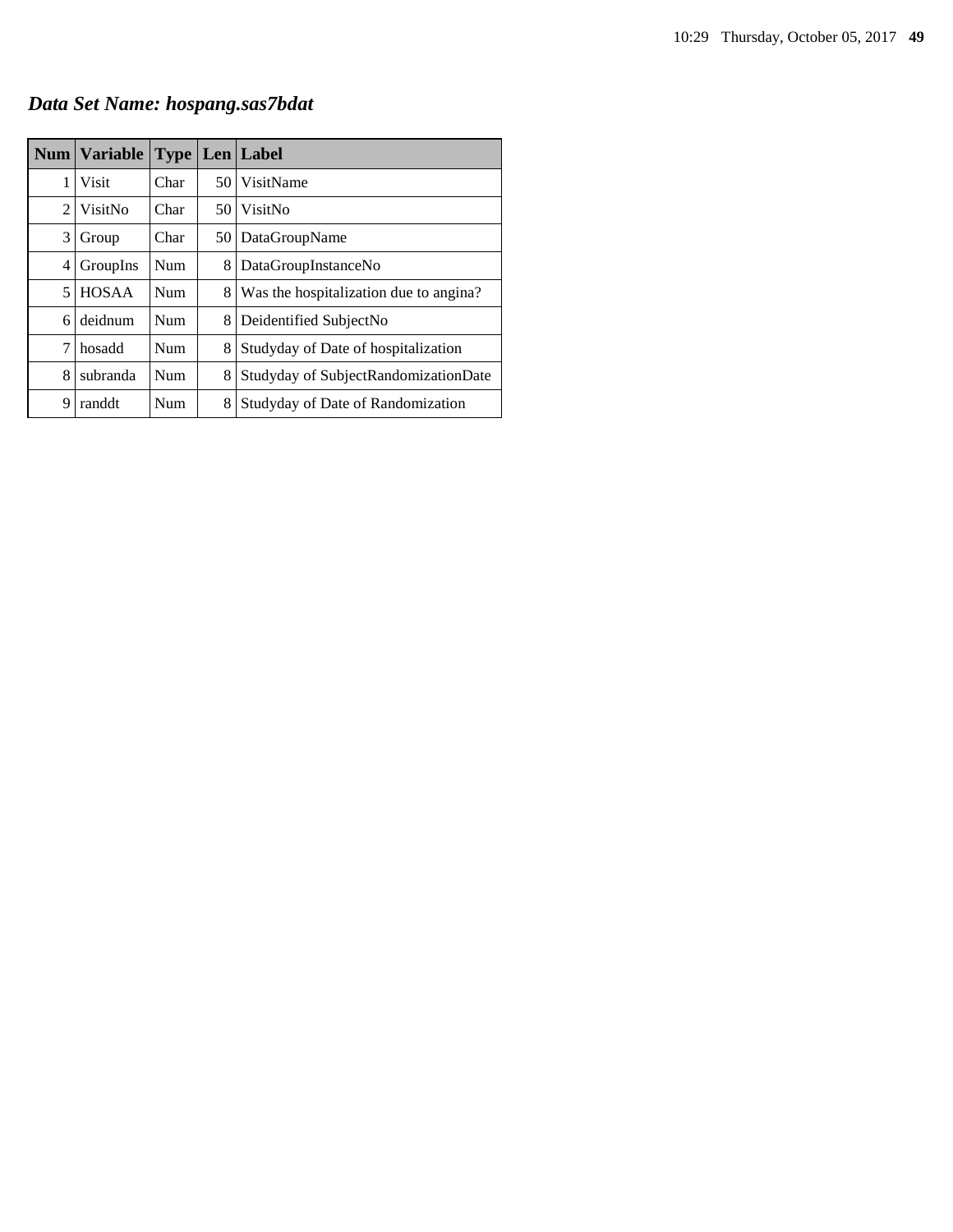## ***Data Set Name: hospang.sas7bdat***

| Num | Variable | Type | Len | Label |
|---|---|---|---|---|
| 1 | Visit | Char | 50 | VisitName |
| 2 | VisitNo | Char | 50 | VisitNo |
| 3 | Group | Char | 50 | DataGroupName |
| 4 | GroupIns | Num | 8 | DataGroupInstanceNo |
| 5 | HOSAA | Num | 8 | Was the hospitalization due to angina? |
| 6 | deidnum | Num | 8 | Deidentified SubjectNo |
| 7 | hosadd | Num | 8 | Studyday of Date of hospitalization |
| 8 | subranda | Num | 8 | Studyday of SubjectRandomizationDate |
| 9 | randdt | Num | 8 | Studyday of Date of Randomization |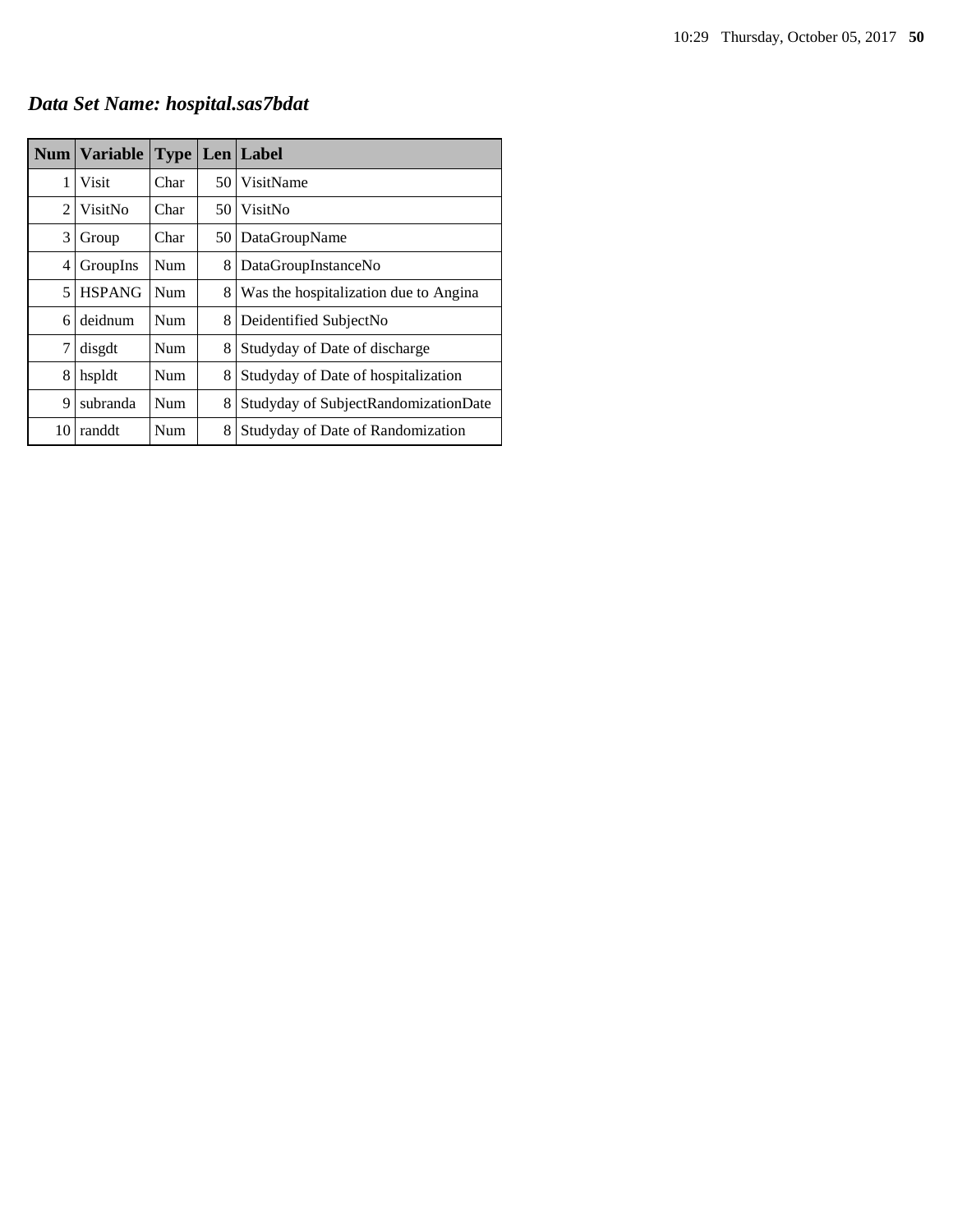## *Data Set Name: hospital.sas7bdat*

| Num | Variable | Type | Len | Label |
|---|---|---|---|---|
| 1 | Visit | Char | 50 | VisitName |
| 2 | VisitNo | Char | 50 | VisitNo |
| 3 | Group | Char | 50 | DataGroupName |
| 4 | GroupIns | Num | 8 | DataGroupInstanceNo |
| 5 | HSPANG | Num | 8 | Was the hospitalization due to Angina |
| 6 | deidnum | Num | 8 | Deidentified SubjectNo |
| 7 | disgdt | Num | 8 | Studyday of Date of discharge |
| 8 | hspldt | Num | 8 | Studyday of Date of hospitalization |
| 9 | subranda | Num | 8 | Studyday of SubjectRandomizationDate |
| 10 | randdt | Num | 8 | Studyday of Date of Randomization |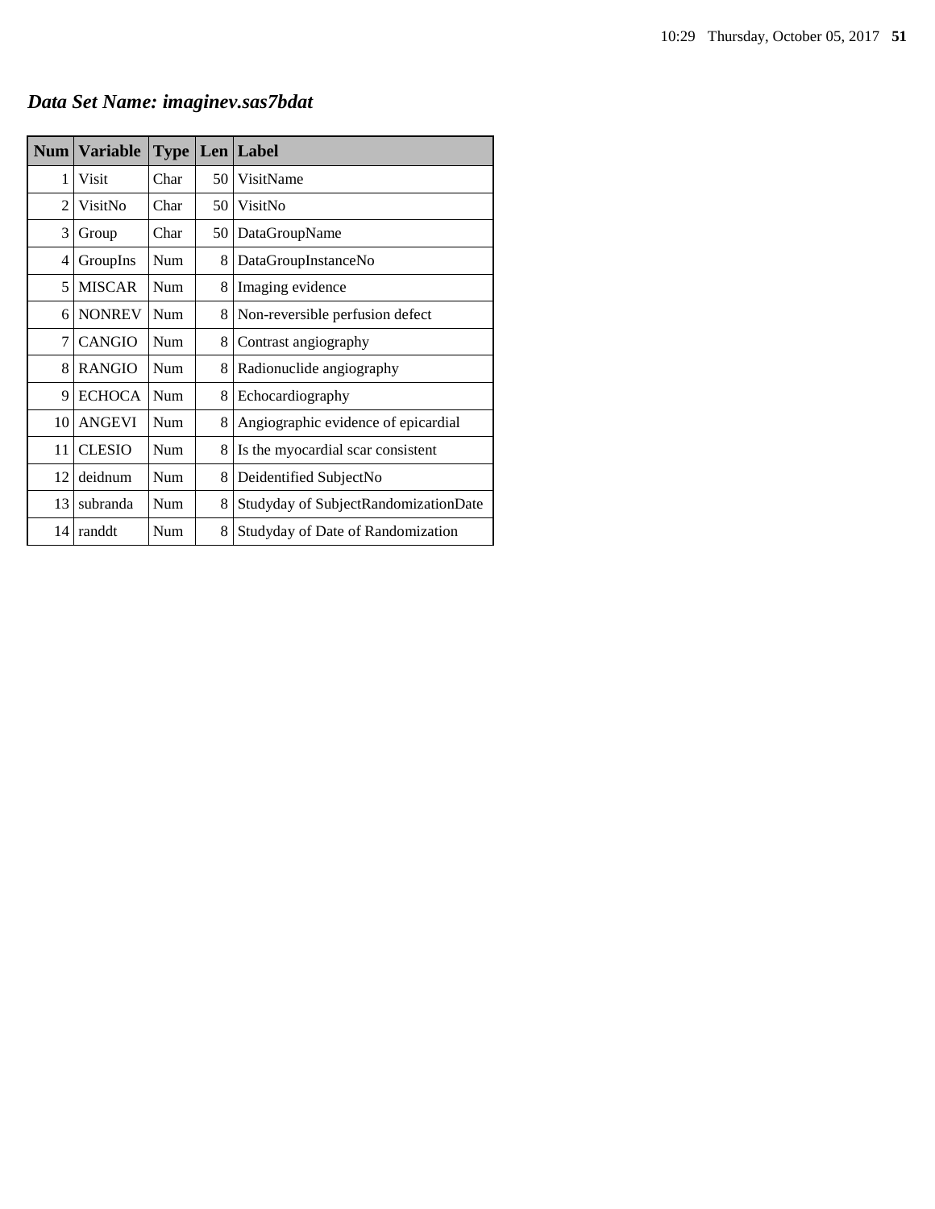## *Data Set Name: imaginev.sas7bdat*

| Num | Variable | Type | Len | Label |
|---|---|---|---|---|
| 1 | Visit | Char | 50 | VisitName |
| 2 | VisitNo | Char | 50 | VisitNo |
| 3 | Group | Char | 50 | DataGroupName |
| 4 | GroupIns | Num | 8 | DataGroupInstanceNo |
| 5 | MISCAR | Num | 8 | Imaging evidence |
| 6 | NONREV | Num | 8 | Non-reversible perfusion defect |
| 7 | CANGIO | Num | 8 | Contrast angiography |
| 8 | RANGIO | Num | 8 | Radionuclide angiography |
| 9 | ECHOCA | Num | 8 | Echocardiography |
| 10 | ANGEVI | Num | 8 | Angiographic evidence of epicardial |
| 11 | CLESIO | Num | 8 | Is the myocardial scar consistent |
| 12 | deidnum | Num | 8 | Deidentified SubjectNo |
| 13 | subranda | Num | 8 | Studyday of SubjectRandomizationDate |
| 14 | randdt | Num | 8 | Studyday of Date of Randomization |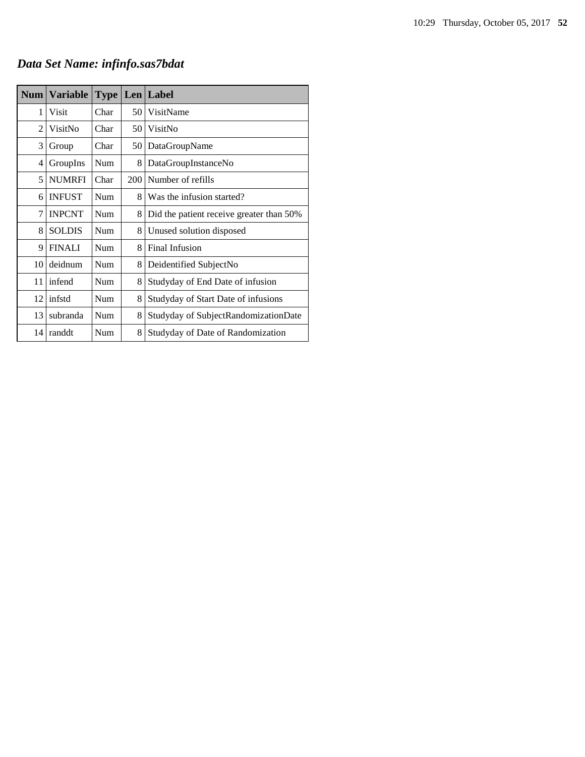## ***Data Set Name: infinfo.sas7bdat***

| Num | Variable | Type | Len | Label |
|---|---|---|---|---|
| 1 | Visit | Char | 50 | VisitName |
| 2 | VisitNo | Char | 50 | VisitNo |
| 3 | Group | Char | 50 | DataGroupName |
| 4 | GroupIns | Num | 8 | DataGroupInstanceNo |
| 5 | NUMRFI | Char | 200 | Number of refills |
| 6 | INFUST | Num | 8 | Was the infusion started? |
| 7 | INPCNT | Num | 8 | Did the patient receive greater than 50% |
| 8 | SOLDIS | Num | 8 | Unused solution disposed |
| 9 | FINALI | Num | 8 | Final Infusion |
| 10 | deidnum | Num | 8 | Deidentified SubjectNo |
| 11 | infend | Num | 8 | Studyday of End Date of infusion |
| 12 | infstd | Num | 8 | Studyday of Start Date of infusions |
| 13 | subranda | Num | 8 | Studyday of SubjectRandomizationDate |
| 14 | randdt | Num | 8 | Studyday of Date of Randomization |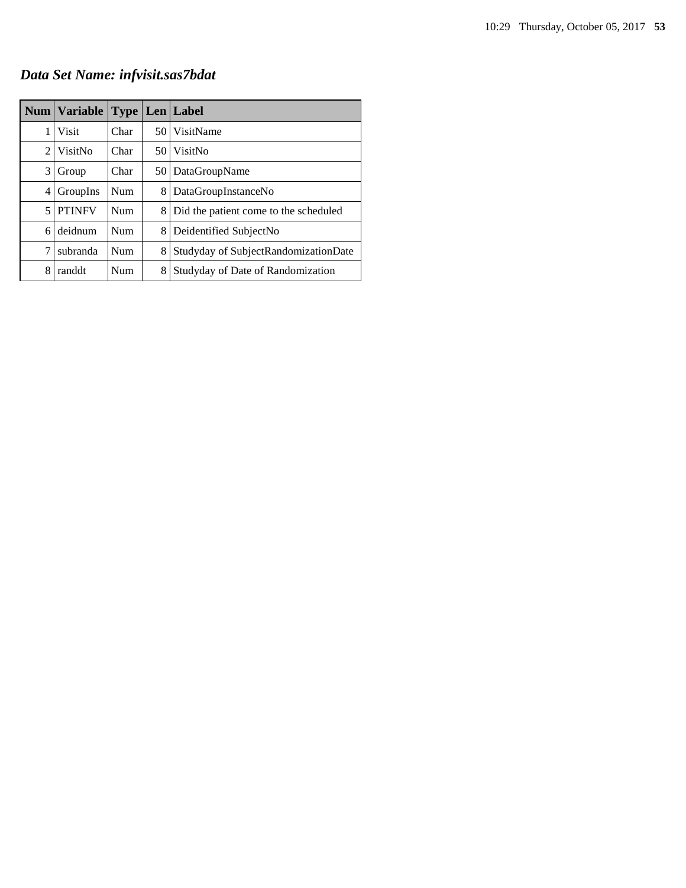## *Data Set Name: infvisit.sas7bdat*

| Num | Variable | Type | Len | Label |
|---|---|---|---|---|
| 1 | Visit | Char | 50 | VisitName |
| 2 | VisitNo | Char | 50 | VisitNo |
| 3 | Group | Char | 50 | DataGroupName |
| 4 | GroupIns | Num | 8 | DataGroupInstanceNo |
| 5 | PTINFV | Num | 8 | Did the patient come to the scheduled |
| 6 | deidnum | Num | 8 | Deidentified SubjectNo |
| 7 | subranda | Num | 8 | Studyday of SubjectRandomizationDate |
| 8 | randdt | Num | 8 | Studyday of Date of Randomization |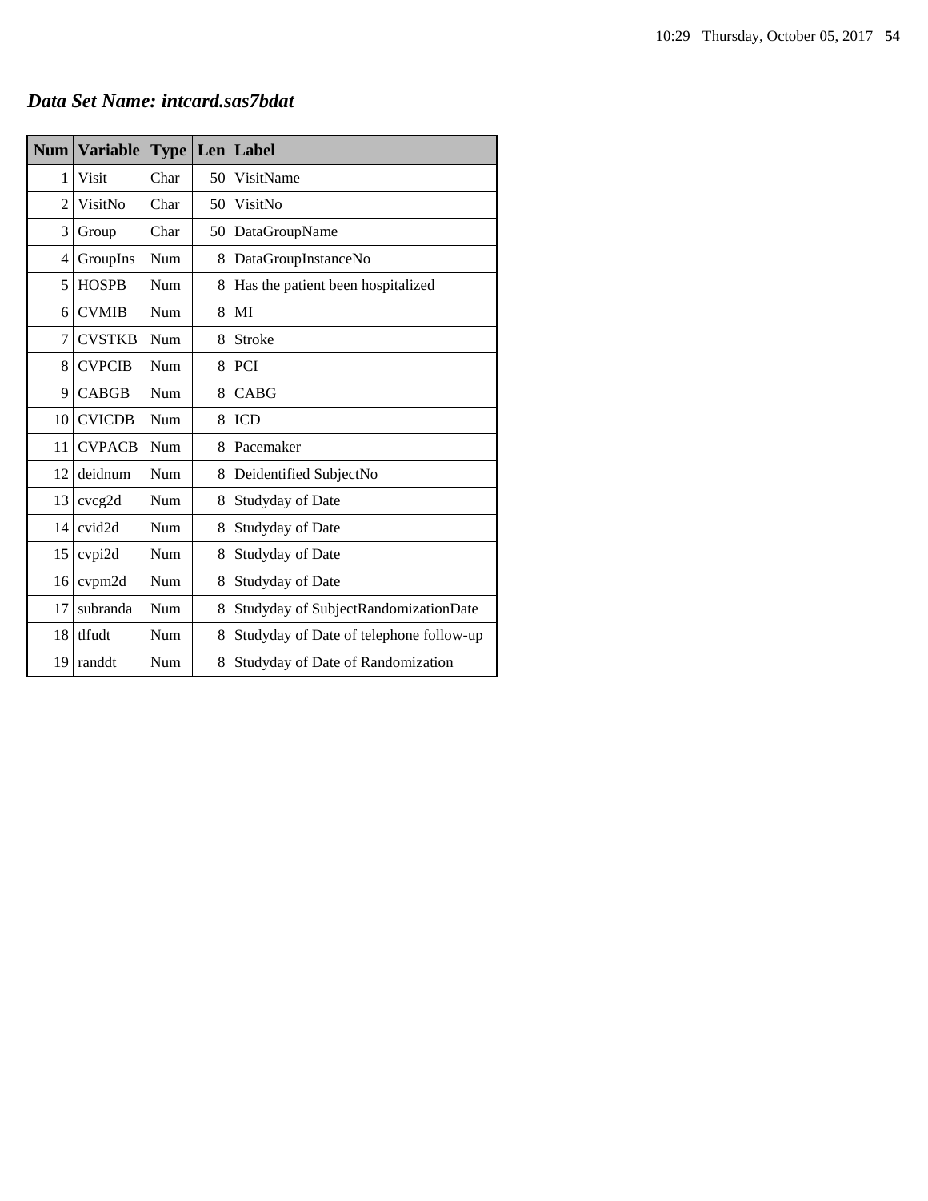## *Data Set Name: intcard.sas7bdat*

| Num | Variable | Type | Len | Label |
|---|---|---|---|---|
| 1 | Visit | Char | 50 | VisitName |
| 2 | VisitNo | Char | 50 | VisitNo |
| 3 | Group | Char | 50 | DataGroupName |
| 4 | GroupIns | Num | 8 | DataGroupInstanceNo |
| 5 | HOSPB | Num | 8 | Has the patient been hospitalized |
| 6 | CVMIB | Num | 8 | MI |
| 7 | CVSTKB | Num | 8 | Stroke |
| 8 | CVPCIB | Num | 8 | PCI |
| 9 | CABGB | Num | 8 | CABG |
| 10 | CVICDB | Num | 8 | ICD |
| 11 | CVPACB | Num | 8 | Pacemaker |
| 12 | deidnum | Num | 8 | Deidentified SubjectNo |
| 13 | cvcg2d | Num | 8 | Studyday of Date |
| 14 | cvid2d | Num | 8 | Studyday of Date |
| 15 | cvpi2d | Num | 8 | Studyday of Date |
| 16 | cvpm2d | Num | 8 | Studyday of Date |
| 17 | subranda | Num | 8 | Studyday of SubjectRandomizationDate |
| 18 | tlfudt | Num | 8 | Studyday of Date of telephone follow-up |
| 19 | randdt | Num | 8 | Studyday of Date of Randomization |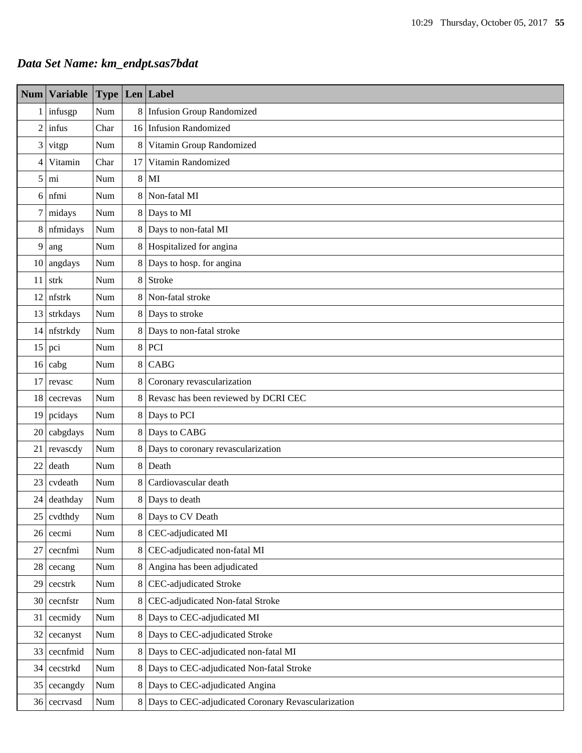***Data Set Name: km_endpt.sas7bdat***

| Num | Variable | Type | Len | Label |
|---|---|---|---|---|
| 1 | infusgp | Num | 8 | Infusion Group Randomized |
| 2 | infus | Char | 16 | Infusion Randomized |
| 3 | vitgp | Num | 8 | Vitamin Group Randomized |
| 4 | Vitamin | Char | 17 | Vitamin Randomized |
| 5 | mi | Num | 8 | MI |
| 6 | nfmi | Num | 8 | Non-fatal MI |
| 7 | midays | Num | 8 | Days to MI |
| 8 | nfmidays | Num | 8 | Days to non-fatal MI |
| 9 | ang | Num | 8 | Hospitalized for angina |
| 10 | angdays | Num | 8 | Days to hosp. for angina |
| 11 | strk | Num | 8 | Stroke |
| 12 | nfstrk | Num | 8 | Non-fatal stroke |
| 13 | strkdays | Num | 8 | Days to stroke |
| 14 | nfstrkdy | Num | 8 | Days to non-fatal stroke |
| 15 | pci | Num | 8 | PCI |
| 16 | cabg | Num | 8 | CABG |
| 17 | revasc | Num | 8 | Coronary revascularization |
| 18 | cecrevas | Num | 8 | Revasc has been reviewed by DCRI CEC |
| 19 | pcidays | Num | 8 | Days to PCI |
| 20 | cabgdays | Num | 8 | Days to CABG |
| 21 | revascdy | Num | 8 | Days to coronary revascularization |
| 22 | death | Num | 8 | Death |
| 23 | cvdeath | Num | 8 | Cardiovascular death |
| 24 | deathday | Num | 8 | Days to death |
| 25 | cvdthdy | Num | 8 | Days to CV Death |
| 26 | cecmi | Num | 8 | CEC-adjudicated MI |
| 27 | cecnfmi | Num | 8 | CEC-adjudicated non-fatal MI |
| 28 | cecang | Num | 8 | Angina has been adjudicated |
| 29 | cecstrk | Num | 8 | CEC-adjudicated Stroke |
| 30 | cecnfstr | Num | 8 | CEC-adjudicated Non-fatal Stroke |
| 31 | cecmidy | Num | 8 | Days to CEC-adjudicated MI |
| 32 | cecanyst | Num | 8 | Days to CEC-adjudicated Stroke |
| 33 | cecnfmid | Num | 8 | Days to CEC-adjudicated non-fatal MI |
| 34 | cecstrkd | Num | 8 | Days to CEC-adjudicated Non-fatal Stroke |
| 35 | cecangdy | Num | 8 | Days to CEC-adjudicated Angina |
| 36 | cecrvasd | Num | 8 | Days to CEC-adjudicated Coronary Revascularization |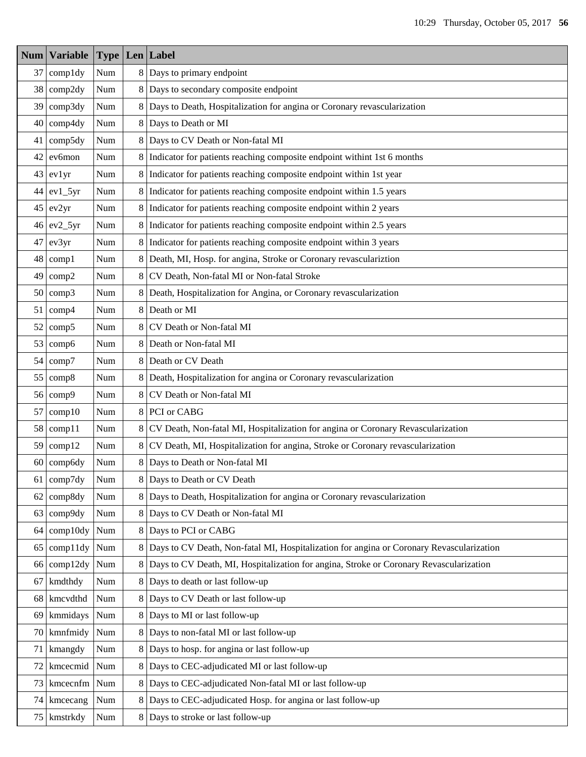| Num | Variable | Type | Len | Label |
|---|---|---|---|---|
| 37 | comp1dy | Num | 8 | Days to primary endpoint |
| 38 | comp2dy | Num | 8 | Days to secondary composite endpoint |
| 39 | comp3dy | Num | 8 | Days to Death, Hospitalization for angina or Coronary revascularization |
| 40 | comp4dy | Num | 8 | Days to Death or MI |
| 41 | comp5dy | Num | 8 | Days to CV Death or Non-fatal MI |
| 42 | ev6mon | Num | 8 | Indicator for patients reaching composite endpoint withint 1st 6 months |
| 43 | ev1yr | Num | 8 | Indicator for patients reaching composite endpoint within 1st year |
| 44 | ev1_5yr | Num | 8 | Indicator for patients reaching composite endpoint within 1.5 years |
| 45 | ev2yr | Num | 8 | Indicator for patients reaching composite endpoint within 2 years |
| 46 | ev2_5yr | Num | 8 | Indicator for patients reaching composite endpoint within 2.5 years |
| 47 | ev3yr | Num | 8 | Indicator for patients reaching composite endpoint within 3 years |
| 48 | comp1 | Num | 8 | Death, MI, Hosp. for angina, Stroke or Coronary revasculariztion |
| 49 | comp2 | Num | 8 | CV Death, Non-fatal MI or Non-fatal Stroke |
| 50 | comp3 | Num | 8 | Death, Hospitalization for Angina, or Coronary revascularization |
| 51 | comp4 | Num | 8 | Death or MI |
| 52 | comp5 | Num | 8 | CV Death or Non-fatal MI |
| 53 | comp6 | Num | 8 | Death or Non-fatal MI |
| 54 | comp7 | Num | 8 | Death or CV Death |
| 55 | comp8 | Num | 8 | Death, Hospitalization for angina or Coronary revascularization |
| 56 | comp9 | Num | 8 | CV Death or Non-fatal MI |
| 57 | comp10 | Num | 8 | PCI or CABG |
| 58 | comp11 | Num | 8 | CV Death, Non-fatal MI, Hospitalization for angina or Coronary Revascularization |
| 59 | comp12 | Num | 8 | CV Death, MI, Hospitalization for angina, Stroke or Coronary revascularization |
| 60 | comp6dy | Num | 8 | Days to Death or Non-fatal MI |
| 61 | comp7dy | Num | 8 | Days to Death or CV Death |
| 62 | comp8dy | Num | 8 | Days to Death, Hospitalization for angina or Coronary revascularization |
| 63 | comp9dy | Num | 8 | Days to CV Death or Non-fatal MI |
| 64 | comp10dy | Num | 8 | Days to PCI or CABG |
| 65 | comp11dy | Num | 8 | Days to CV Death, Non-fatal MI, Hospitalization for angina or Coronary Revascularization |
| 66 | comp12dy | Num | 8 | Days to CV Death, MI, Hospitalization for angina, Stroke or Coronary Revascularization |
| 67 | kmdthdy | Num | 8 | Days to death or last follow-up |
| 68 | kmcvdthd | Num | 8 | Days to CV Death or last follow-up |
| 69 | kmmidays | Num | 8 | Days to MI or last follow-up |
| 70 | kmnfmidy | Num | 8 | Days to non-fatal MI or last follow-up |
| 71 | kmangdy | Num | 8 | Days to hosp. for angina or last follow-up |
| 72 | kmcecmid | Num | 8 | Days to CEC-adjudicated MI or last follow-up |
| 73 | kmcecnfm | Num | 8 | Days to CEC-adjudicated Non-fatal MI or last follow-up |
| 74 | kmcecang | Num | 8 | Days to CEC-adjudicated Hosp. for angina or last follow-up |
| 75 | kmstrkdy | Num | 8 | Days to stroke or last follow-up |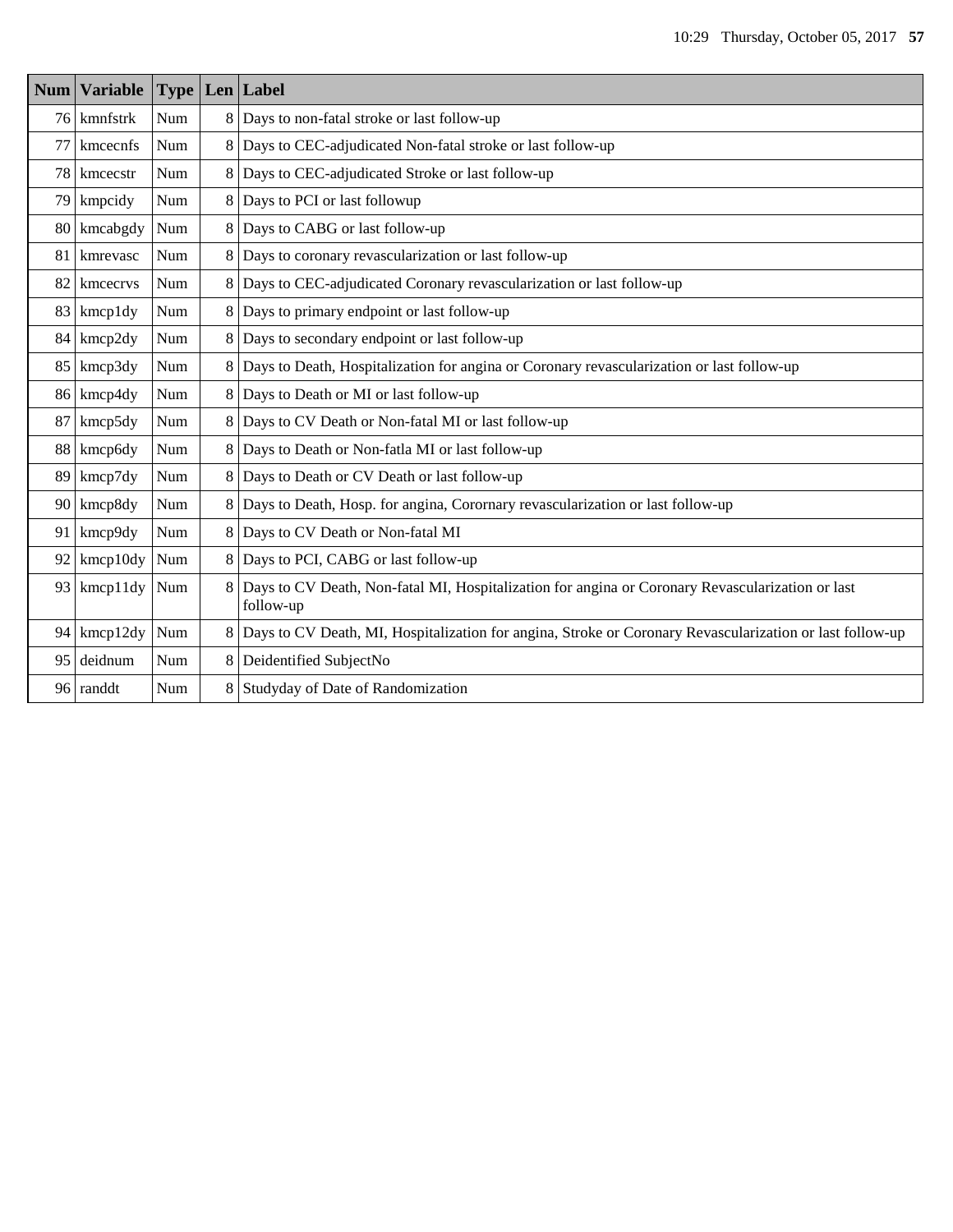| Num | Variable | Type | Len | Label |
|---|---|---|---|---|
| 76 | kmnfstrk | Num | 8 | Days to non-fatal stroke or last follow-up |
| 77 | kmcecnfs | Num | 8 | Days to CEC-adjudicated Non-fatal stroke or last follow-up |
| 78 | kmcecstr | Num | 8 | Days to CEC-adjudicated Stroke or last follow-up |
| 79 | kmpcidy | Num | 8 | Days to PCI or last followup |
| 80 | kmcabgdy | Num | 8 | Days to CABG or last follow-up |
| 81 | kmrevasc | Num | 8 | Days to coronary revascularization or last follow-up |
| 82 | kmcecrvs | Num | 8 | Days to CEC-adjudicated Coronary revascularization or last follow-up |
| 83 | kmcp1dy | Num | 8 | Days to primary endpoint or last follow-up |
| 84 | kmcp2dy | Num | 8 | Days to secondary endpoint or last follow-up |
| 85 | kmcp3dy | Num | 8 | Days to Death, Hospitalization for angina or Coronary revascularization or last follow-up |
| 86 | kmcp4dy | Num | 8 | Days to Death or MI or last follow-up |
| 87 | kmcp5dy | Num | 8 | Days to CV Death or Non-fatal MI or last follow-up |
| 88 | kmcp6dy | Num | 8 | Days to Death or Non-fatla MI or last follow-up |
| 89 | kmcp7dy | Num | 8 | Days to Death or CV Death or last follow-up |
| 90 | kmcp8dy | Num | 8 | Days to Death, Hosp. for angina, Corornary revascularization or last follow-up |
| 91 | kmcp9dy | Num | 8 | Days to CV Death or Non-fatal MI |
| 92 | kmcp10dy | Num | 8 | Days to PCI, CABG or last follow-up |
| 93 | kmcp11dy | Num | 8 | Days to CV Death, Non-fatal MI, Hospitalization for angina or Coronary Revascularization or last follow-up |
| 94 | kmcp12dy | Num | 8 | Days to CV Death, MI, Hospitalization for angina, Stroke or Coronary Revascularization or last follow-up |
| 95 | deidnum | Num | 8 | Deidentified SubjectNo |
| 96 | randdt | Num | 8 | Studyday of Date of Randomization |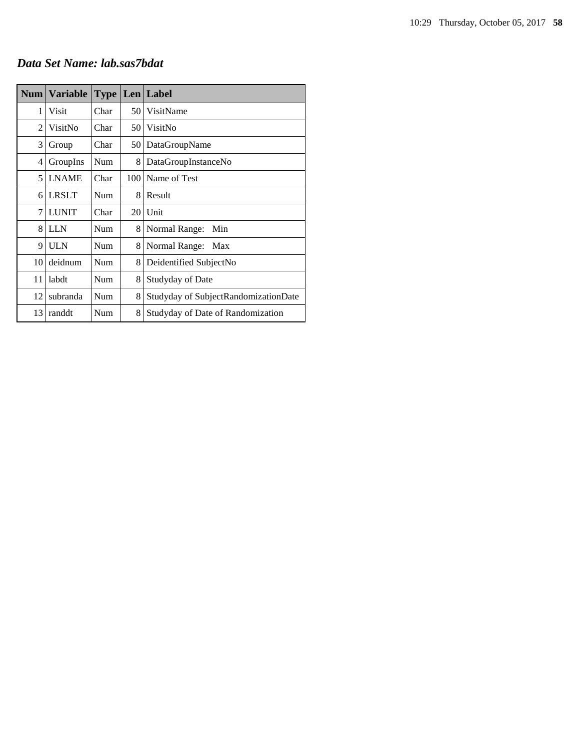## *Data Set Name: lab.sas7bdat*

| Num | Variable | Type | Len | Label |
|---|---|---|---|---|
| 1 | Visit | Char | 50 | VisitName |
| 2 | VisitNo | Char | 50 | VisitNo |
| 3 | Group | Char | 50 | DataGroupName |
| 4 | GroupIns | Num | 8 | DataGroupInstanceNo |
| 5 | LNAME | Char | 100 | Name of Test |
| 6 | LRSLT | Num | 8 | Result |
| 7 | LUNIT | Char | 20 | Unit |
| 8 | LLN | Num | 8 | Normal Range: Min |
| 9 | ULN | Num | 8 | Normal Range: Max |
| 10 | deidnum | Num | 8 | Deidentified SubjectNo |
| 11 | labdt | Num | 8 | Studyday of Date |
| 12 | subranda | Num | 8 | Studyday of SubjectRandomizationDate |
| 13 | randdt | Num | 8 | Studyday of Date of Randomization |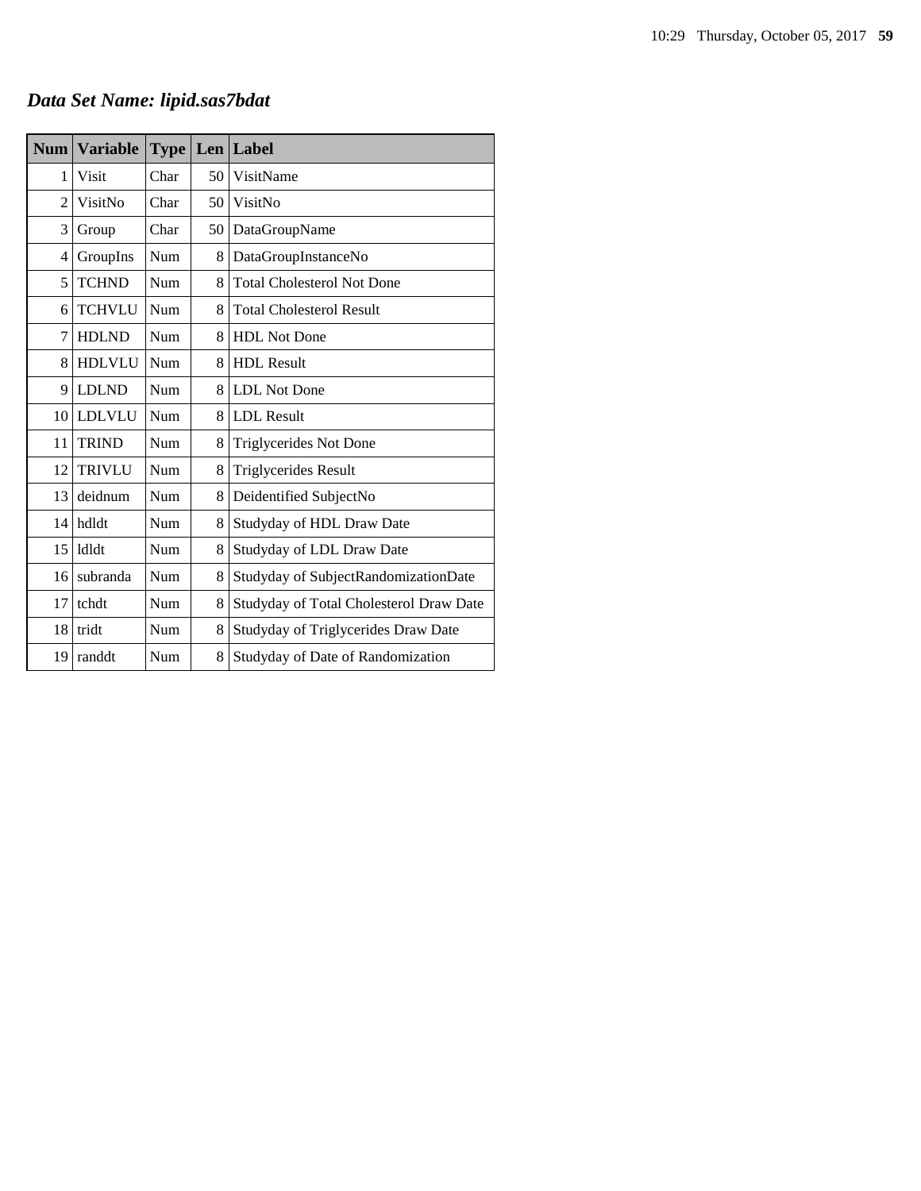## *Data Set Name: lipid.sas7bdat*

| Num | Variable | Type | Len | Label |
|---|---|---|---|---|
| 1 | Visit | Char | 50 | VisitName |
| 2 | VisitNo | Char | 50 | VisitNo |
| 3 | Group | Char | 50 | DataGroupName |
| 4 | GroupIns | Num | 8 | DataGroupInstanceNo |
| 5 | TCHND | Num | 8 | Total Cholesterol Not Done |
| 6 | TCHVLU | Num | 8 | Total Cholesterol Result |
| 7 | HDLND | Num | 8 | HDL Not Done |
| 8 | HDLVLU | Num | 8 | HDL Result |
| 9 | LDLND | Num | 8 | LDL Not Done |
| 10 | LDLVLU | Num | 8 | LDL Result |
| 11 | TRIND | Num | 8 | Triglycerides Not Done |
| 12 | TRIVLU | Num | 8 | Triglycerides Result |
| 13 | deidnum | Num | 8 | Deidentified SubjectNo |
| 14 | hdldt | Num | 8 | Studyday of HDL Draw Date |
| 15 | ldldt | Num | 8 | Studyday of LDL Draw Date |
| 16 | subranda | Num | 8 | Studyday of SubjectRandomizationDate |
| 17 | tchdt | Num | 8 | Studyday of Total Cholesterol Draw Date |
| 18 | tridt | Num | 8 | Studyday of Triglycerides Draw Date |
| 19 | randdt | Num | 8 | Studyday of Date of Randomization |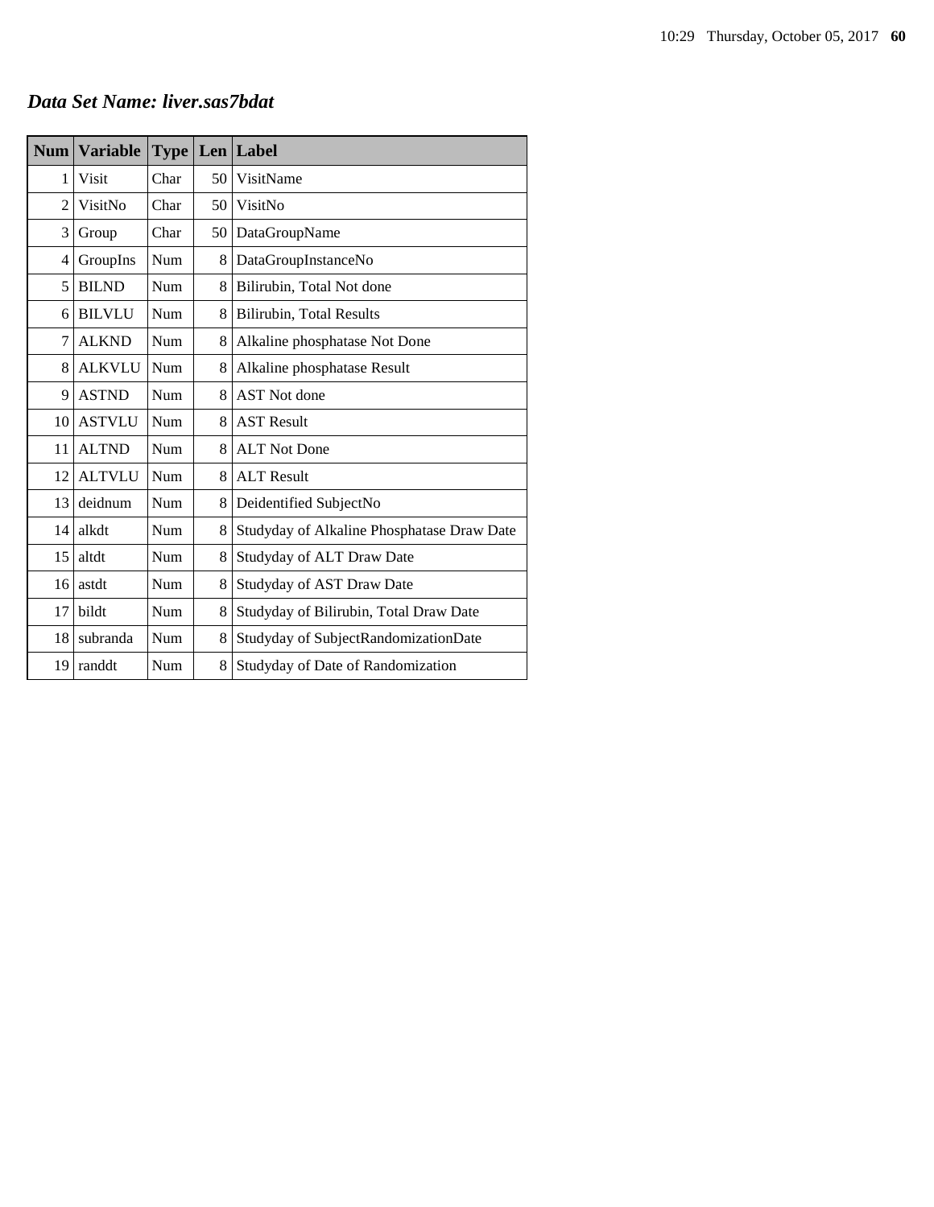## *Data Set Name: liver.sas7bdat*

| Num | Variable | Type | Len | Label |
|---|---|---|---|---|
| 1 | Visit | Char | 50 | VisitName |
| 2 | VisitNo | Char | 50 | VisitNo |
| 3 | Group | Char | 50 | DataGroupName |
| 4 | GroupIns | Num | 8 | DataGroupInstanceNo |
| 5 | BILND | Num | 8 | Bilirubin, Total Not done |
| 6 | BILVLU | Num | 8 | Bilirubin, Total Results |
| 7 | ALKND | Num | 8 | Alkaline phosphatase Not Done |
| 8 | ALKVLU | Num | 8 | Alkaline phosphatase Result |
| 9 | ASTND | Num | 8 | AST Not done |
| 10 | ASTVLU | Num | 8 | AST Result |
| 11 | ALTND | Num | 8 | ALT Not Done |
| 12 | ALTVLU | Num | 8 | ALT Result |
| 13 | deidnum | Num | 8 | Deidentified SubjectNo |
| 14 | alkdt | Num | 8 | Studyday of Alkaline Phosphatase Draw Date |
| 15 | altdt | Num | 8 | Studyday of ALT Draw Date |
| 16 | astdt | Num | 8 | Studyday of AST Draw Date |
| 17 | bildt | Num | 8 | Studyday of Bilirubin, Total Draw Date |
| 18 | subranda | Num | 8 | Studyday of SubjectRandomizationDate |
| 19 | randdt | Num | 8 | Studyday of Date of Randomization |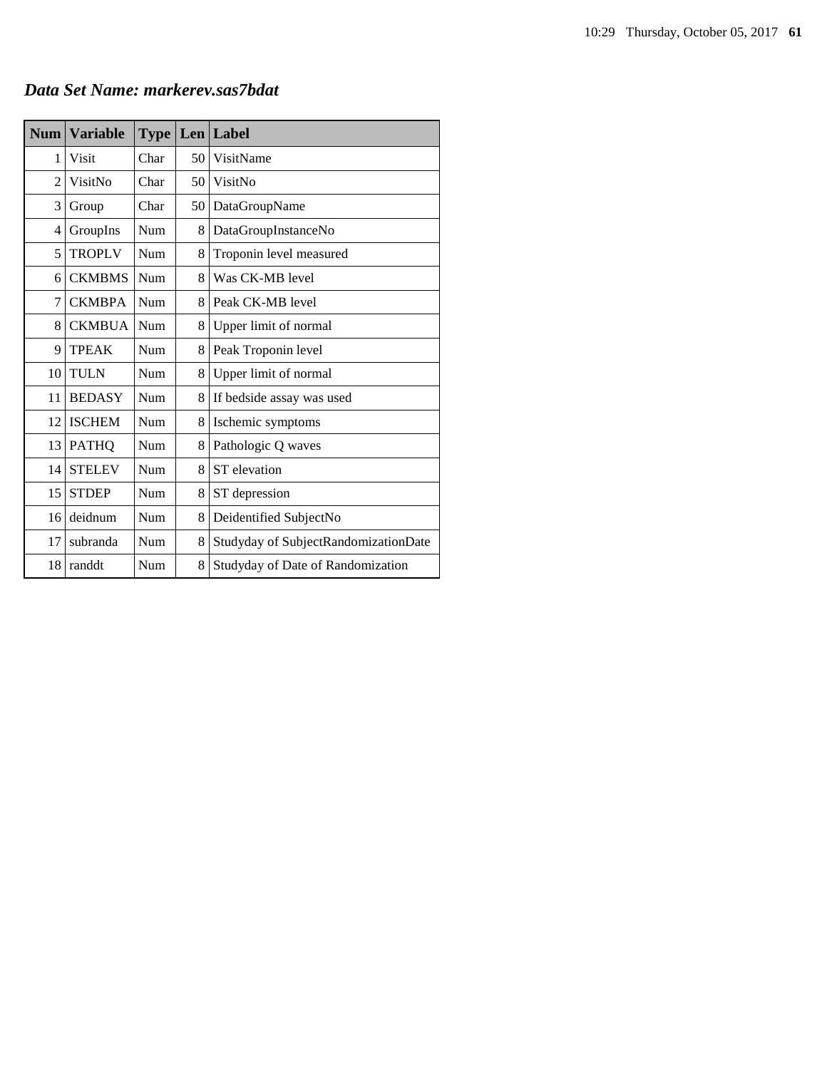## *Data Set Name: markerev.sas7bdat*

| Num | Variable | Type | Len | Label |
|---|---|---|---|---|
| 1 | Visit | Char | 50 | VisitName |
| 2 | VisitNo | Char | 50 | VisitNo |
| 3 | Group | Char | 50 | DataGroupName |
| 4 | GroupIns | Num | 8 | DataGroupInstanceNo |
| 5 | TROPLV | Num | 8 | Troponin level measured |
| 6 | CKMBMS | Num | 8 | Was CK-MB level |
| 7 | CKMBPA | Num | 8 | Peak CK-MB level |
| 8 | CKMBUA | Num | 8 | Upper limit of normal |
| 9 | TPEAK | Num | 8 | Peak Troponin level |
| 10 | TULN | Num | 8 | Upper limit of normal |
| 11 | BEDASY | Num | 8 | If bedside assay was used |
| 12 | ISCHEM | Num | 8 | Ischemic symptoms |
| 13 | PATHQ | Num | 8 | Pathologic Q waves |
| 14 | STELEV | Num | 8 | ST elevation |
| 15 | STDEP | Num | 8 | ST depression |
| 16 | deidnum | Num | 8 | Deidentified SubjectNo |
| 17 | subranda | Num | 8 | Studyday of SubjectRandomizationDate |
| 18 | randdt | Num | 8 | Studyday of Date of Randomization |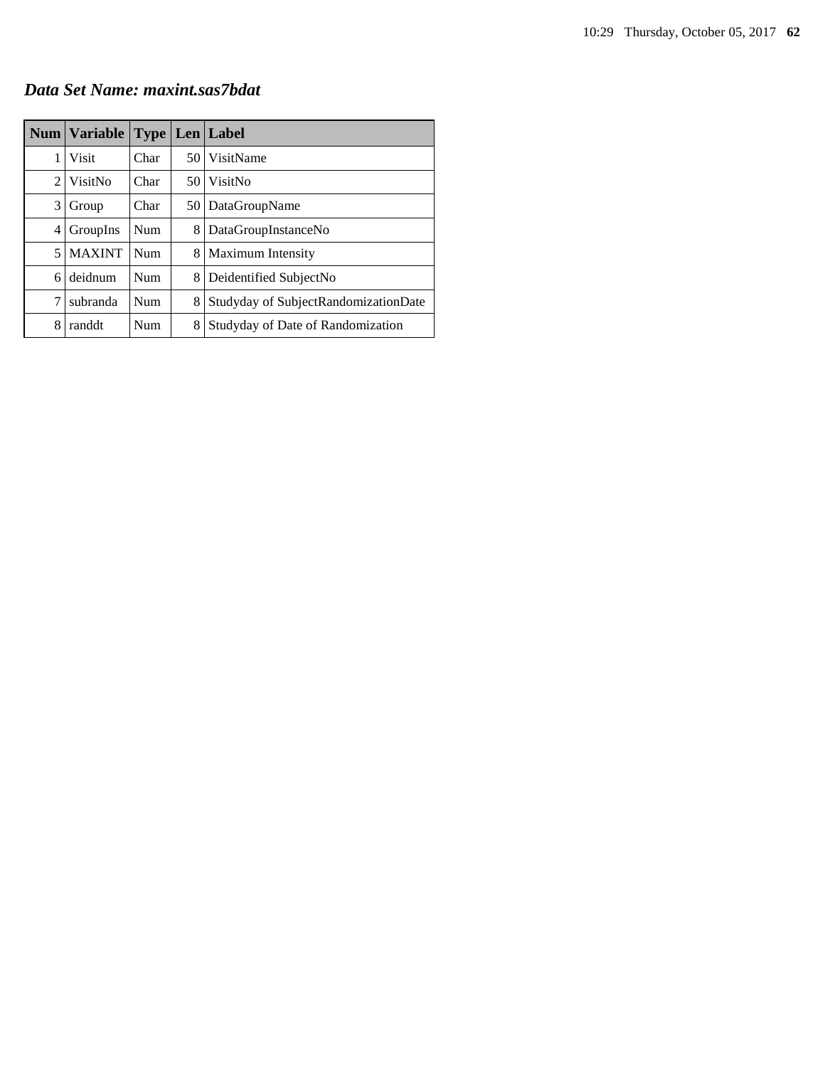***Data Set Name: maxint.sas7bdat***

| Num | Variable | Type | Len | Label |
|---|---|---|---|---|
| 1 | Visit | Char | 50 | VisitName |
| 2 | VisitNo | Char | 50 | VisitNo |
| 3 | Group | Char | 50 | DataGroupName |
| 4 | GroupIns | Num | 8 | DataGroupInstanceNo |
| 5 | MAXINT | Num | 8 | Maximum Intensity |
| 6 | deidnum | Num | 8 | Deidentified SubjectNo |
| 7 | subranda | Num | 8 | Studyday of SubjectRandomizationDate |
| 8 | randdt | Num | 8 | Studyday of Date of Randomization |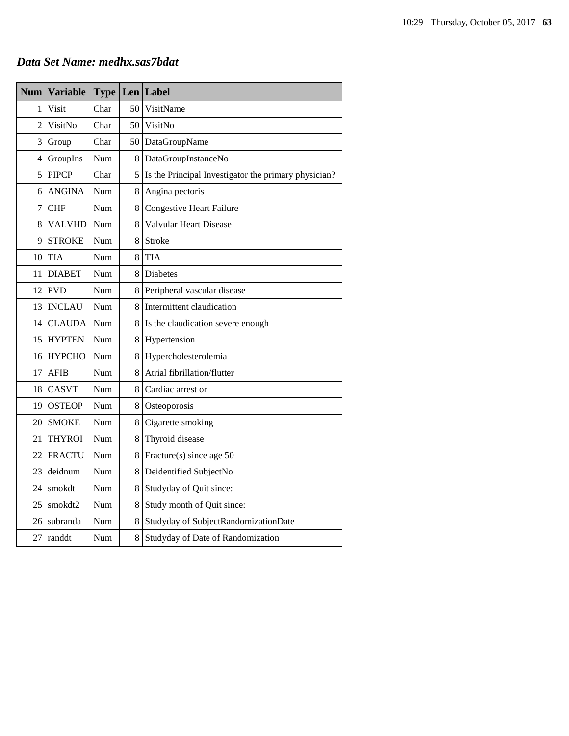## *Data Set Name: medhx.sas7bdat*

| Num | Variable | Type | Len | Label |
|---|---|---|---|---|
| 1 | Visit | Char | 50 | VisitName |
| 2 | VisitNo | Char | 50 | VisitNo |
| 3 | Group | Char | 50 | DataGroupName |
| 4 | GroupIns | Num | 8 | DataGroupInstanceNo |
| 5 | PIPCP | Char | 5 | Is the Principal Investigator the primary physician? |
| 6 | ANGINA | Num | 8 | Angina pectoris |
| 7 | CHF | Num | 8 | Congestive Heart Failure |
| 8 | VALVHD | Num | 8 | Valvular Heart Disease |
| 9 | STROKE | Num | 8 | Stroke |
| 10 | TIA | Num | 8 | TIA |
| 11 | DIABET | Num | 8 | Diabetes |
| 12 | PVD | Num | 8 | Peripheral vascular disease |
| 13 | INCLAU | Num | 8 | Intermittent claudication |
| 14 | CLAUDA | Num | 8 | Is the claudication severe enough |
| 15 | HYPTEN | Num | 8 | Hypertension |
| 16 | HYPCHO | Num | 8 | Hypercholesterolemia |
| 17 | AFIB | Num | 8 | Atrial fibrillation/flutter |
| 18 | CASVT | Num | 8 | Cardiac arrest or |
| 19 | OSTEOP | Num | 8 | Osteoporosis |
| 20 | SMOKE | Num | 8 | Cigarette smoking |
| 21 | THYROI | Num | 8 | Thyroid disease |
| 22 | FRACTU | Num | 8 | Fracture(s) since age 50 |
| 23 | deidnum | Num | 8 | Deidentified SubjectNo |
| 24 | smokdt | Num | 8 | Studyday of Quit since: |
| 25 | smokdt2 | Num | 8 | Study month of Quit since: |
| 26 | subranda | Num | 8 | Studyday of SubjectRandomizationDate |
| 27 | randdt | Num | 8 | Studyday of Date of Randomization |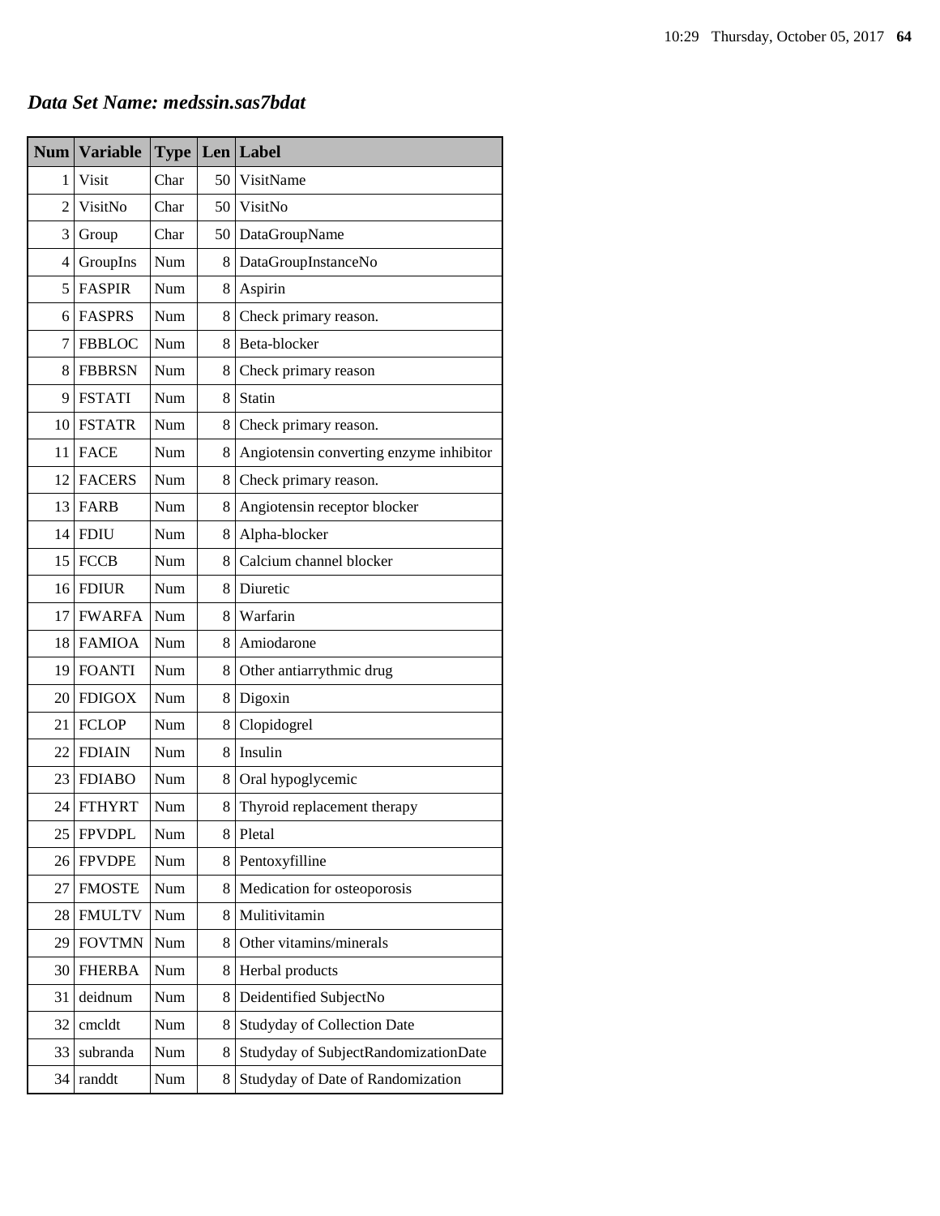***Data Set Name: medssin.sas7bdat***

| Num | Variable | Type | Len | Label |
|---|---|---|---|---|
| 1 | Visit | Char | 50 | VisitName |
| 2 | VisitNo | Char | 50 | VisitNo |
| 3 | Group | Char | 50 | DataGroupName |
| 4 | GroupIns | Num | 8 | DataGroupInstanceNo |
| 5 | FASPIR | Num | 8 | Aspirin |
| 6 | FASPRS | Num | 8 | Check primary reason. |
| 7 | FBBLOC | Num | 8 | Beta-blocker |
| 8 | FBBRSN | Num | 8 | Check primary reason |
| 9 | FSTATI | Num | 8 | Statin |
| 10 | FSTATR | Num | 8 | Check primary reason. |
| 11 | FACE | Num | 8 | Angiotensin converting enzyme inhibitor |
| 12 | FACERS | Num | 8 | Check primary reason. |
| 13 | FARB | Num | 8 | Angiotensin receptor blocker |
| 14 | FDIU | Num | 8 | Alpha-blocker |
| 15 | FCCB | Num | 8 | Calcium channel blocker |
| 16 | FDIUR | Num | 8 | Diuretic |
| 17 | FWARFA | Num | 8 | Warfarin |
| 18 | FAMIOA | Num | 8 | Amiodarone |
| 19 | FOANTI | Num | 8 | Other antiarrythmic drug |
| 20 | FDIGOX | Num | 8 | Digoxin |
| 21 | FCLOP | Num | 8 | Clopidogrel |
| 22 | FDIAIN | Num | 8 | Insulin |
| 23 | FDIABO | Num | 8 | Oral hypoglycemic |
| 24 | FTHYRT | Num | 8 | Thyroid replacement therapy |
| 25 | FPVDPL | Num | 8 | Pletal |
| 26 | FPVDPE | Num | 8 | Pentoxyfilline |
| 27 | FMOSTE | Num | 8 | Medication for osteoporosis |
| 28 | FMULTV | Num | 8 | Mulitivitamin |
| 29 | FOVTMN | Num | 8 | Other vitamins/minerals |
| 30 | FHERBA | Num | 8 | Herbal products |
| 31 | deidnum | Num | 8 | Deidentified SubjectNo |
| 32 | cmcldt | Num | 8 | Studyday of Collection Date |
| 33 | subranda | Num | 8 | Studyday of SubjectRandomizationDate |
| 34 | randdt | Num | 8 | Studyday of Date of Randomization |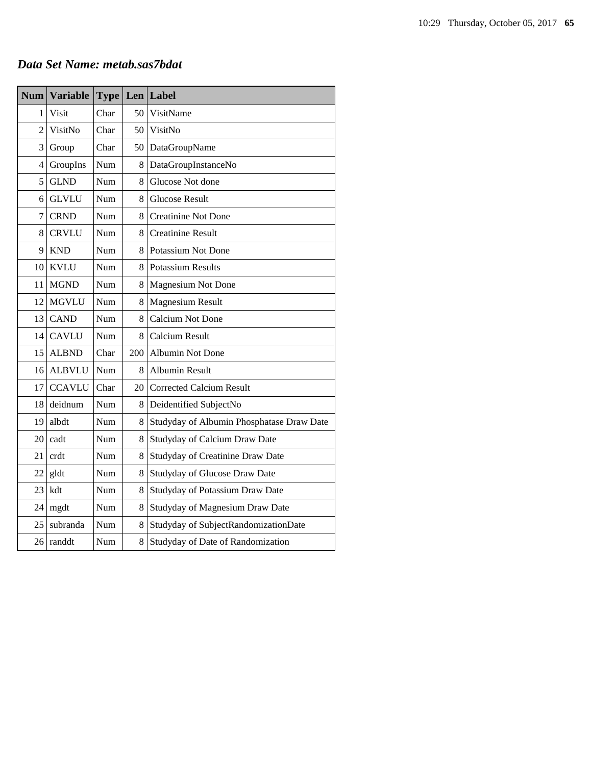***Data Set Name: metab.sas7bdat***

| Num | Variable | Type | Len | Label |
|---|---|---|---|---|
| 1 | Visit | Char | 50 | VisitName |
| 2 | VisitNo | Char | 50 | VisitNo |
| 3 | Group | Char | 50 | DataGroupName |
| 4 | GroupIns | Num | 8 | DataGroupInstanceNo |
| 5 | GLND | Num | 8 | Glucose Not done |
| 6 | GLVLU | Num | 8 | Glucose Result |
| 7 | CRND | Num | 8 | Creatinine Not Done |
| 8 | CRVLU | Num | 8 | Creatinine Result |
| 9 | KND | Num | 8 | Potassium Not Done |
| 10 | KVLU | Num | 8 | Potassium Results |
| 11 | MGND | Num | 8 | Magnesium Not Done |
| 12 | MGVLU | Num | 8 | Magnesium Result |
| 13 | CAND | Num | 8 | Calcium Not Done |
| 14 | CAVLU | Num | 8 | Calcium Result |
| 15 | ALBND | Char | 200 | Albumin Not Done |
| 16 | ALBVLU | Num | 8 | Albumin Result |
| 17 | CCAVLU | Char | 20 | Corrected Calcium Result |
| 18 | deidnum | Num | 8 | Deidentified SubjectNo |
| 19 | albdt | Num | 8 | Studyday of Albumin Phosphatase Draw Date |
| 20 | cadt | Num | 8 | Studyday of Calcium Draw Date |
| 21 | crdt | Num | 8 | Studyday of Creatinine Draw Date |
| 22 | gldt | Num | 8 | Studyday of Glucose Draw Date |
| 23 | kdt | Num | 8 | Studyday of Potassium Draw Date |
| 24 | mgdt | Num | 8 | Studyday of Magnesium Draw Date |
| 25 | subranda | Num | 8 | Studyday of SubjectRandomizationDate |
| 26 | randdt | Num | 8 | Studyday of Date of Randomization |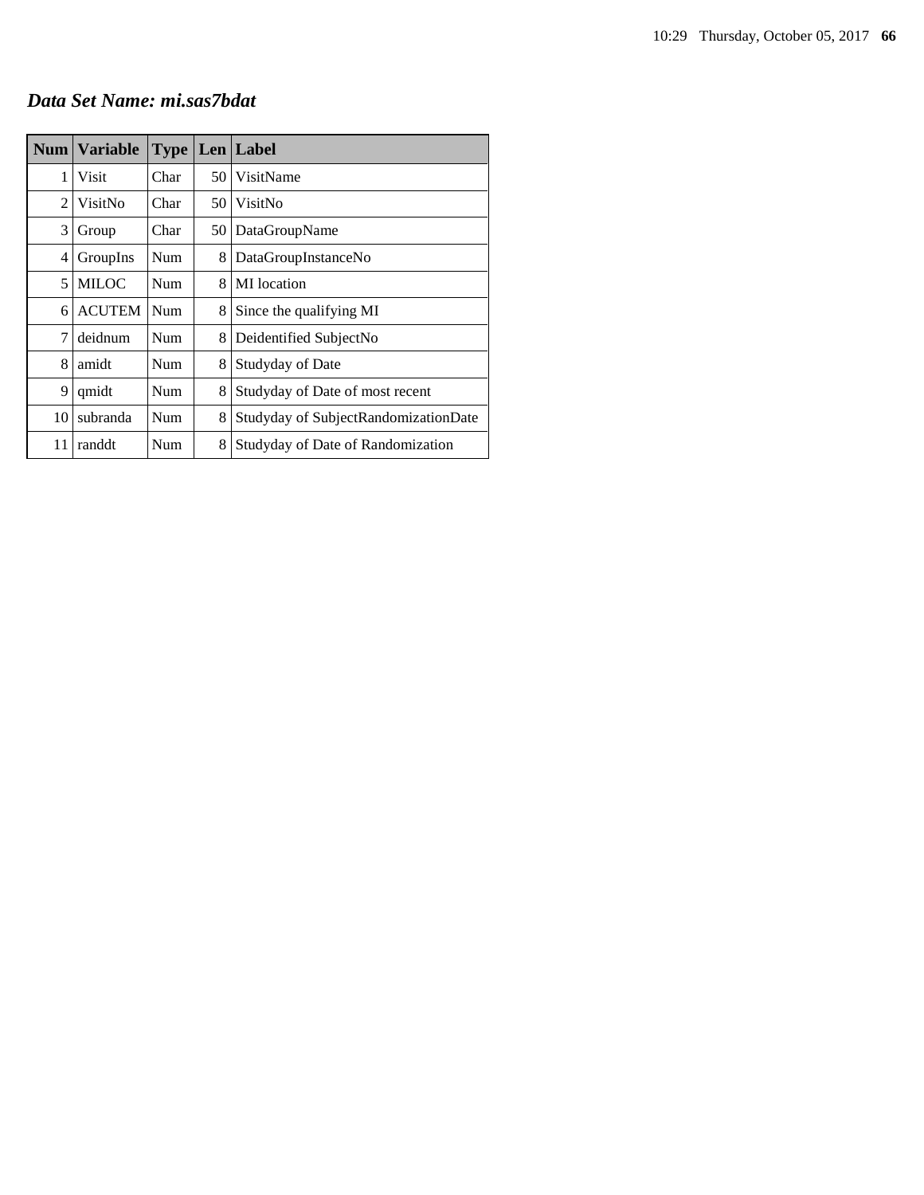***Data Set Name: mi.sas7bdat***

| Num | Variable | Type | Len | Label |
|---|---|---|---|---|
| 1 | Visit | Char | 50 | VisitName |
| 2 | VisitNo | Char | 50 | VisitNo |
| 3 | Group | Char | 50 | DataGroupName |
| 4 | GroupIns | Num | 8 | DataGroupInstanceNo |
| 5 | MILOC | Num | 8 | MI location |
| 6 | ACUTEM | Num | 8 | Since the qualifying MI |
| 7 | deidnum | Num | 8 | Deidentified SubjectNo |
| 8 | amidt | Num | 8 | Studyday of Date |
| 9 | qmidt | Num | 8 | Studyday of Date of most recent |
| 10 | subranda | Num | 8 | Studyday of SubjectRandomizationDate |
| 11 | randdt | Num | 8 | Studyday of Date of Randomization |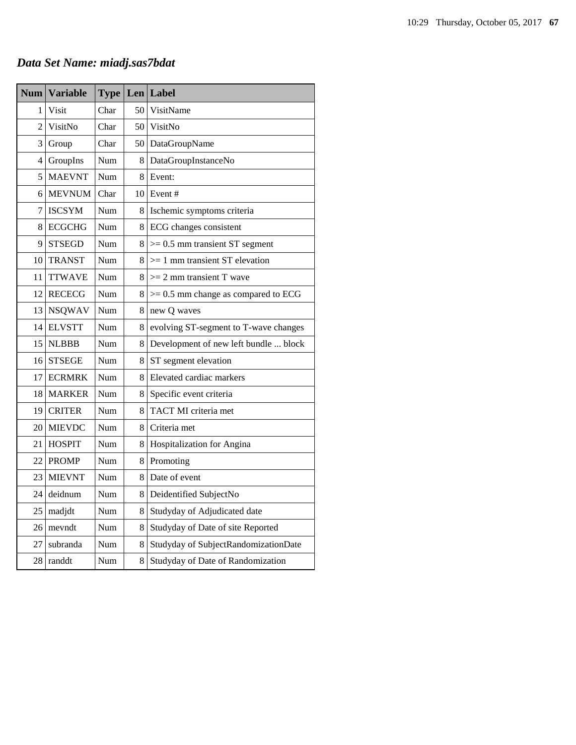***Data Set Name: miadj.sas7bdat***

| Num | Variable | Type | Len | Label |
|---|---|---|---|---|
| 1 | Visit | Char | 50 | VisitName |
| 2 | VisitNo | Char | 50 | VisitNo |
| 3 | Group | Char | 50 | DataGroupName |
| 4 | GroupIns | Num | 8 | DataGroupInstanceNo |
| 5 | MAEVNT | Num | 8 | Event: |
| 6 | MEVNUM | Char | 10 | Event # |
| 7 | ISCSYM | Num | 8 | Ischemic symptoms criteria |
| 8 | ECGCHG | Num | 8 | ECG changes consistent |
| 9 | STSEGD | Num | 8 | >= 0.5 mm transient ST segment |
| 10 | TRANST | Num | 8 | >= 1 mm transient ST elevation |
| 11 | TTWAVE | Num | 8 | >= 2 mm transient T wave |
| 12 | RECECG | Num | 8 | >= 0.5 mm change as compared to ECG |
| 13 | NSQWAV | Num | 8 | new Q waves |
| 14 | ELVSTT | Num | 8 | evolving ST-segment to T-wave changes |
| 15 | NLBBB | Num | 8 | Development of new left bundle ... block |
| 16 | STSEGE | Num | 8 | ST segment elevation |
| 17 | ECRMRK | Num | 8 | Elevated cardiac markers |
| 18 | MARKER | Num | 8 | Specific event criteria |
| 19 | CRITER | Num | 8 | TACT MI criteria met |
| 20 | MIEVDC | Num | 8 | Criteria met |
| 21 | HOSPIT | Num | 8 | Hospitalization for Angina |
| 22 | PROMP | Num | 8 | Promoting |
| 23 | MIEVNT | Num | 8 | Date of event |
| 24 | deidnum | Num | 8 | Deidentified SubjectNo |
| 25 | madjdt | Num | 8 | Studyday of Adjudicated date |
| 26 | mevndt | Num | 8 | Studyday of Date of site Reported |
| 27 | subranda | Num | 8 | Studyday of SubjectRandomizationDate |
| 28 | randdt | Num | 8 | Studyday of Date of Randomization |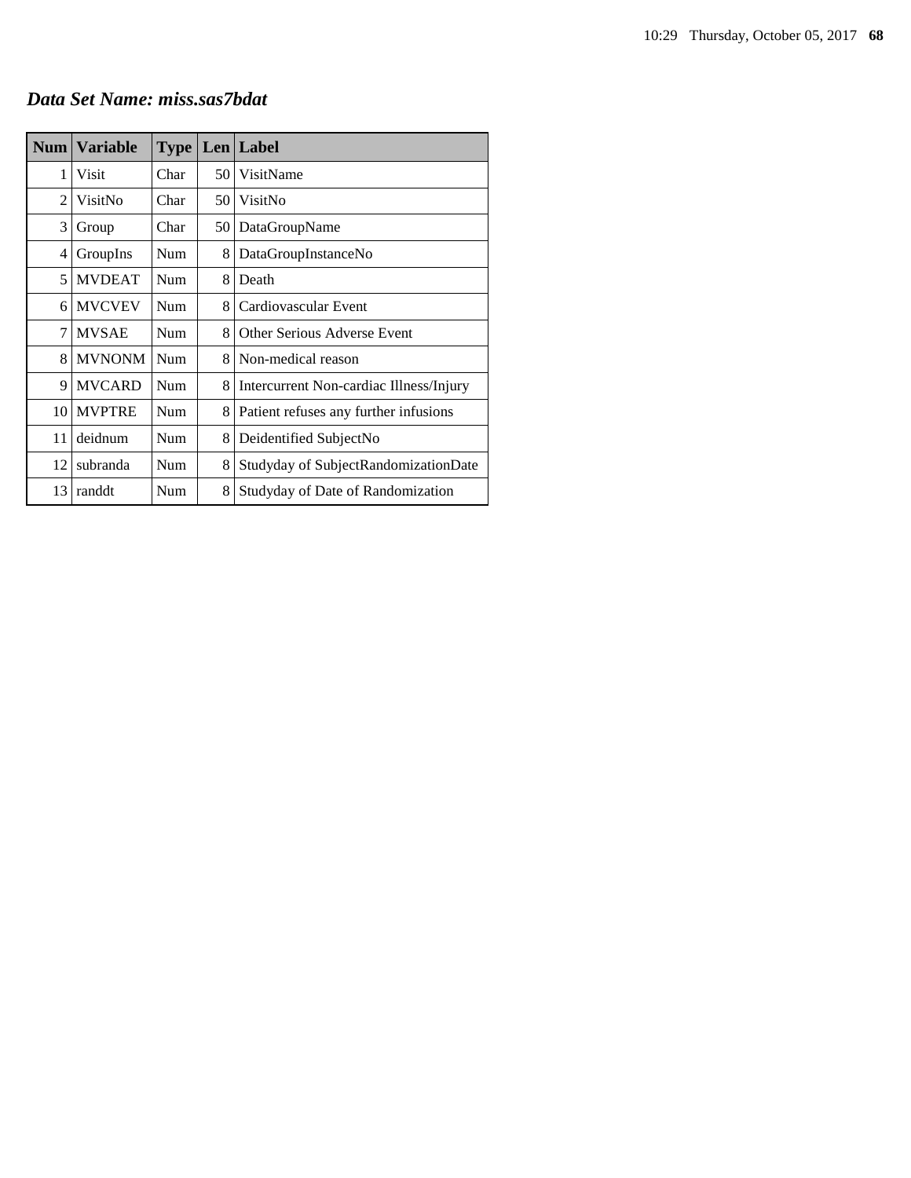***Data Set Name: miss.sas7bdat***

| Num | Variable | Type | Len | Label |
|---|---|---|---|---|
| 1 | Visit | Char | 50 | VisitName |
| 2 | VisitNo | Char | 50 | VisitNo |
| 3 | Group | Char | 50 | DataGroupName |
| 4 | GroupIns | Num | 8 | DataGroupInstanceNo |
| 5 | MVDEAT | Num | 8 | Death |
| 6 | MVCVEV | Num | 8 | Cardiovascular Event |
| 7 | MVSAE | Num | 8 | Other Serious Adverse Event |
| 8 | MVNONM | Num | 8 | Non-medical reason |
| 9 | MVCARD | Num | 8 | Intercurrent Non-cardiac Illness/Injury |
| 10 | MVPTRE | Num | 8 | Patient refuses any further infusions |
| 11 | deidnum | Num | 8 | Deidentified SubjectNo |
| 12 | subranda | Num | 8 | Studyday of SubjectRandomizationDate |
| 13 | randdt | Num | 8 | Studyday of Date of Randomization |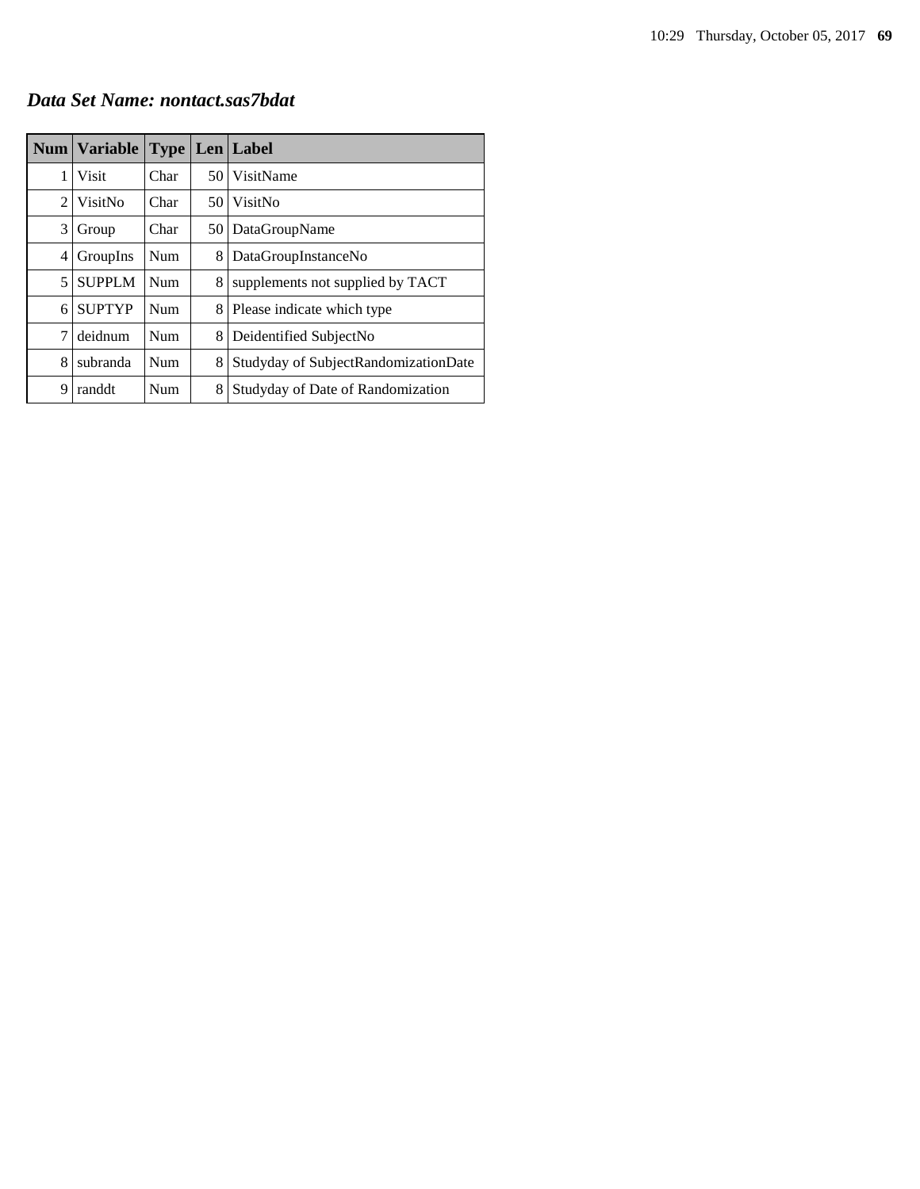## *Data Set Name: nontact.sas7bdat*

| Num | Variable | Type | Len | Label |
|---|---|---|---|---|
| 1 | Visit | Char | 50 | VisitName |
| 2 | VisitNo | Char | 50 | VisitNo |
| 3 | Group | Char | 50 | DataGroupName |
| 4 | GroupIns | Num | 8 | DataGroupInstanceNo |
| 5 | SUPPLM | Num | 8 | supplements not supplied by TACT |
| 6 | SUPTYP | Num | 8 | Please indicate which type |
| 7 | deidnum | Num | 8 | Deidentified SubjectNo |
| 8 | subranda | Num | 8 | Studyday of SubjectRandomizationDate |
| 9 | randdt | Num | 8 | Studyday of Date of Randomization |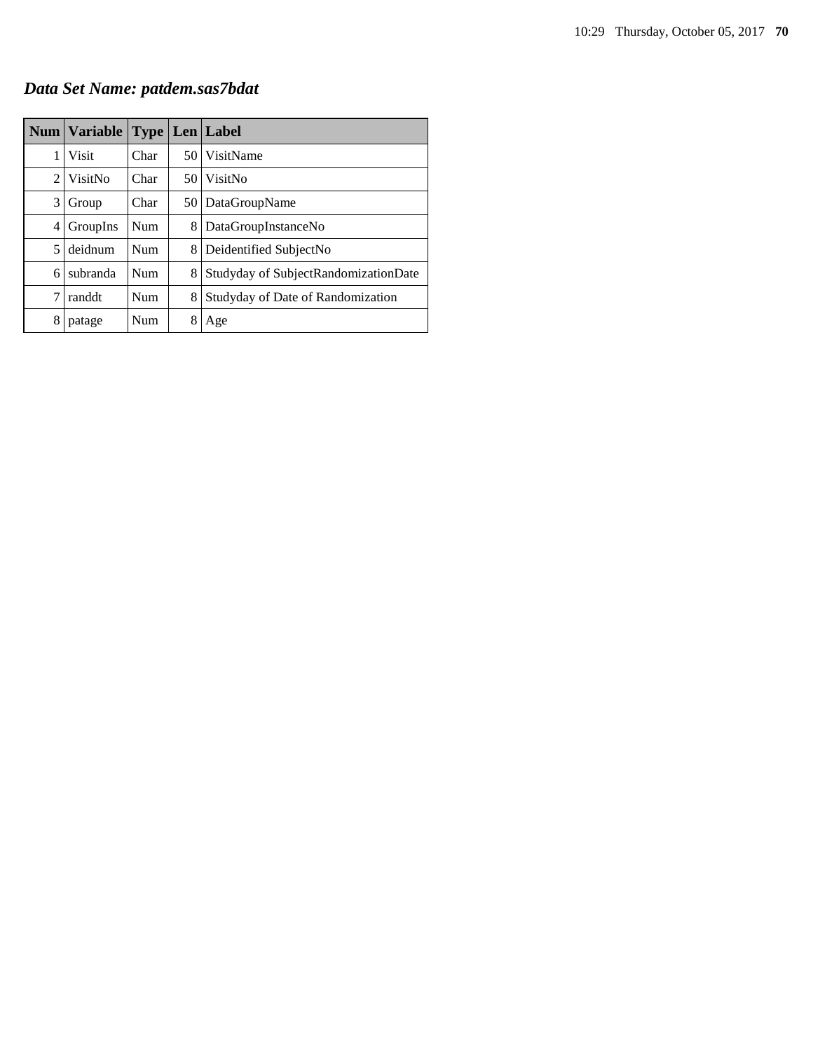### ***Data Set Name: patdem.sas7bdat***

| Num | Variable | Type | Len | Label |
|---|---|---|---|---|
| 1 | Visit | Char | 50 | VisitName |
| 2 | VisitNo | Char | 50 | VisitNo |
| 3 | Group | Char | 50 | DataGroupName |
| 4 | GroupIns | Num | 8 | DataGroupInstanceNo |
| 5 | deidnum | Num | 8 | Deidentified SubjectNo |
| 6 | subranda | Num | 8 | Studyday of SubjectRandomizationDate |
| 7 | randdt | Num | 8 | Studyday of Date of Randomization |
| 8 | patage | Num | 8 | Age |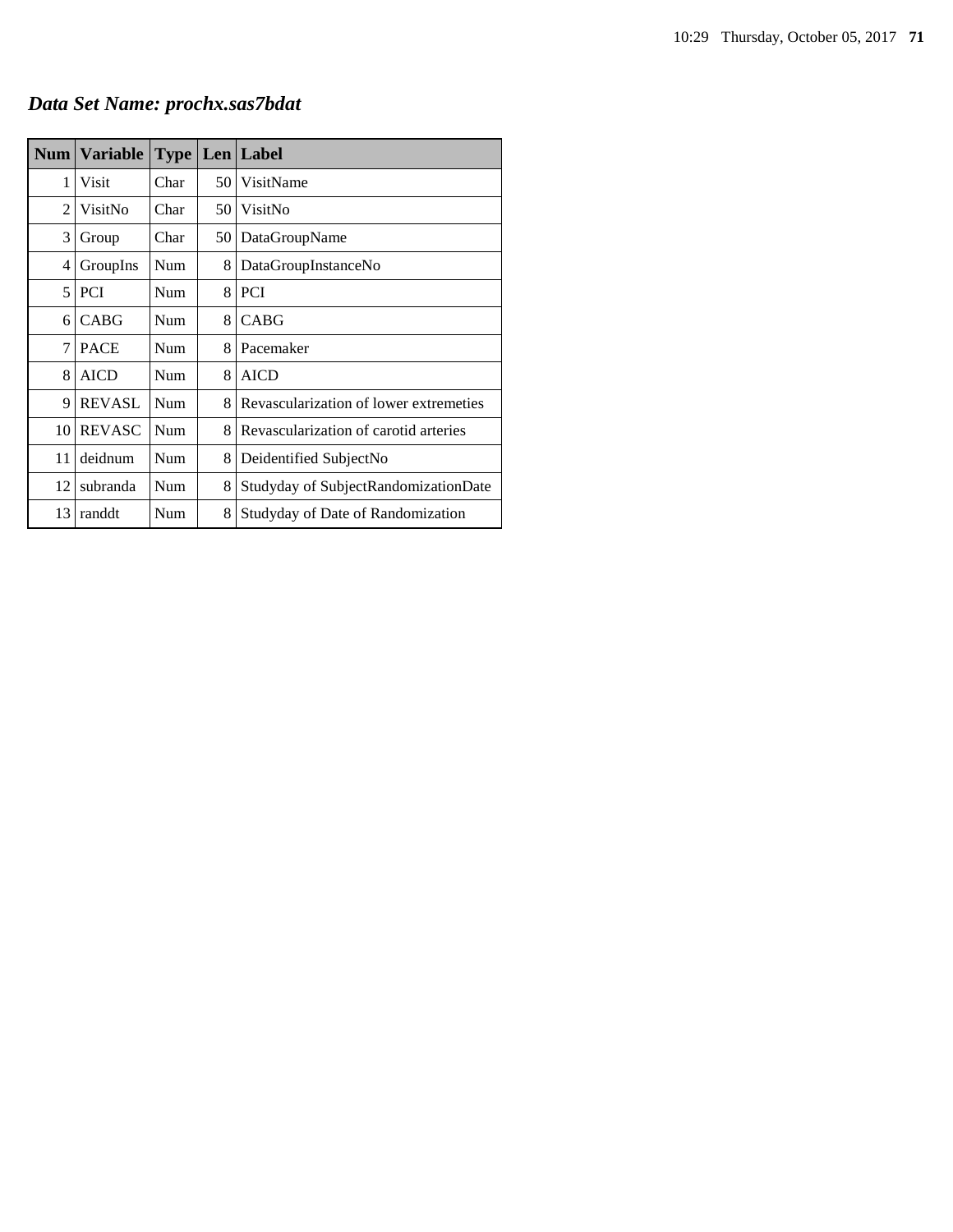## *Data Set Name: prochx.sas7bdat*

| Num | Variable | Type | Len | Label |
|---|---|---|---|---|
| 1 | Visit | Char | 50 | VisitName |
| 2 | VisitNo | Char | 50 | VisitNo |
| 3 | Group | Char | 50 | DataGroupName |
| 4 | GroupIns | Num | 8 | DataGroupInstanceNo |
| 5 | PCI | Num | 8 | PCI |
| 6 | CABG | Num | 8 | CABG |
| 7 | PACE | Num | 8 | Pacemaker |
| 8 | AICD | Num | 8 | AICD |
| 9 | REVASL | Num | 8 | Revascularization of lower extremeties |
| 10 | REVASC | Num | 8 | Revascularization of carotid arteries |
| 11 | deidnum | Num | 8 | Deidentified SubjectNo |
| 12 | subranda | Num | 8 | Studyday of SubjectRandomizationDate |
| 13 | randdt | Num | 8 | Studyday of Date of Randomization |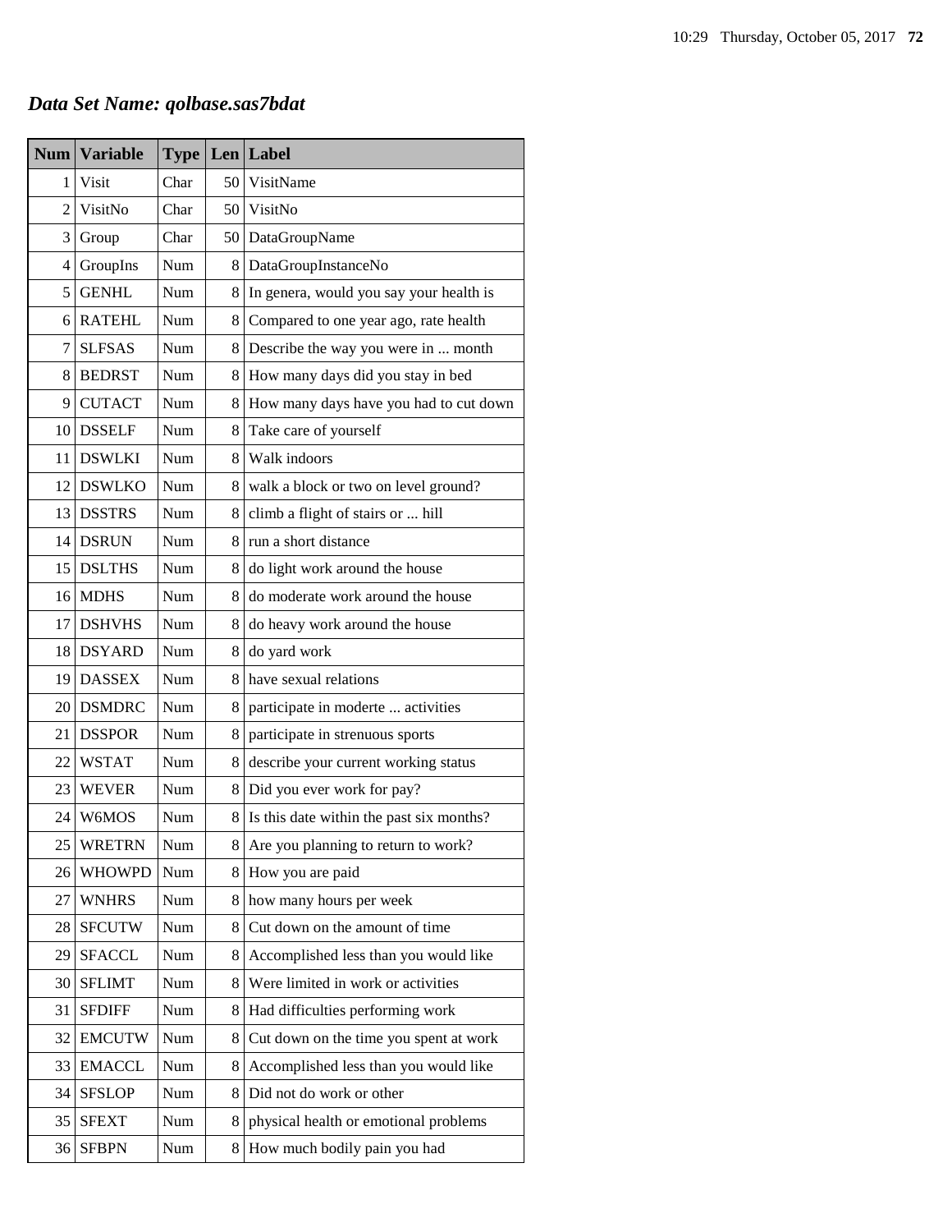*Data Set Name: qolbase.sas7bdat*

| Num | Variable | Type | Len | Label |
|---|---|---|---|---|
| 1 | Visit | Char | 50 | VisitName |
| 2 | VisitNo | Char | 50 | VisitNo |
| 3 | Group | Char | 50 | DataGroupName |
| 4 | GroupIns | Num | 8 | DataGroupInstanceNo |
| 5 | GENHL | Num | 8 | In genera, would you say your health is |
| 6 | RATEHL | Num | 8 | Compared to one year ago, rate health |
| 7 | SLFSAS | Num | 8 | Describe the way you were in ... month |
| 8 | BEDRST | Num | 8 | How many days did you stay in bed |
| 9 | CUTACT | Num | 8 | How many days have you had to cut down |
| 10 | DSSELF | Num | 8 | Take care of yourself |
| 11 | DSWLKI | Num | 8 | Walk indoors |
| 12 | DSWLKO | Num | 8 | walk a block or two on level ground? |
| 13 | DSSTRS | Num | 8 | climb a flight of stairs or ... hill |
| 14 | DSRUN | Num | 8 | run a short distance |
| 15 | DSLTHS | Num | 8 | do light work around the house |
| 16 | MDHS | Num | 8 | do moderate work around the house |
| 17 | DSHVHS | Num | 8 | do heavy work around the house |
| 18 | DSYARD | Num | 8 | do yard work |
| 19 | DASSEX | Num | 8 | have sexual relations |
| 20 | DSMDRC | Num | 8 | participate in moderte ... activities |
| 21 | DSSPOR | Num | 8 | participate in strenuous sports |
| 22 | WSTAT | Num | 8 | describe your current working status |
| 23 | WEVER | Num | 8 | Did you ever work for pay? |
| 24 | W6MOS | Num | 8 | Is this date within the past six months? |
| 25 | WRETRN | Num | 8 | Are you planning to return to work? |
| 26 | WHOWPD | Num | 8 | How you are paid |
| 27 | WNHRS | Num | 8 | how many hours per week |
| 28 | SFCUTW | Num | 8 | Cut down on the amount of time |
| 29 | SFACCL | Num | 8 | Accomplished less than you would like |
| 30 | SFLIMT | Num | 8 | Were limited in work or activities |
| 31 | SFDIFF | Num | 8 | Had difficulties performing work |
| 32 | EMCUTW | Num | 8 | Cut down on the time you spent at work |
| 33 | EMACCL | Num | 8 | Accomplished less than you would like |
| 34 | SFSLOP | Num | 8 | Did not do work or other |
| 35 | SFEXT | Num | 8 | physical health or emotional problems |
| 36 | SFBPN | Num | 8 | How much bodily pain you had |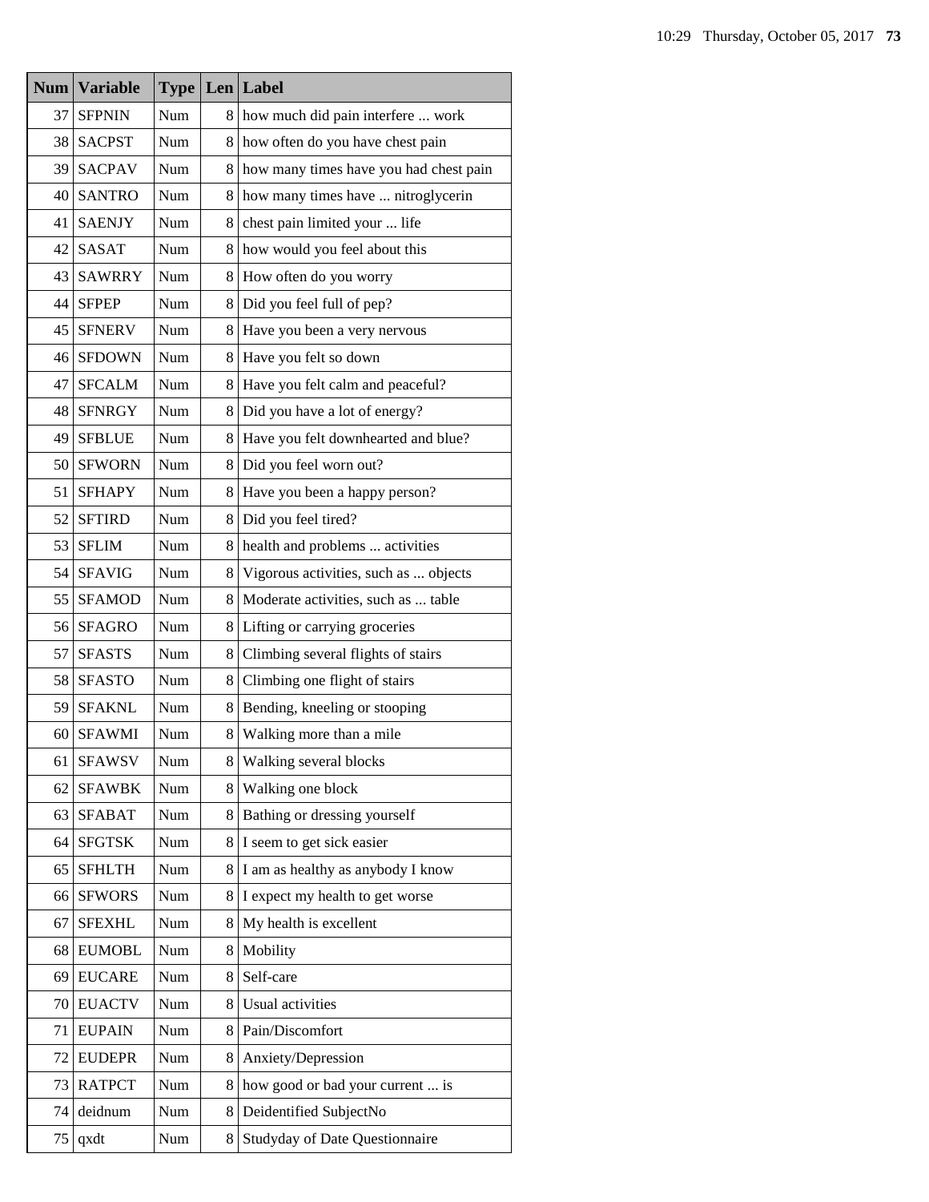| Num | Variable | Type | Len | Label |
|---|---|---|---|---|
| 37 | SFPNIN | Num | 8 | how much did pain interfere ... work |
| 38 | SACPST | Num | 8 | how often do you have chest pain |
| 39 | SACPAV | Num | 8 | how many times have you had chest pain |
| 40 | SANTRO | Num | 8 | how many times have ... nitroglycerin |
| 41 | SAENJY | Num | 8 | chest pain limited your ... life |
| 42 | SASAT | Num | 8 | how would you feel about this |
| 43 | SAWRRY | Num | 8 | How often do you worry |
| 44 | SFPEP | Num | 8 | Did you feel full of pep? |
| 45 | SFNERV | Num | 8 | Have you been a very nervous |
| 46 | SFDOWN | Num | 8 | Have you felt so down |
| 47 | SFCALM | Num | 8 | Have you felt calm and peaceful? |
| 48 | SFNRGY | Num | 8 | Did you have a lot of energy? |
| 49 | SFBLUE | Num | 8 | Have you felt downhearted and blue? |
| 50 | SFWORN | Num | 8 | Did you feel worn out? |
| 51 | SFHAPY | Num | 8 | Have you been a happy person? |
| 52 | SFTIRD | Num | 8 | Did you feel tired? |
| 53 | SFLIM | Num | 8 | health and problems ... activities |
| 54 | SFAVIG | Num | 8 | Vigorous activities, such as ... objects |
| 55 | SFAMOD | Num | 8 | Moderate activities, such as ... table |
| 56 | SFAGRO | Num | 8 | Lifting or carrying groceries |
| 57 | SFASTS | Num | 8 | Climbing several flights of stairs |
| 58 | SFASTO | Num | 8 | Climbing one flight of stairs |
| 59 | SFAKNL | Num | 8 | Bending, kneeling or stooping |
| 60 | SFAWMI | Num | 8 | Walking more than a mile |
| 61 | SFAWSV | Num | 8 | Walking several blocks |
| 62 | SFAWBK | Num | 8 | Walking one block |
| 63 | SFABAT | Num | 8 | Bathing or dressing yourself |
| 64 | SFGTSK | Num | 8 | I seem to get sick easier |
| 65 | SFHLTH | Num | 8 | I am as healthy as anybody I know |
| 66 | SFWORS | Num | 8 | I expect my health to get worse |
| 67 | SFEXHL | Num | 8 | My health is excellent |
| 68 | EUMOBL | Num | 8 | Mobility |
| 69 | EUCARE | Num | 8 | Self-care |
| 70 | EUACTV | Num | 8 | Usual activities |
| 71 | EUPAIN | Num | 8 | Pain/Discomfort |
| 72 | EUDEPR | Num | 8 | Anxiety/Depression |
| 73 | RATPCT | Num | 8 | how good or bad your current ... is |
| 74 | deidnum | Num | 8 | Deidentified SubjectNo |
| 75 | qxdt | Num | 8 | Studyday of Date Questionnaire |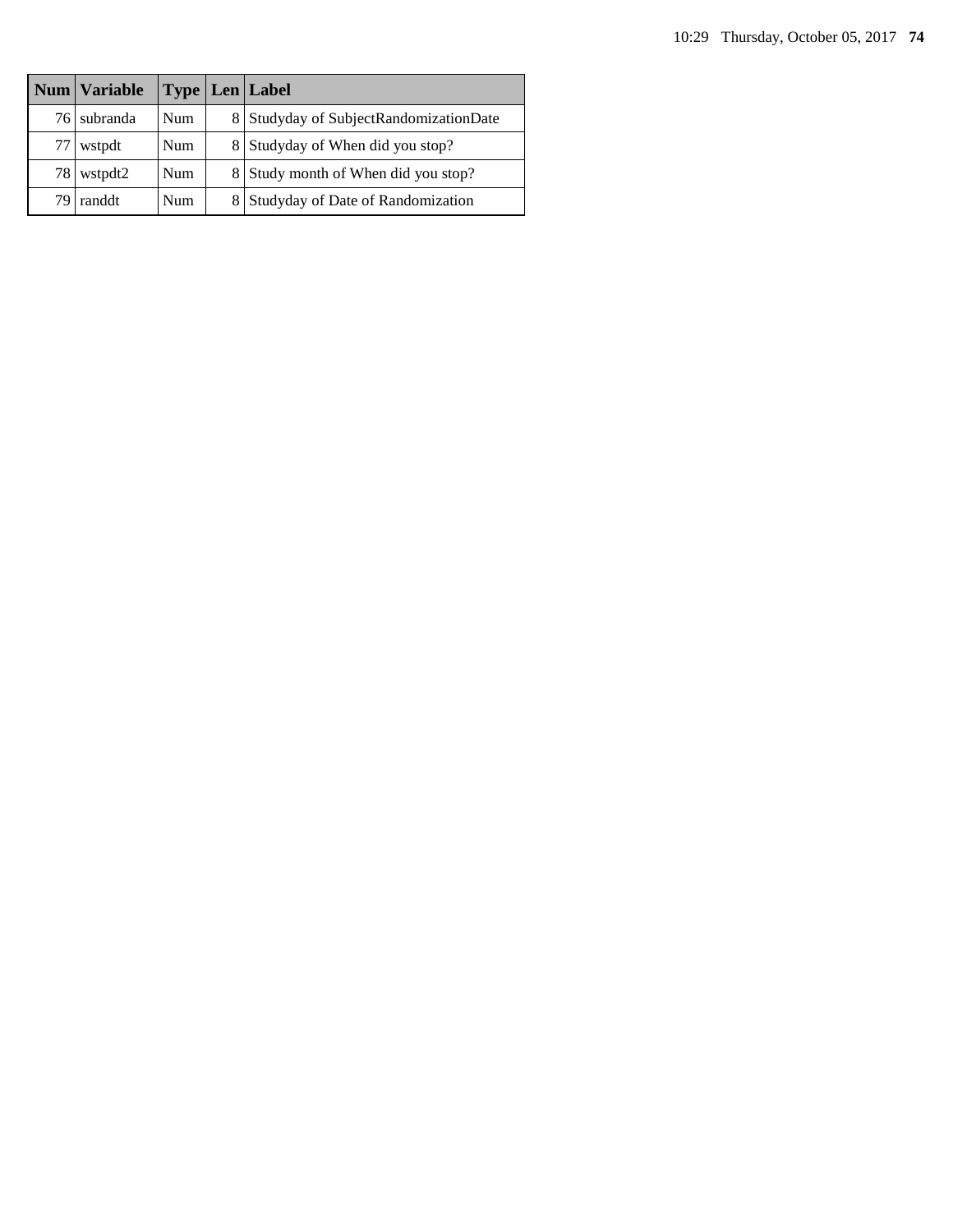| Num | Variable | Type | Len | Label |
|---|---|---|---|---|
| 76 | subranda | Num | 8 | Studyday of SubjectRandomizationDate |
| 77 | wstpdt | Num | 8 | Studyday of When did you stop? |
| 78 | wstpdt2 | Num | 8 | Study month of When did you stop? |
| 79 | randdt | Num | 8 | Studyday of Date of Randomization |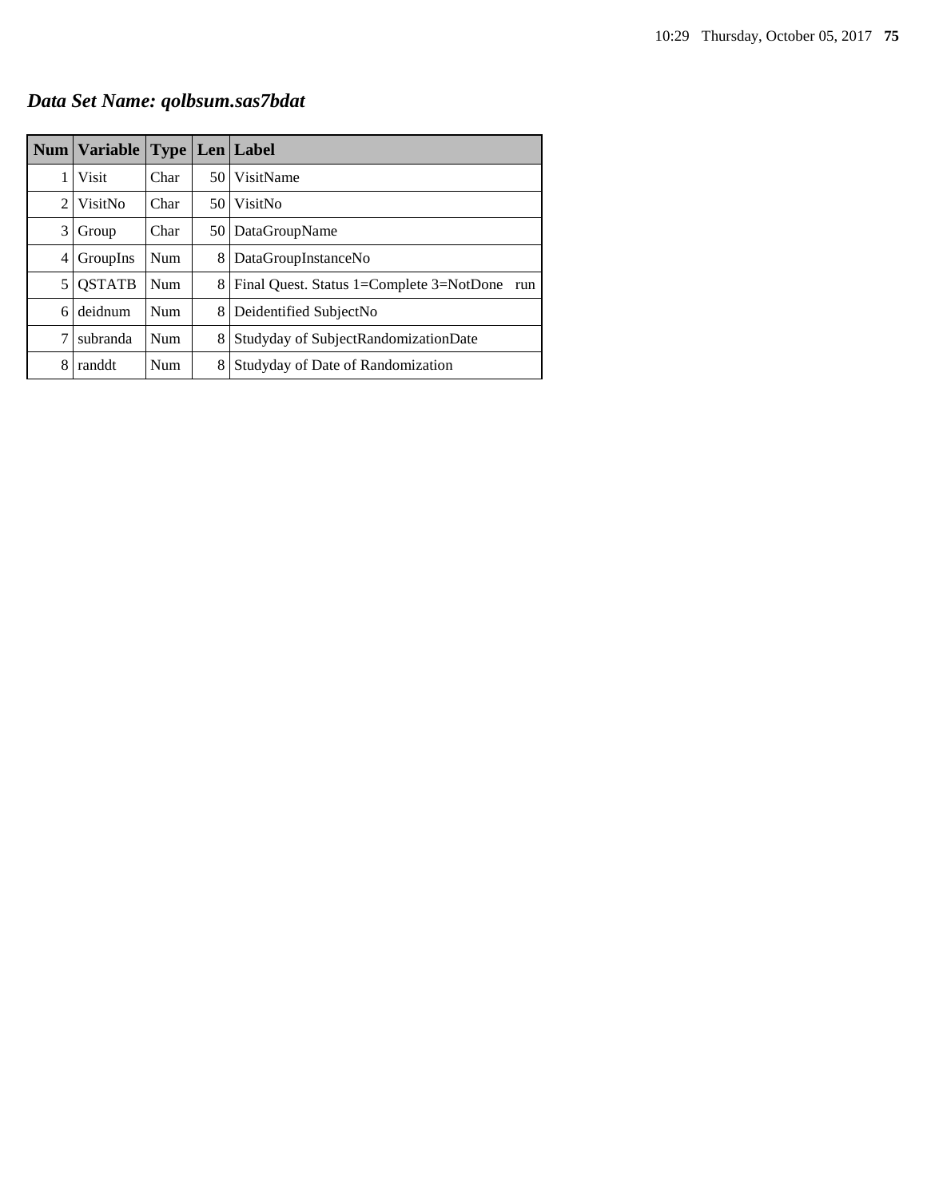***Data Set Name: qolbsum.sas7bdat***

| Num | Variable | Type | Len | Label |
|---|---|---|---|---|
| 1 | Visit | Char | 50 | VisitName |
| 2 | VisitNo | Char | 50 | VisitNo |
| 3 | Group | Char | 50 | DataGroupName |
| 4 | GroupIns | Num | 8 | DataGroupInstanceNo |
| 5 | QSTATB | Num | 8 | Final Quest. Status 1=Complete 3=NotDone run |
| 6 | deidnum | Num | 8 | Deidentified SubjectNo |
| 7 | subranda | Num | 8 | Studyday of SubjectRandomizationDate |
| 8 | randdt | Num | 8 | Studyday of Date of Randomization |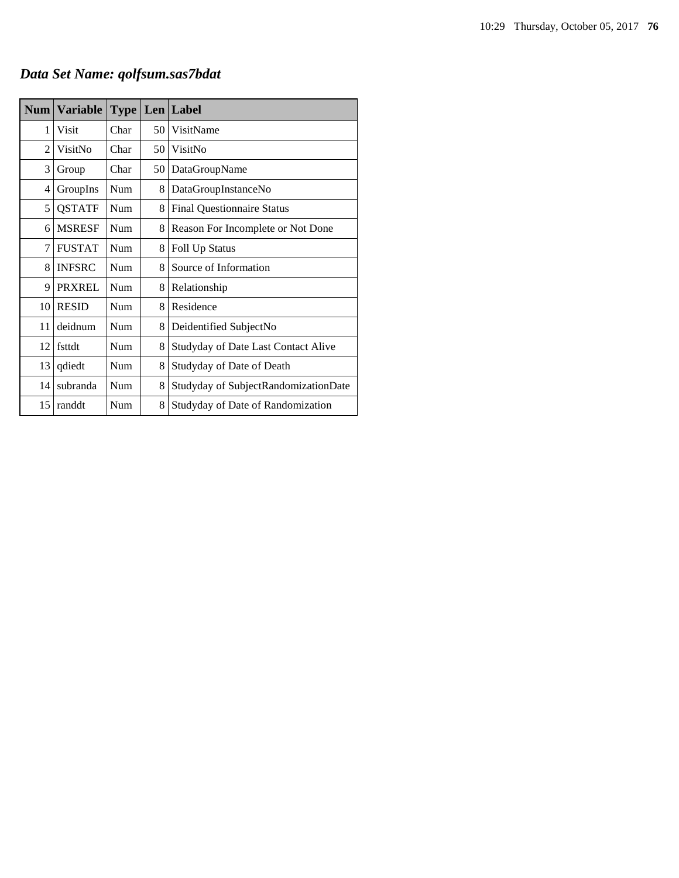## *Data Set Name: qolfsum.sas7bdat*

| Num | Variable | Type | Len | Label |
|---|---|---|---|---|
| 1 | Visit | Char | 50 | VisitName |
| 2 | VisitNo | Char | 50 | VisitNo |
| 3 | Group | Char | 50 | DataGroupName |
| 4 | GroupIns | Num | 8 | DataGroupInstanceNo |
| 5 | QSTATF | Num | 8 | Final Questionnaire Status |
| 6 | MSRESF | Num | 8 | Reason For Incomplete or Not Done |
| 7 | FUSTAT | Num | 8 | Foll Up Status |
| 8 | INFSRC | Num | 8 | Source of Information |
| 9 | PRXREL | Num | 8 | Relationship |
| 10 | RESID | Num | 8 | Residence |
| 11 | deidnum | Num | 8 | Deidentified SubjectNo |
| 12 | fsttdt | Num | 8 | Studyday of Date Last Contact Alive |
| 13 | qdiedt | Num | 8 | Studyday of Date of Death |
| 14 | subranda | Num | 8 | Studyday of SubjectRandomizationDate |
| 15 | randdt | Num | 8 | Studyday of Date of Randomization |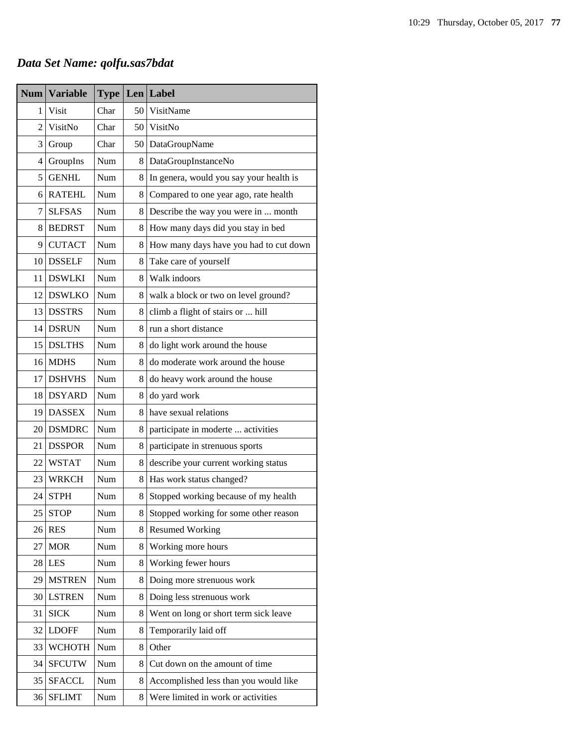## *Data Set Name: qolfu.sas7bdat*

| Num | Variable | Type | Len | Label |
|---|---|---|---|---|
| 1 | Visit | Char | 50 | VisitName |
| 2 | VisitNo | Char | 50 | VisitNo |
| 3 | Group | Char | 50 | DataGroupName |
| 4 | GroupIns | Num | 8 | DataGroupInstanceNo |
| 5 | GENHL | Num | 8 | In genera, would you say your health is |
| 6 | RATEHL | Num | 8 | Compared to one year ago, rate health |
| 7 | SLFSAS | Num | 8 | Describe the way you were in ... month |
| 8 | BEDRST | Num | 8 | How many days did you stay in bed |
| 9 | CUTACT | Num | 8 | How many days have you had to cut down |
| 10 | DSSELF | Num | 8 | Take care of yourself |
| 11 | DSWLKI | Num | 8 | Walk indoors |
| 12 | DSWLKO | Num | 8 | walk a block or two on level ground? |
| 13 | DSSTRS | Num | 8 | climb a flight of stairs or ... hill |
| 14 | DSRUN | Num | 8 | run a short distance |
| 15 | DSLTHS | Num | 8 | do light work around the house |
| 16 | MDHS | Num | 8 | do moderate work around the house |
| 17 | DSHVHS | Num | 8 | do heavy work around the house |
| 18 | DSYARD | Num | 8 | do yard work |
| 19 | DASSEX | Num | 8 | have sexual relations |
| 20 | DSMDRC | Num | 8 | participate in moderte ... activities |
| 21 | DSSPOR | Num | 8 | participate in strenuous sports |
| 22 | WSTAT | Num | 8 | describe your current working status |
| 23 | WRKCH | Num | 8 | Has work status changed? |
| 24 | STPH | Num | 8 | Stopped working because of my health |
| 25 | STOP | Num | 8 | Stopped working for some other reason |
| 26 | RES | Num | 8 | Resumed Working |
| 27 | MOR | Num | 8 | Working more hours |
| 28 | LES | Num | 8 | Working fewer hours |
| 29 | MSTREN | Num | 8 | Doing more strenuous work |
| 30 | LSTREN | Num | 8 | Doing less strenuous work |
| 31 | SICK | Num | 8 | Went on long or short term sick leave |
| 32 | LDOFF | Num | 8 | Temporarily laid off |
| 33 | WCHOTH | Num | 8 | Other |
| 34 | SFCUTW | Num | 8 | Cut down on the amount of time |
| 35 | SFACCL | Num | 8 | Accomplished less than you would like |
| 36 | SFLIMT | Num | 8 | Were limited in work or activities |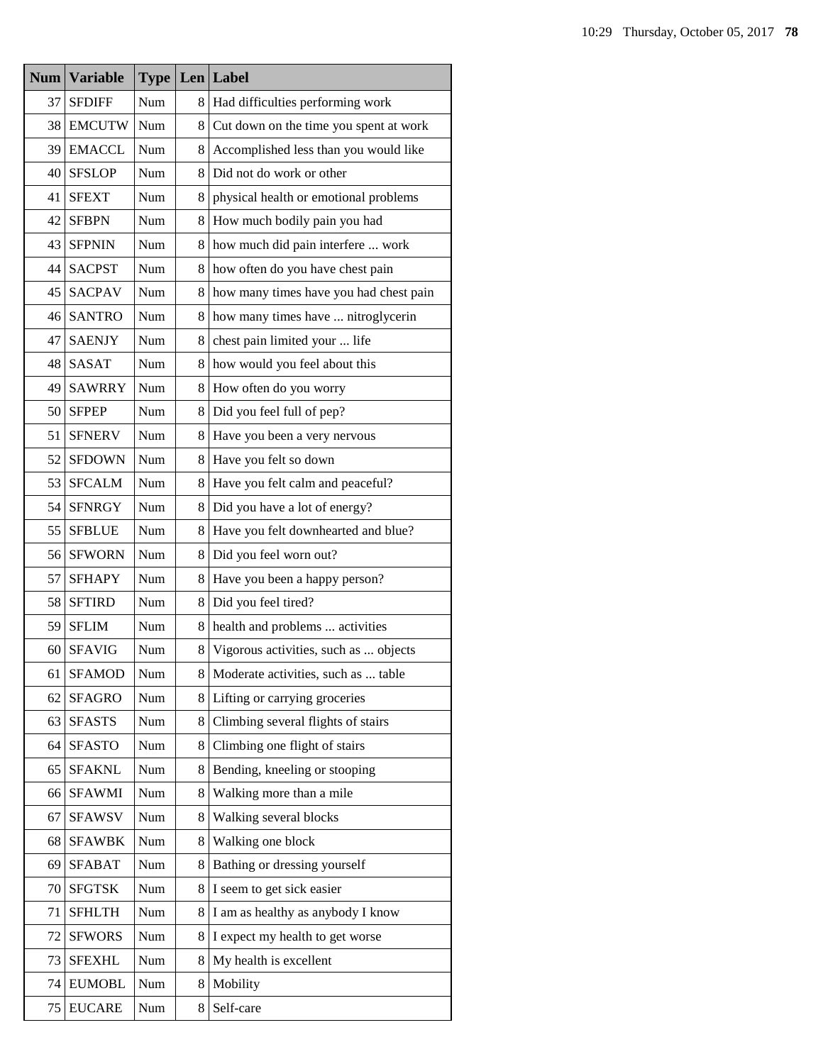| Num | Variable | Type | Len | Label |
|---|---|---|---|---|
| 37 | SFDIFF | Num | 8 | Had difficulties performing work |
| 38 | EMCUTW | Num | 8 | Cut down on the time you spent at work |
| 39 | EMACCL | Num | 8 | Accomplished less than you would like |
| 40 | SFSLOP | Num | 8 | Did not do work or other |
| 41 | SFEXT | Num | 8 | physical health or emotional problems |
| 42 | SFBPN | Num | 8 | How much bodily pain you had |
| 43 | SFPNIN | Num | 8 | how much did pain interfere ... work |
| 44 | SACPST | Num | 8 | how often do you have chest pain |
| 45 | SACPAV | Num | 8 | how many times have you had chest pain |
| 46 | SANTRO | Num | 8 | how many times have ... nitroglycerin |
| 47 | SAENJY | Num | 8 | chest pain limited your ... life |
| 48 | SASAT | Num | 8 | how would you feel about this |
| 49 | SAWRRY | Num | 8 | How often do you worry |
| 50 | SFPEP | Num | 8 | Did you feel full of pep? |
| 51 | SFNERV | Num | 8 | Have you been a very nervous |
| 52 | SFDOWN | Num | 8 | Have you felt so down |
| 53 | SFCALM | Num | 8 | Have you felt calm and peaceful? |
| 54 | SFNRGY | Num | 8 | Did you have a lot of energy? |
| 55 | SFBLUE | Num | 8 | Have you felt downhearted and blue? |
| 56 | SFWORN | Num | 8 | Did you feel worn out? |
| 57 | SFHAPY | Num | 8 | Have you been a happy person? |
| 58 | SFTIRD | Num | 8 | Did you feel tired? |
| 59 | SFLIM | Num | 8 | health and problems ... activities |
| 60 | SFAVIG | Num | 8 | Vigorous activities, such as ... objects |
| 61 | SFAMOD | Num | 8 | Moderate activities, such as ... table |
| 62 | SFAGRO | Num | 8 | Lifting or carrying groceries |
| 63 | SFASTS | Num | 8 | Climbing several flights of stairs |
| 64 | SFASTO | Num | 8 | Climbing one flight of stairs |
| 65 | SFAKNL | Num | 8 | Bending, kneeling or stooping |
| 66 | SFAWMI | Num | 8 | Walking more than a mile |
| 67 | SFAWSV | Num | 8 | Walking several blocks |
| 68 | SFAWBK | Num | 8 | Walking one block |
| 69 | SFABAT | Num | 8 | Bathing or dressing yourself |
| 70 | SFGTSK | Num | 8 | I seem to get sick easier |
| 71 | SFHLTH | Num | 8 | I am as healthy as anybody I know |
| 72 | SFWORS | Num | 8 | I expect my health to get worse |
| 73 | SFEXHL | Num | 8 | My health is excellent |
| 74 | EUMOBL | Num | 8 | Mobility |
| 75 | EUCARE | Num | 8 | Self-care |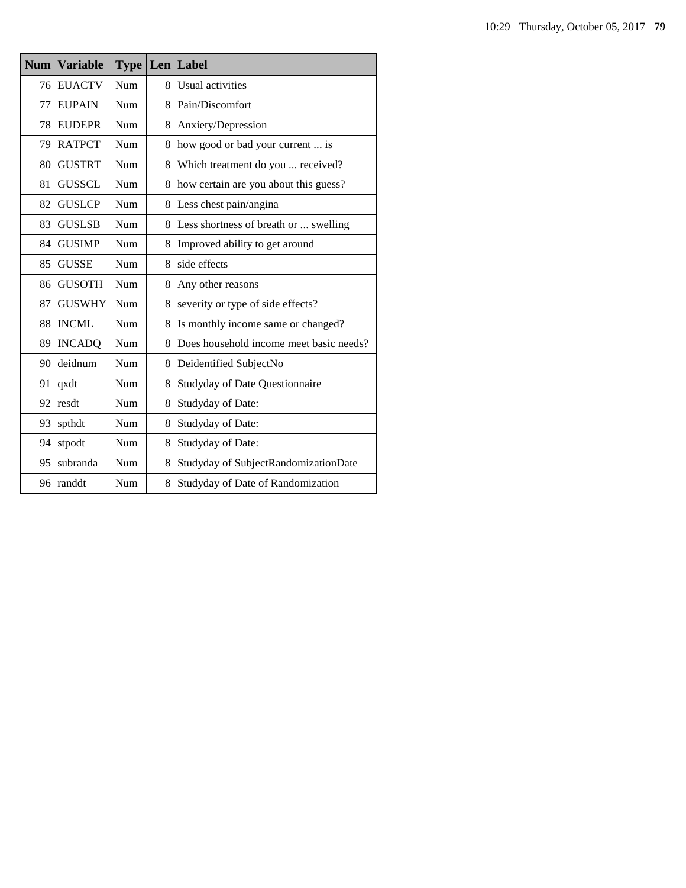| Num | Variable | Type | Len | Label |
|---|---|---|---|---|
| 76 | EUACTV | Num | 8 | Usual activities |
| 77 | EUPAIN | Num | 8 | Pain/Discomfort |
| 78 | EUDEPR | Num | 8 | Anxiety/Depression |
| 79 | RATPCT | Num | 8 | how good or bad your current ... is |
| 80 | GUSTRT | Num | 8 | Which treatment do you ... received? |
| 81 | GUSSCL | Num | 8 | how certain are you about this guess? |
| 82 | GUSLCP | Num | 8 | Less chest pain/angina |
| 83 | GUSLSB | Num | 8 | Less shortness of breath or ... swelling |
| 84 | GUSIMP | Num | 8 | Improved ability to get around |
| 85 | GUSSE | Num | 8 | side effects |
| 86 | GUSOTH | Num | 8 | Any other reasons |
| 87 | GUSWHY | Num | 8 | severity or type of side effects? |
| 88 | INCML | Num | 8 | Is monthly income same or changed? |
| 89 | INCADQ | Num | 8 | Does household income meet basic needs? |
| 90 | deidnum | Num | 8 | Deidentified SubjectNo |
| 91 | qxdt | Num | 8 | Studyday of Date Questionnaire |
| 92 | resdt | Num | 8 | Studyday of Date: |
| 93 | spthdt | Num | 8 | Studyday of Date: |
| 94 | stpodt | Num | 8 | Studyday of Date: |
| 95 | subranda | Num | 8 | Studyday of SubjectRandomizationDate |
| 96 | randdt | Num | 8 | Studyday of Date of Randomization |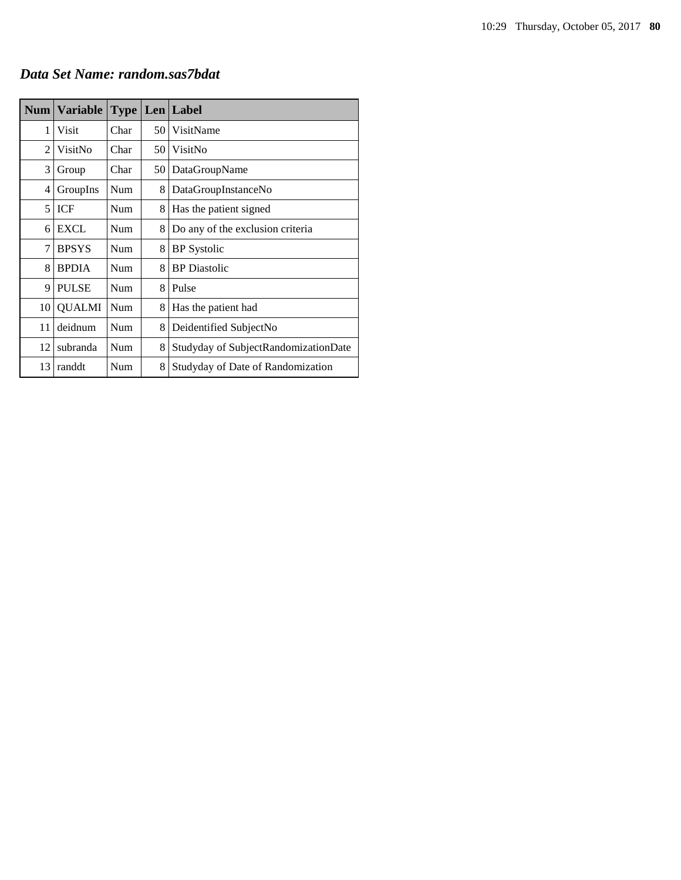***Data Set Name: random.sas7bdat***

| Num | Variable | Type | Len | Label |
|---|---|---|---|---|
| 1 | Visit | Char | 50 | VisitName |
| 2 | VisitNo | Char | 50 | VisitNo |
| 3 | Group | Char | 50 | DataGroupName |
| 4 | GroupIns | Num | 8 | DataGroupInstanceNo |
| 5 | ICF | Num | 8 | Has the patient signed |
| 6 | EXCL | Num | 8 | Do any of the exclusion criteria |
| 7 | BPSYS | Num | 8 | BP Systolic |
| 8 | BPDIA | Num | 8 | BP Diastolic |
| 9 | PULSE | Num | 8 | Pulse |
| 10 | QUALMI | Num | 8 | Has the patient had |
| 11 | deidnum | Num | 8 | Deidentified SubjectNo |
| 12 | subranda | Num | 8 | Studyday of SubjectRandomizationDate |
| 13 | randdt | Num | 8 | Studyday of Date of Randomization |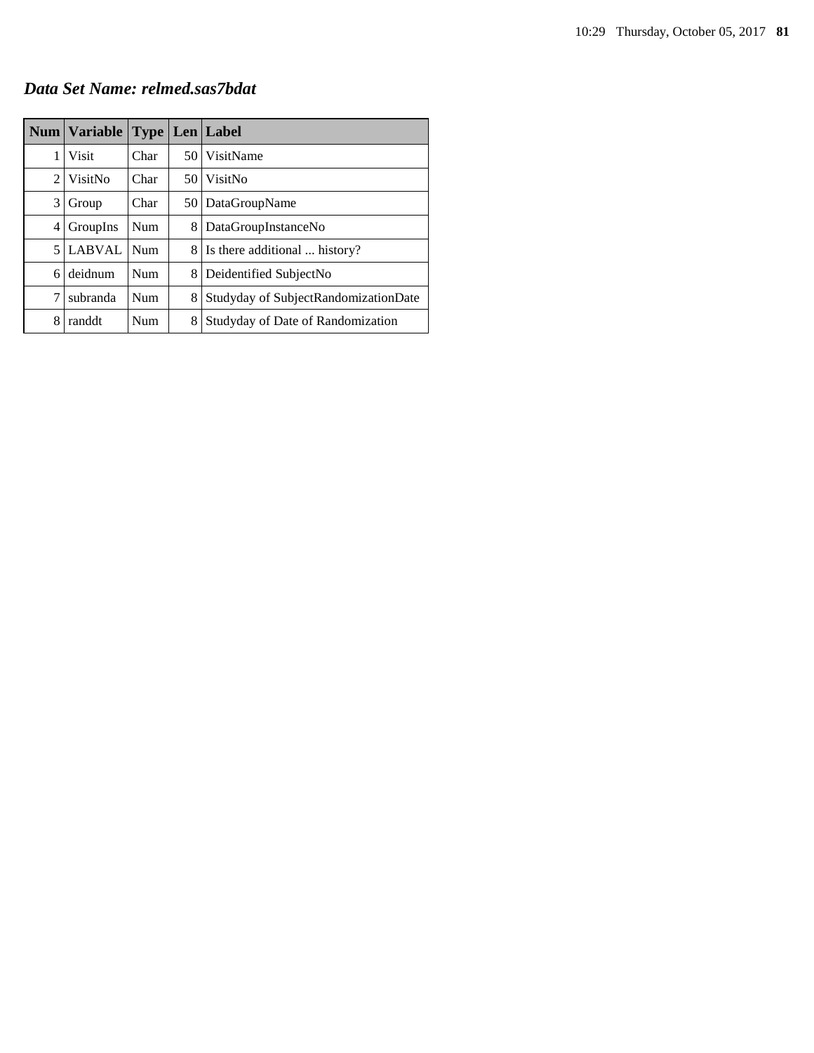## *Data Set Name: relmed.sas7bdat*

| Num | Variable | Type | Len | Label |
|---|---|---|---|---|
| 1 | Visit | Char | 50 | VisitName |
| 2 | VisitNo | Char | 50 | VisitNo |
| 3 | Group | Char | 50 | DataGroupName |
| 4 | GroupIns | Num | 8 | DataGroupInstanceNo |
| 5 | LABVAL | Num | 8 | Is there additional ... history? |
| 6 | deidnum | Num | 8 | Deidentified SubjectNo |
| 7 | subranda | Num | 8 | Studyday of SubjectRandomizationDate |
| 8 | randdt | Num | 8 | Studyday of Date of Randomization |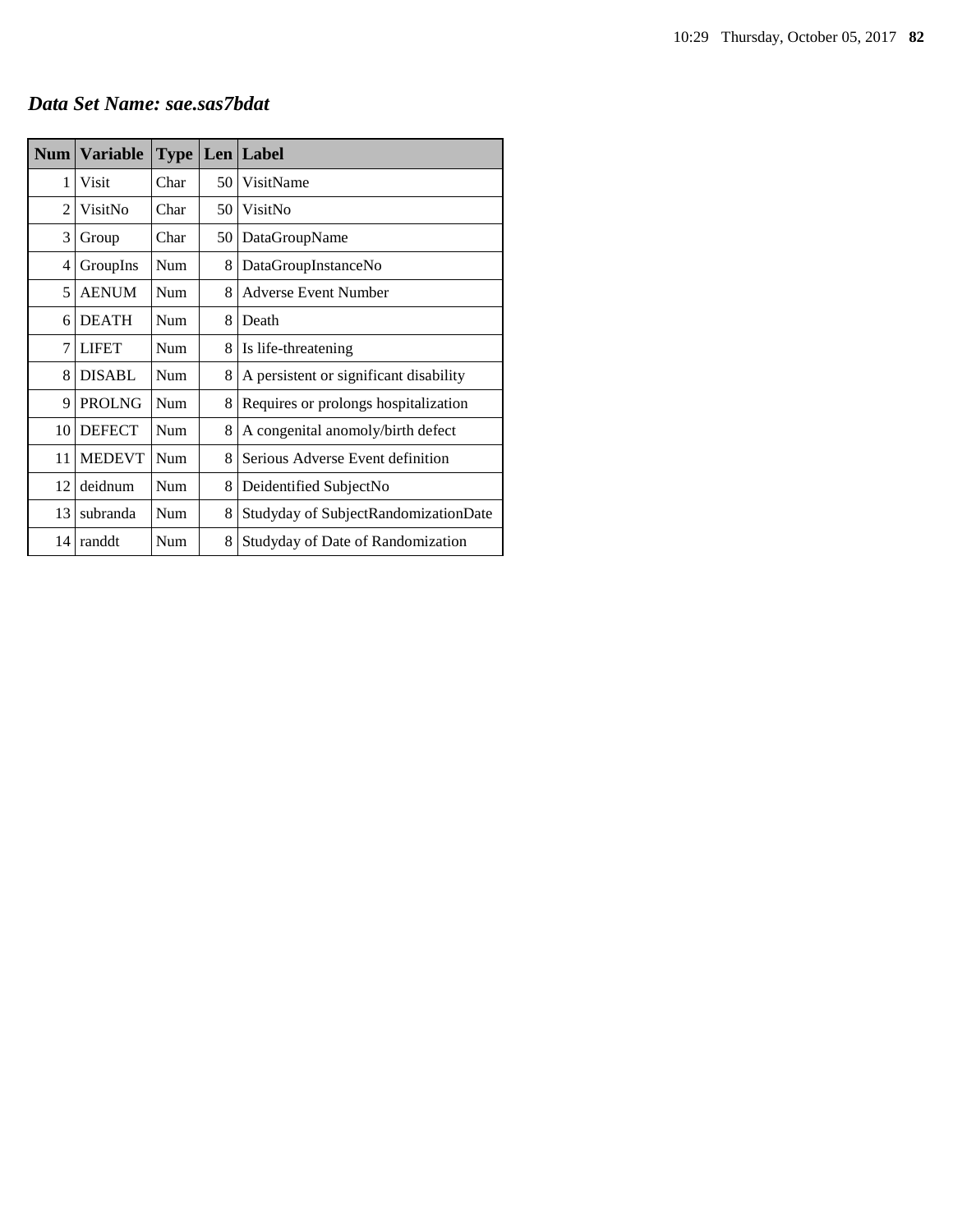***Data Set Name: sae.sas7bdat***

| Num | Variable | Type | Len | Label |
|---|---|---|---|---|
| 1 | Visit | Char | 50 | VisitName |
| 2 | VisitNo | Char | 50 | VisitNo |
| 3 | Group | Char | 50 | DataGroupName |
| 4 | GroupIns | Num | 8 | DataGroupInstanceNo |
| 5 | AENUM | Num | 8 | Adverse Event Number |
| 6 | DEATH | Num | 8 | Death |
| 7 | LIFET | Num | 8 | Is life-threatening |
| 8 | DISABL | Num | 8 | A persistent or significant disability |
| 9 | PROLNG | Num | 8 | Requires or prolongs hospitalization |
| 10 | DEFECT | Num | 8 | A congenital anomoly/birth defect |
| 11 | MEDEVT | Num | 8 | Serious Adverse Event definition |
| 12 | deidnum | Num | 8 | Deidentified SubjectNo |
| 13 | subranda | Num | 8 | Studyday of SubjectRandomizationDate |
| 14 | randdt | Num | 8 | Studyday of Date of Randomization |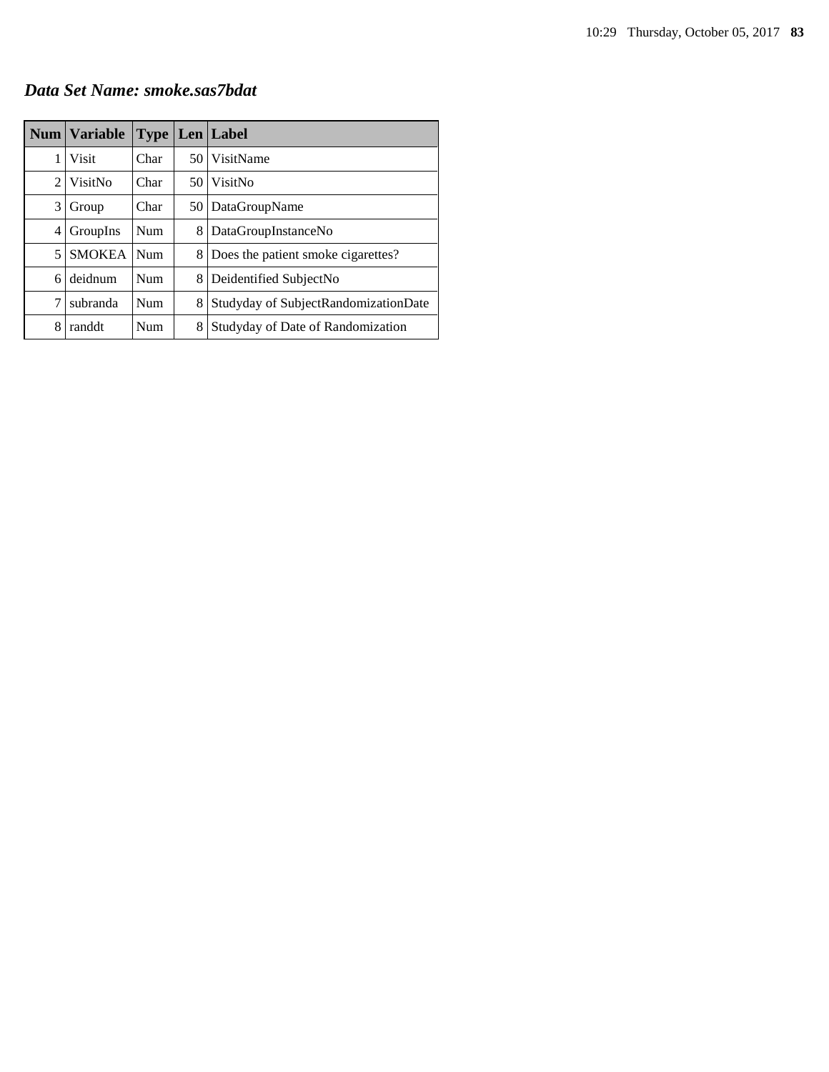***Data Set Name: smoke.sas7bdat***

| Num | Variable | Type | Len | Label |
|---|---|---|---|---|
| 1 | Visit | Char | 50 | VisitName |
| 2 | VisitNo | Char | 50 | VisitNo |
| 3 | Group | Char | 50 | DataGroupName |
| 4 | GroupIns | Num | 8 | DataGroupInstanceNo |
| 5 | SMOKEA | Num | 8 | Does the patient smoke cigarettes? |
| 6 | deidnum | Num | 8 | Deidentified SubjectNo |
| 7 | subranda | Num | 8 | Studyday of SubjectRandomizationDate |
| 8 | randdt | Num | 8 | Studyday of Date of Randomization |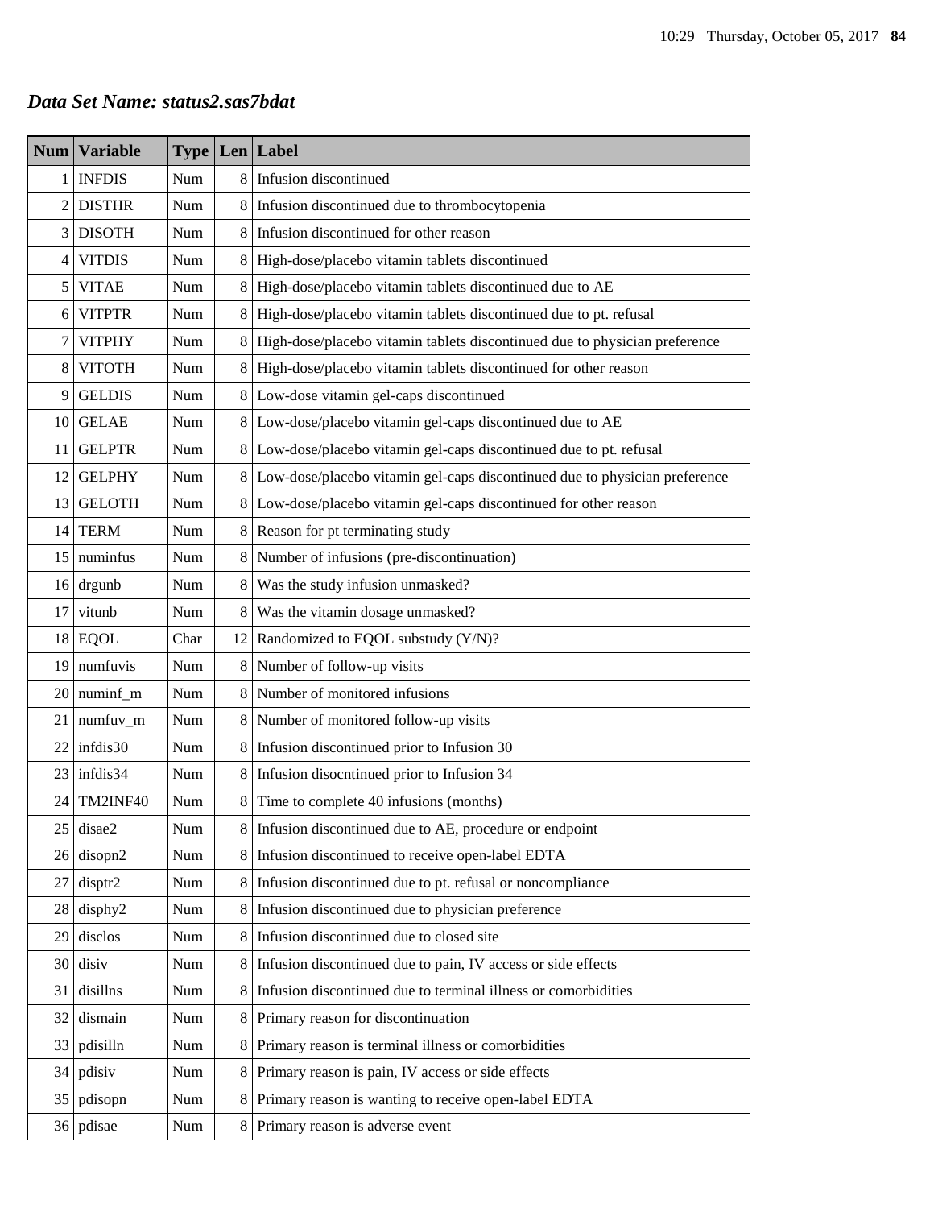### *Data Set Name: status2.sas7bdat*

| Num | Variable | Type | Len | Label |
|---|---|---|---|---|
| 1 | INFDIS | Num | 8 | Infusion discontinued |
| 2 | DISTHR | Num | 8 | Infusion discontinued due to thrombocytopenia |
| 3 | DISOTH | Num | 8 | Infusion discontinued for other reason |
| 4 | VITDIS | Num | 8 | High-dose/placebo vitamin tablets discontinued |
| 5 | VITAE | Num | 8 | High-dose/placebo vitamin tablets discontinued due to AE |
| 6 | VITPTR | Num | 8 | High-dose/placebo vitamin tablets discontinued due to pt. refusal |
| 7 | VITPHY | Num | 8 | High-dose/placebo vitamin tablets discontinued due to physician preference |
| 8 | VITOTH | Num | 8 | High-dose/placebo vitamin tablets discontinued for other reason |
| 9 | GELDIS | Num | 8 | Low-dose vitamin gel-caps discontinued |
| 10 | GELAE | Num | 8 | Low-dose/placebo vitamin gel-caps discontinued due to AE |
| 11 | GELPTR | Num | 8 | Low-dose/placebo vitamin gel-caps discontinued due to pt. refusal |
| 12 | GELPHY | Num | 8 | Low-dose/placebo vitamin gel-caps discontinued due to physician preference |
| 13 | GELOTH | Num | 8 | Low-dose/placebo vitamin gel-caps discontinued for other reason |
| 14 | TERM | Num | 8 | Reason for pt terminating study |
| 15 | numinfus | Num | 8 | Number of infusions (pre-discontinuation) |
| 16 | drgunb | Num | 8 | Was the study infusion unmasked? |
| 17 | vitunb | Num | 8 | Was the vitamin dosage unmasked? |
| 18 | EQOL | Char | 12 | Randomized to EQOL substudy (Y/N)? |
| 19 | numfuvis | Num | 8 | Number of follow-up visits |
| 20 | numinf_m | Num | 8 | Number of monitored infusions |
| 21 | numfuv_m | Num | 8 | Number of monitored follow-up visits |
| 22 | infdis30 | Num | 8 | Infusion discontinued prior to Infusion 30 |
| 23 | infdis34 | Num | 8 | Infusion disocntinued prior to Infusion 34 |
| 24 | TM2INF40 | Num | 8 | Time to complete 40 infusions (months) |
| 25 | disae2 | Num | 8 | Infusion discontinued due to AE, procedure or endpoint |
| 26 | disopn2 | Num | 8 | Infusion discontinued to receive open-label EDTA |
| 27 | disptr2 | Num | 8 | Infusion discontinued due to pt. refusal or noncompliance |
| 28 | disphy2 | Num | 8 | Infusion discontinued due to physician preference |
| 29 | disclos | Num | 8 | Infusion discontinued due to closed site |
| 30 | disiv | Num | 8 | Infusion discontinued due to pain, IV access or side effects |
| 31 | disillns | Num | 8 | Infusion discontinued due to terminal illness or comorbidities |
| 32 | dismain | Num | 8 | Primary reason for discontinuation |
| 33 | pdisilln | Num | 8 | Primary reason is terminal illness or comorbidities |
| 34 | pdisiv | Num | 8 | Primary reason is pain, IV access or side effects |
| 35 | pdisopn | Num | 8 | Primary reason is wanting to receive open-label EDTA |
| 36 | pdisae | Num | 8 | Primary reason is adverse event |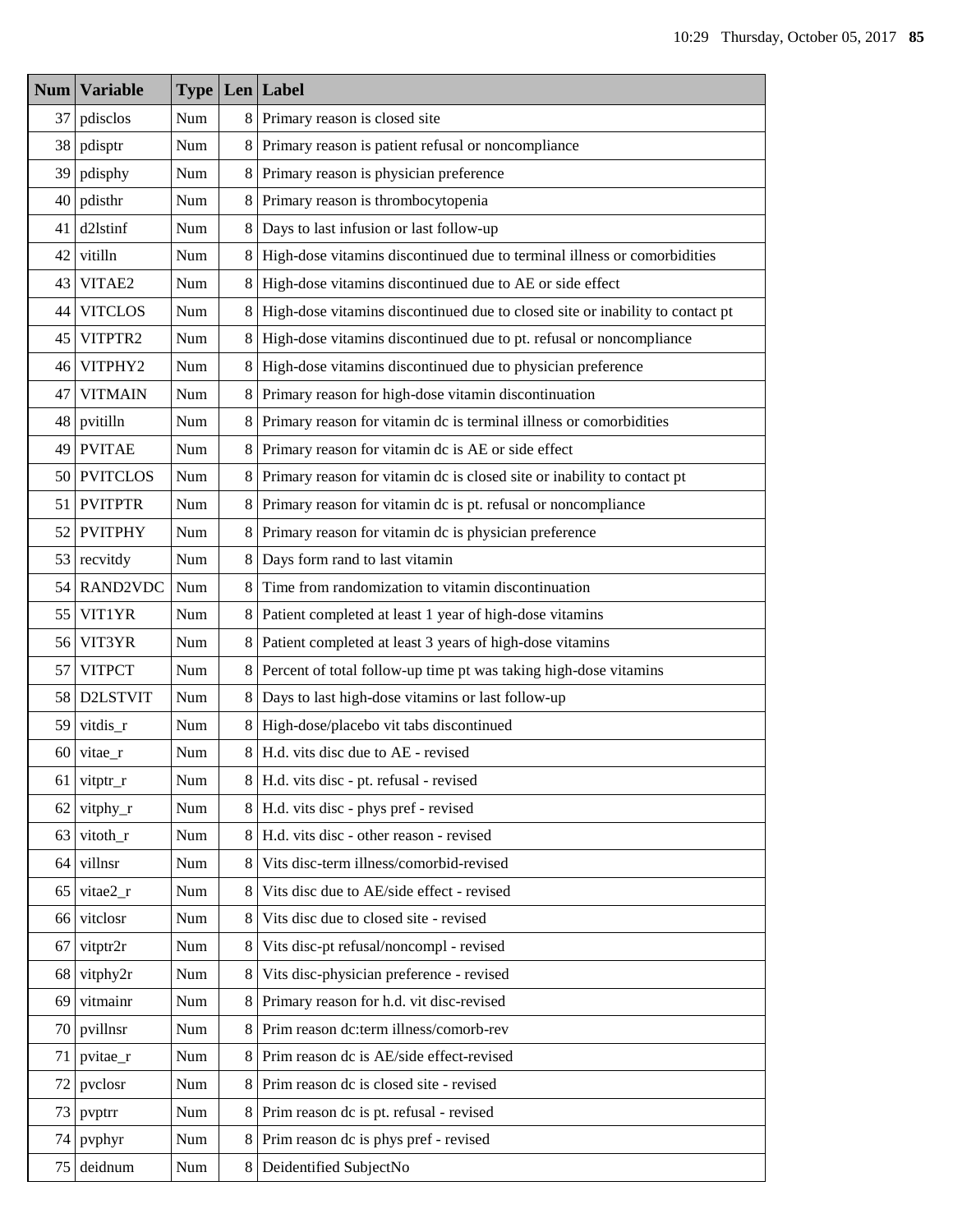| Num | Variable | Type | Len | Label |
|---|---|---|---|---|
| 37 | pdisclos | Num | 8 | Primary reason is closed site |
| 38 | pdisptr | Num | 8 | Primary reason is patient refusal or noncompliance |
| 39 | pdisphy | Num | 8 | Primary reason is physician preference |
| 40 | pdisthr | Num | 8 | Primary reason is thrombocytopenia |
| 41 | d2lstinf | Num | 8 | Days to last infusion or last follow-up |
| 42 | vitilln | Num | 8 | High-dose vitamins discontinued due to terminal illness or comorbidities |
| 43 | VITAE2 | Num | 8 | High-dose vitamins discontinued due to AE or side effect |
| 44 | VITCLOS | Num | 8 | High-dose vitamins discontinued due to closed site or inability to contact pt |
| 45 | VITPTR2 | Num | 8 | High-dose vitamins discontinued due to pt. refusal or noncompliance |
| 46 | VITPHY2 | Num | 8 | High-dose vitamins discontinued due to physician preference |
| 47 | VITMAIN | Num | 8 | Primary reason for high-dose vitamin discontinuation |
| 48 | pvitilln | Num | 8 | Primary reason for vitamin dc is terminal illness or comorbidities |
| 49 | PVITAE | Num | 8 | Primary reason for vitamin dc is AE or side effect |
| 50 | PVITCLOS | Num | 8 | Primary reason for vitamin dc is closed site or inability to contact pt |
| 51 | PVITPTR | Num | 8 | Primary reason for vitamin dc is pt. refusal or noncompliance |
| 52 | PVITPHY | Num | 8 | Primary reason for vitamin dc is physician preference |
| 53 | recvitdy | Num | 8 | Days form rand to last vitamin |
| 54 | RAND2VDC | Num | 8 | Time from randomization to vitamin discontinuation |
| 55 | VIT1YR | Num | 8 | Patient completed at least 1 year of high-dose vitamins |
| 56 | VIT3YR | Num | 8 | Patient completed at least 3 years of high-dose vitamins |
| 57 | VITPCT | Num | 8 | Percent of total follow-up time pt was taking high-dose vitamins |
| 58 | D2LSTVIT | Num | 8 | Days to last high-dose vitamins or last follow-up |
| 59 | vitdis_r | Num | 8 | High-dose/placebo vit tabs discontinued |
| 60 | vitae_r | Num | 8 | H.d. vits disc due to AE - revised |
| 61 | vitptr_r | Num | 8 | H.d. vits disc - pt. refusal - revised |
| 62 | vitphy_r | Num | 8 | H.d. vits disc - phys pref - revised |
| 63 | vitoth_r | Num | 8 | H.d. vits disc - other reason - revised |
| 64 | villnsr | Num | 8 | Vits disc-term illness/comorbid-revised |
| 65 | vitae2_r | Num | 8 | Vits disc due to AE/side effect - revised |
| 66 | vitclosr | Num | 8 | Vits disc due to closed site - revised |
| 67 | vitptr2r | Num | 8 | Vits disc-pt refusal/noncompl - revised |
| 68 | vitphy2r | Num | 8 | Vits disc-physician preference - revised |
| 69 | vitmainr | Num | 8 | Primary reason for h.d. vit disc-revised |
| 70 | pvillnsr | Num | 8 | Prim reason dc:term illness/comorb-rev |
| 71 | pvitae_r | Num | 8 | Prim reason dc is AE/side effect-revised |
| 72 | pvclosr | Num | 8 | Prim reason dc is closed site - revised |
| 73 | pvptrr | Num | 8 | Prim reason dc is pt. refusal - revised |
| 74 | pvphyr | Num | 8 | Prim reason dc is phys pref - revised |
| 75 | deidnum | Num | 8 | Deidentified SubjectNo |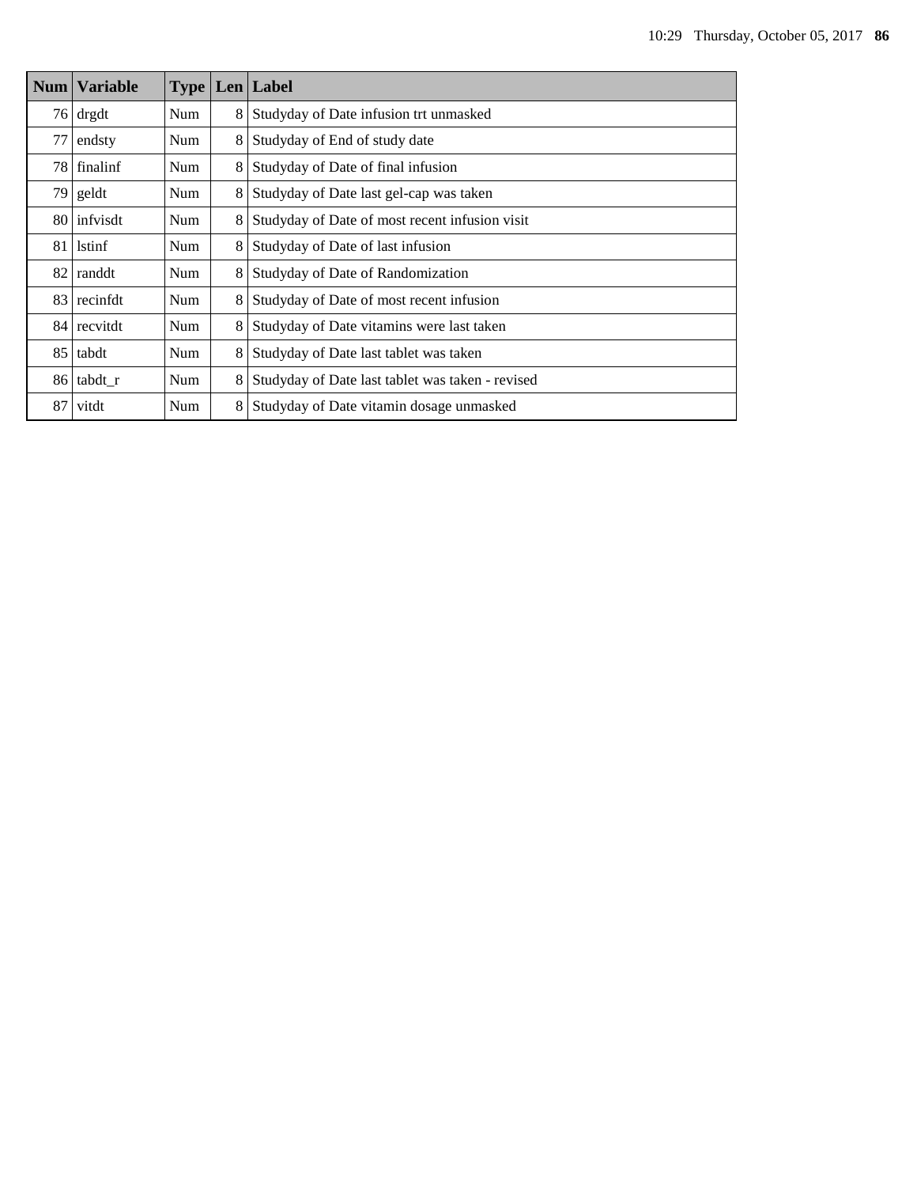| Num | Variable | Type | Len | Label |
|---|---|---|---|---|
| 76 | drgdt | Num | 8 | Studyday of Date infusion trt unmasked |
| 77 | endsty | Num | 8 | Studyday of End of study date |
| 78 | finalinf | Num | 8 | Studyday of Date of final infusion |
| 79 | geldt | Num | 8 | Studyday of Date last gel-cap was taken |
| 80 | infvisdt | Num | 8 | Studyday of Date of most recent infusion visit |
| 81 | lstinf | Num | 8 | Studyday of Date of last infusion |
| 82 | randdt | Num | 8 | Studyday of Date of Randomization |
| 83 | recinfdt | Num | 8 | Studyday of Date of most recent infusion |
| 84 | recvitdt | Num | 8 | Studyday of Date vitamins were last taken |
| 85 | tabdt | Num | 8 | Studyday of Date last tablet was taken |
| 86 | tabdt_r | Num | 8 | Studyday of Date last tablet was taken - revised |
| 87 | vitdt | Num | 8 | Studyday of Date vitamin dosage unmasked |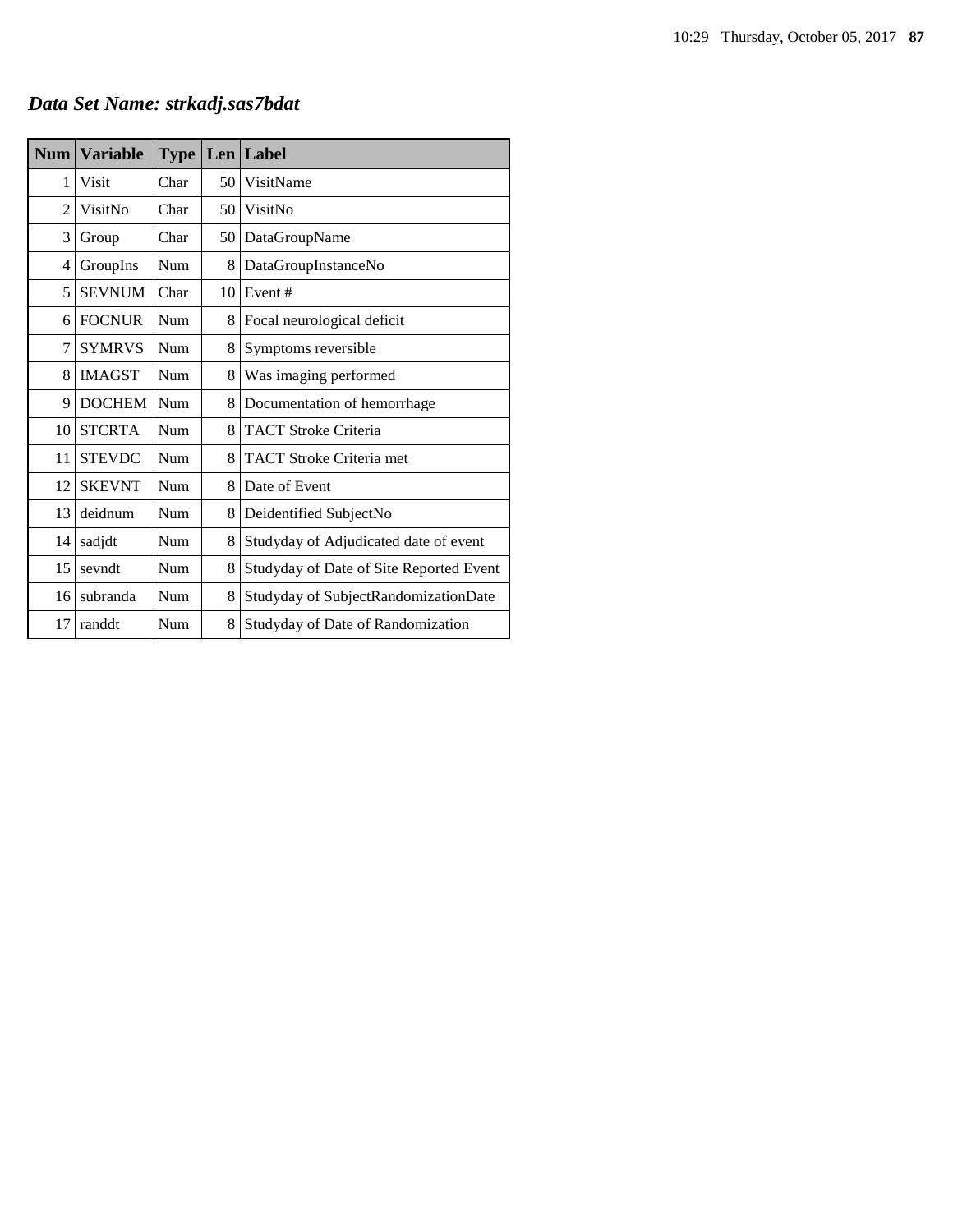## *Data Set Name: strkadj.sas7bdat*

| Num | Variable | Type | Len | Label |
|---|---|---|---|---|
| 1 | Visit | Char | 50 | VisitName |
| 2 | VisitNo | Char | 50 | VisitNo |
| 3 | Group | Char | 50 | DataGroupName |
| 4 | GroupIns | Num | 8 | DataGroupInstanceNo |
| 5 | SEVNUM | Char | 10 | Event # |
| 6 | FOCNUR | Num | 8 | Focal neurological deficit |
| 7 | SYMRVS | Num | 8 | Symptoms reversible |
| 8 | IMAGST | Num | 8 | Was imaging performed |
| 9 | DOCHEM | Num | 8 | Documentation of hemorrhage |
| 10 | STCRTA | Num | 8 | TACT Stroke Criteria |
| 11 | STEVDC | Num | 8 | TACT Stroke Criteria met |
| 12 | SKEVNT | Num | 8 | Date of Event |
| 13 | deidnum | Num | 8 | Deidentified SubjectNo |
| 14 | sadjdt | Num | 8 | Studyday of Adjudicated date of event |
| 15 | sevndt | Num | 8 | Studyday of Date of Site Reported Event |
| 16 | subranda | Num | 8 | Studyday of SubjectRandomizationDate |
| 17 | randdt | Num | 8 | Studyday of Date of Randomization |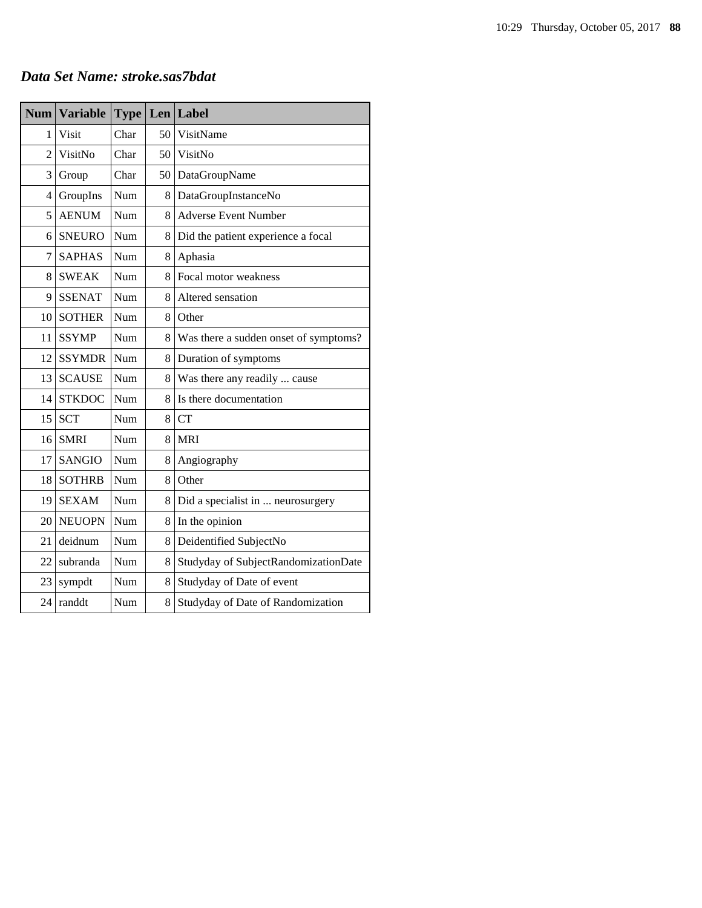***Data Set Name: stroke.sas7bdat***

| Num | Variable | Type | Len | Label |
|---|---|---|---|---|
| 1 | Visit | Char | 50 | VisitName |
| 2 | VisitNo | Char | 50 | VisitNo |
| 3 | Group | Char | 50 | DataGroupName |
| 4 | GroupIns | Num | 8 | DataGroupInstanceNo |
| 5 | AENUM | Num | 8 | Adverse Event Number |
| 6 | SNEURO | Num | 8 | Did the patient experience a focal |
| 7 | SAPHAS | Num | 8 | Aphasia |
| 8 | SWEAK | Num | 8 | Focal motor weakness |
| 9 | SSENAT | Num | 8 | Altered sensation |
| 10 | SOTHER | Num | 8 | Other |
| 11 | SSYMP | Num | 8 | Was there a sudden onset of symptoms? |
| 12 | SSYMDR | Num | 8 | Duration of symptoms |
| 13 | SCAUSE | Num | 8 | Was there any readily ... cause |
| 14 | STKDOC | Num | 8 | Is there documentation |
| 15 | SCT | Num | 8 | CT |
| 16 | SMRI | Num | 8 | MRI |
| 17 | SANGIO | Num | 8 | Angiography |
| 18 | SOTHRB | Num | 8 | Other |
| 19 | SEXAM | Num | 8 | Did a specialist in ... neurosurgery |
| 20 | NEUOPN | Num | 8 | In the opinion |
| 21 | deidnum | Num | 8 | Deidentified SubjectNo |
| 22 | subranda | Num | 8 | Studyday of SubjectRandomizationDate |
| 23 | sympdt | Num | 8 | Studyday of Date of event |
| 24 | randdt | Num | 8 | Studyday of Date of Randomization |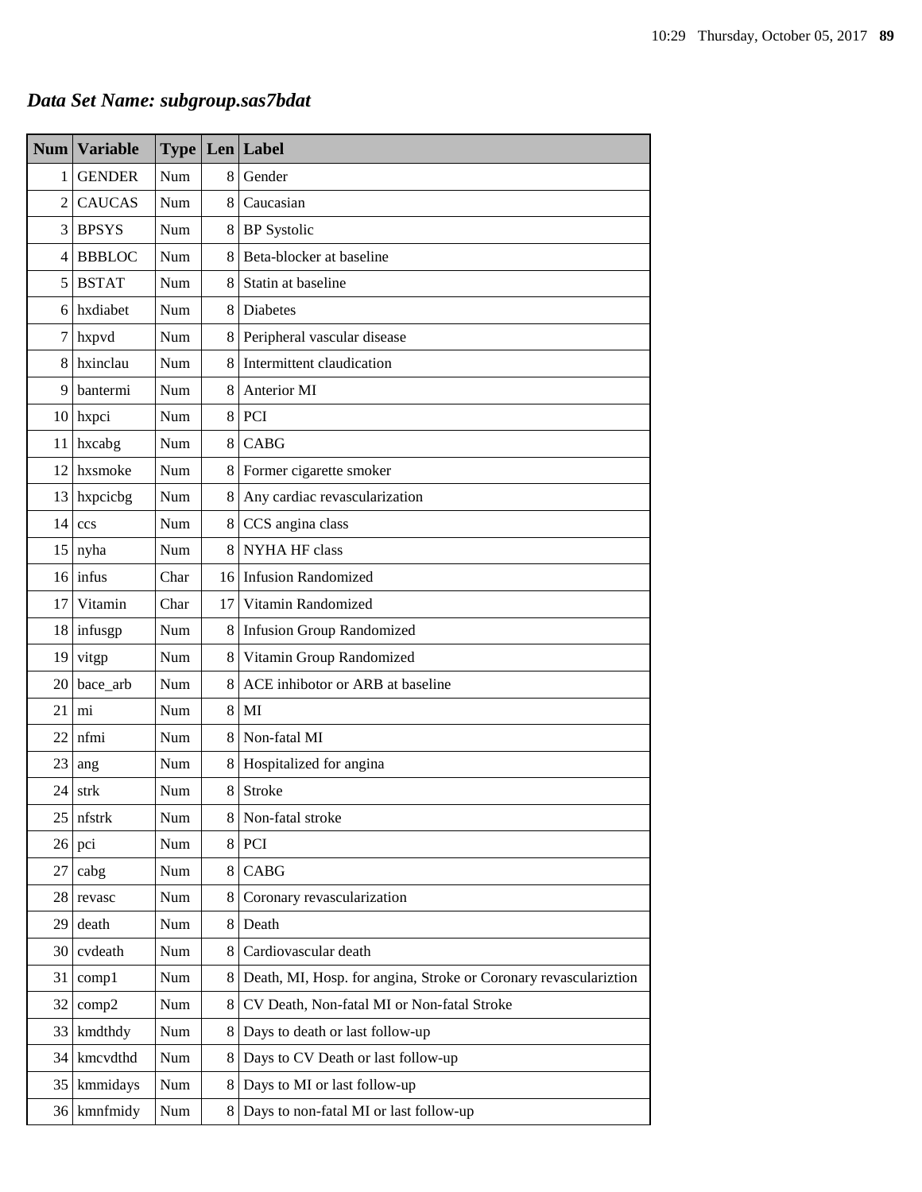## *Data Set Name: subgroup.sas7bdat*

| Num | Variable | Type | Len | Label |
|---|---|---|---|---|
| 1 | GENDER | Num | 8 | Gender |
| 2 | CAUCAS | Num | 8 | Caucasian |
| 3 | BPSYS | Num | 8 | BP Systolic |
| 4 | BBBLOC | Num | 8 | Beta-blocker at baseline |
| 5 | BSTAT | Num | 8 | Statin at baseline |
| 6 | hxdiabet | Num | 8 | Diabetes |
| 7 | hxpvd | Num | 8 | Peripheral vascular disease |
| 8 | hxinclau | Num | 8 | Intermittent claudication |
| 9 | bantermi | Num | 8 | Anterior MI |
| 10 | hxpci | Num | 8 | PCI |
| 11 | hxcabg | Num | 8 | CABG |
| 12 | hxsmoke | Num | 8 | Former cigarette smoker |
| 13 | hxpcicbg | Num | 8 | Any cardiac revascularization |
| 14 | ccs | Num | 8 | CCS angina class |
| 15 | nyha | Num | 8 | NYHA HF class |
| 16 | infus | Char | 16 | Infusion Randomized |
| 17 | Vitamin | Char | 17 | Vitamin Randomized |
| 18 | infusgp | Num | 8 | Infusion Group Randomized |
| 19 | vitgp | Num | 8 | Vitamin Group Randomized |
| 20 | bace_arb | Num | 8 | ACE inhibotor or ARB at baseline |
| 21 | mi | Num | 8 | MI |
| 22 | nfmi | Num | 8 | Non-fatal MI |
| 23 | ang | Num | 8 | Hospitalized for angina |
| 24 | strk | Num | 8 | Stroke |
| 25 | nfstrk | Num | 8 | Non-fatal stroke |
| 26 | pci | Num | 8 | PCI |
| 27 | cabg | Num | 8 | CABG |
| 28 | revasc | Num | 8 | Coronary revascularization |
| 29 | death | Num | 8 | Death |
| 30 | cvdeath | Num | 8 | Cardiovascular death |
| 31 | comp1 | Num | 8 | Death, MI, Hosp. for angina, Stroke or Coronary revascularization |
| 32 | comp2 | Num | 8 | CV Death, Non-fatal MI or Non-fatal Stroke |
| 33 | kmdthdy | Num | 8 | Days to death or last follow-up |
| 34 | kmcvdthd | Num | 8 | Days to CV Death or last follow-up |
| 35 | kmmidays | Num | 8 | Days to MI or last follow-up |
| 36 | kmnfmidy | Num | 8 | Days to non-fatal MI or last follow-up |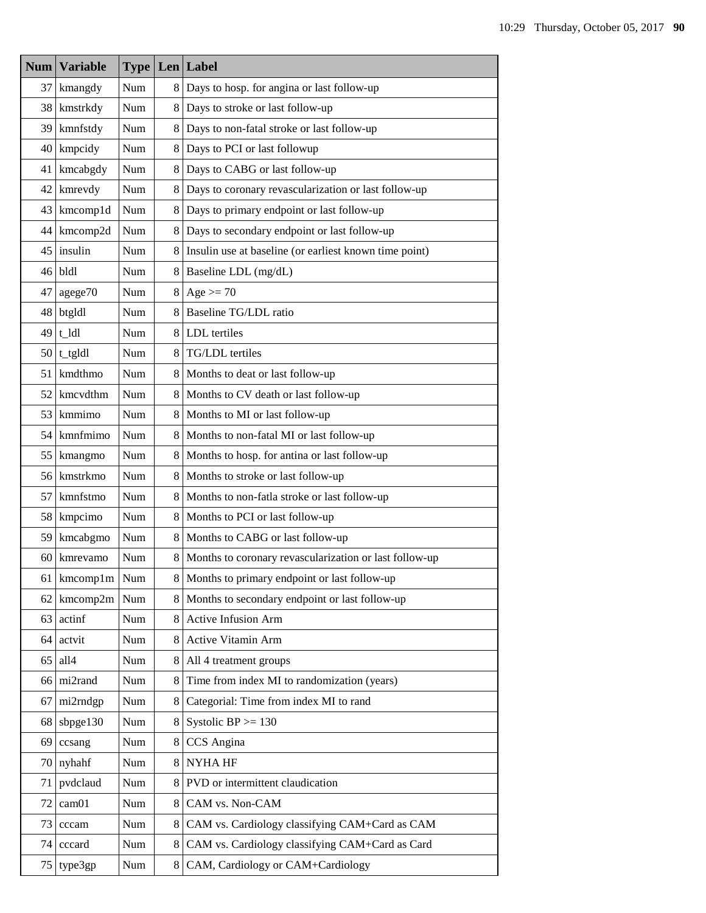| Num | Variable | Type | Len | Label |
|---|---|---|---|---|
| 37 | kmangdy | Num | 8 | Days to hosp. for angina or last follow-up |
| 38 | kmstrkdy | Num | 8 | Days to stroke or last follow-up |
| 39 | kmnfstdy | Num | 8 | Days to non-fatal stroke or last follow-up |
| 40 | kmpcidy | Num | 8 | Days to PCI or last followup |
| 41 | kmcabgdy | Num | 8 | Days to CABG or last follow-up |
| 42 | kmrevdy | Num | 8 | Days to coronary revascularization or last follow-up |
| 43 | kmcomp1d | Num | 8 | Days to primary endpoint or last follow-up |
| 44 | kmcomp2d | Num | 8 | Days to secondary endpoint or last follow-up |
| 45 | insulin | Num | 8 | Insulin use at baseline (or earliest known time point) |
| 46 | bldl | Num | 8 | Baseline LDL (mg/dL) |
| 47 | agege70 | Num | 8 | Age >= 70 |
| 48 | btgldl | Num | 8 | Baseline TG/LDL ratio |
| 49 | t_ldl | Num | 8 | LDL tertiles |
| 50 | t_tgldl | Num | 8 | TG/LDL tertiles |
| 51 | kmdthmo | Num | 8 | Months to deat or last follow-up |
| 52 | kmcvdthm | Num | 8 | Months to CV death or last follow-up |
| 53 | kmmimo | Num | 8 | Months to MI or last follow-up |
| 54 | kmnfmimo | Num | 8 | Months to non-fatal MI or last follow-up |
| 55 | kmangmo | Num | 8 | Months to hosp. for antina or last follow-up |
| 56 | kmstrkmo | Num | 8 | Months to stroke or last follow-up |
| 57 | kmnfstmo | Num | 8 | Months to non-fatla stroke or last follow-up |
| 58 | kmpcimo | Num | 8 | Months to PCI or last follow-up |
| 59 | kmcabgmo | Num | 8 | Months to CABG or last follow-up |
| 60 | kmrevamo | Num | 8 | Months to coronary revascularization or last follow-up |
| 61 | kmcomp1m | Num | 8 | Months to primary endpoint or last follow-up |
| 62 | kmcomp2m | Num | 8 | Months to secondary endpoint or last follow-up |
| 63 | actinf | Num | 8 | Active Infusion Arm |
| 64 | actvit | Num | 8 | Active Vitamin Arm |
| 65 | all4 | Num | 8 | All 4 treatment groups |
| 66 | mi2rand | Num | 8 | Time from index MI to randomization (years) |
| 67 | mi2rndgp | Num | 8 | Categorial: Time from index MI to rand |
| 68 | sbpge130 | Num | 8 | Systolic BP >= 130 |
| 69 | ccsang | Num | 8 | CCS Angina |
| 70 | nyhahf | Num | 8 | NYHA HF |
| 71 | pvdclaud | Num | 8 | PVD or intermittent claudication |
| 72 | cam01 | Num | 8 | CAM vs. Non-CAM |
| 73 | cccam | Num | 8 | CAM vs. Cardiology classifying CAM+Card as CAM |
| 74 | cccard | Num | 8 | CAM vs. Cardiology classifying CAM+Card as Card |
| 75 | type3gp | Num | 8 | CAM, Cardiology or CAM+Cardiology |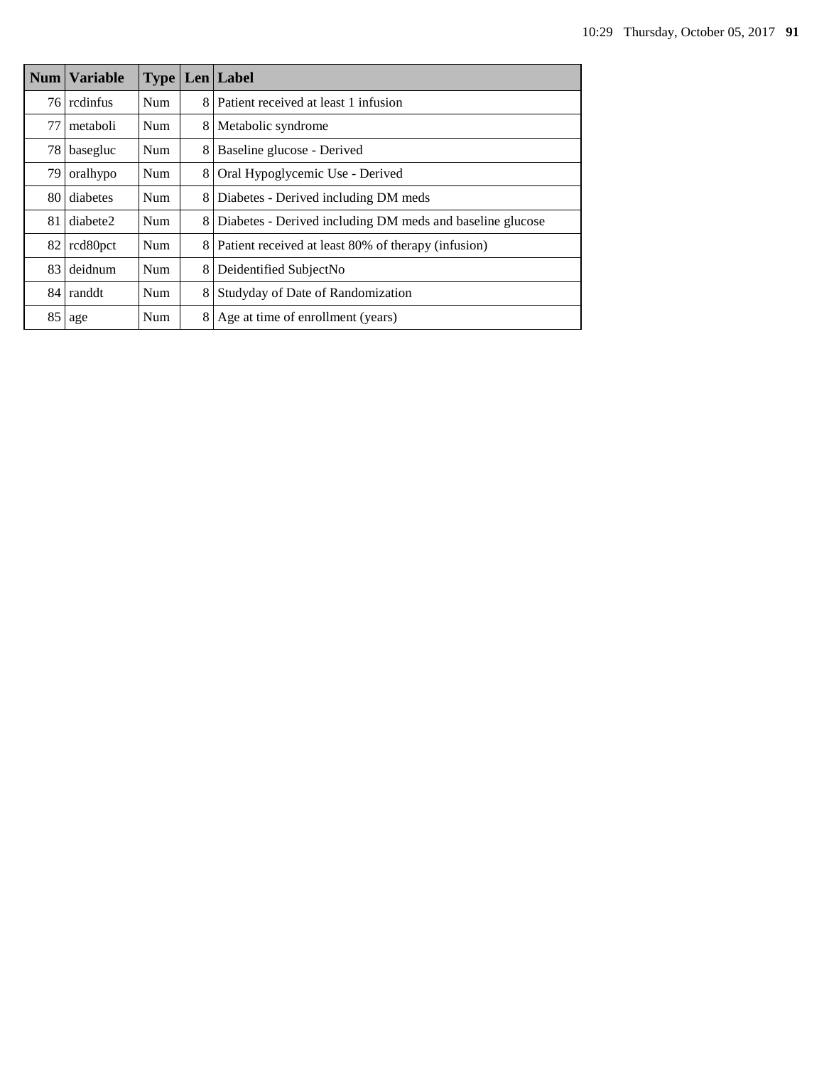| Num | Variable | Type | Len | Label |
|---|---|---|---|---|
| 76 | rcdinfus | Num | 8 | Patient received at least 1 infusion |
| 77 | metaboli | Num | 8 | Metabolic syndrome |
| 78 | basegluc | Num | 8 | Baseline glucose - Derived |
| 79 | oralhypo | Num | 8 | Oral Hypoglycemic Use - Derived |
| 80 | diabetes | Num | 8 | Diabetes - Derived including DM meds |
| 81 | diabete2 | Num | 8 | Diabetes - Derived including DM meds and baseline glucose |
| 82 | rcd80pct | Num | 8 | Patient received at least 80% of therapy (infusion) |
| 83 | deidnum | Num | 8 | Deidentified SubjectNo |
| 84 | randdt | Num | 8 | Studyday of Date of Randomization |
| 85 | age | Num | 8 | Age at time of enrollment (years) |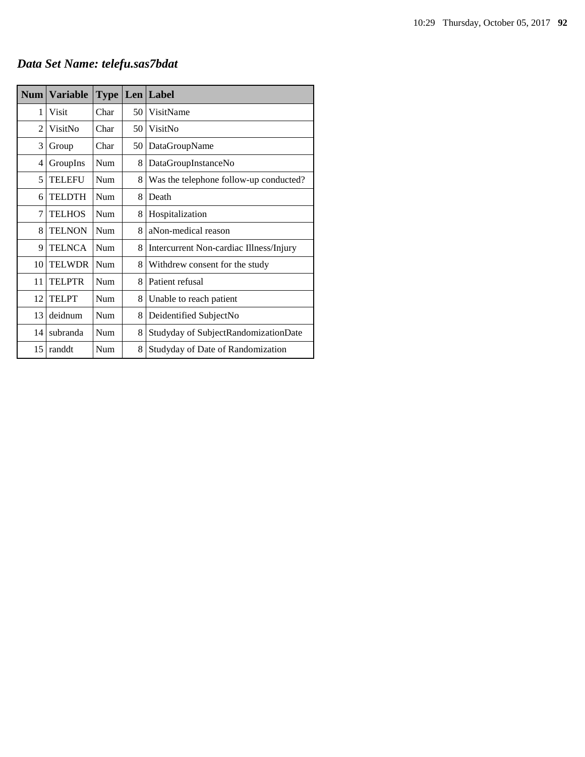## *Data Set Name: telefu.sas7bdat*

| Num | Variable | Type | Len | Label |
|---|---|---|---|---|
| 1 | Visit | Char | 50 | VisitName |
| 2 | VisitNo | Char | 50 | VisitNo |
| 3 | Group | Char | 50 | DataGroupName |
| 4 | GroupIns | Num | 8 | DataGroupInstanceNo |
| 5 | TELEFU | Num | 8 | Was the telephone follow-up conducted? |
| 6 | TELDTH | Num | 8 | Death |
| 7 | TELHOS | Num | 8 | Hospitalization |
| 8 | TELNON | Num | 8 | aNon-medical reason |
| 9 | TELNCA | Num | 8 | Intercurrent Non-cardiac Illness/Injury |
| 10 | TELWDR | Num | 8 | Withdrew consent for the study |
| 11 | TELPTR | Num | 8 | Patient refusal |
| 12 | TELPT | Num | 8 | Unable to reach patient |
| 13 | deidnum | Num | 8 | Deidentified SubjectNo |
| 14 | subranda | Num | 8 | Studyday of SubjectRandomizationDate |
| 15 | randdt | Num | 8 | Studyday of Date of Randomization |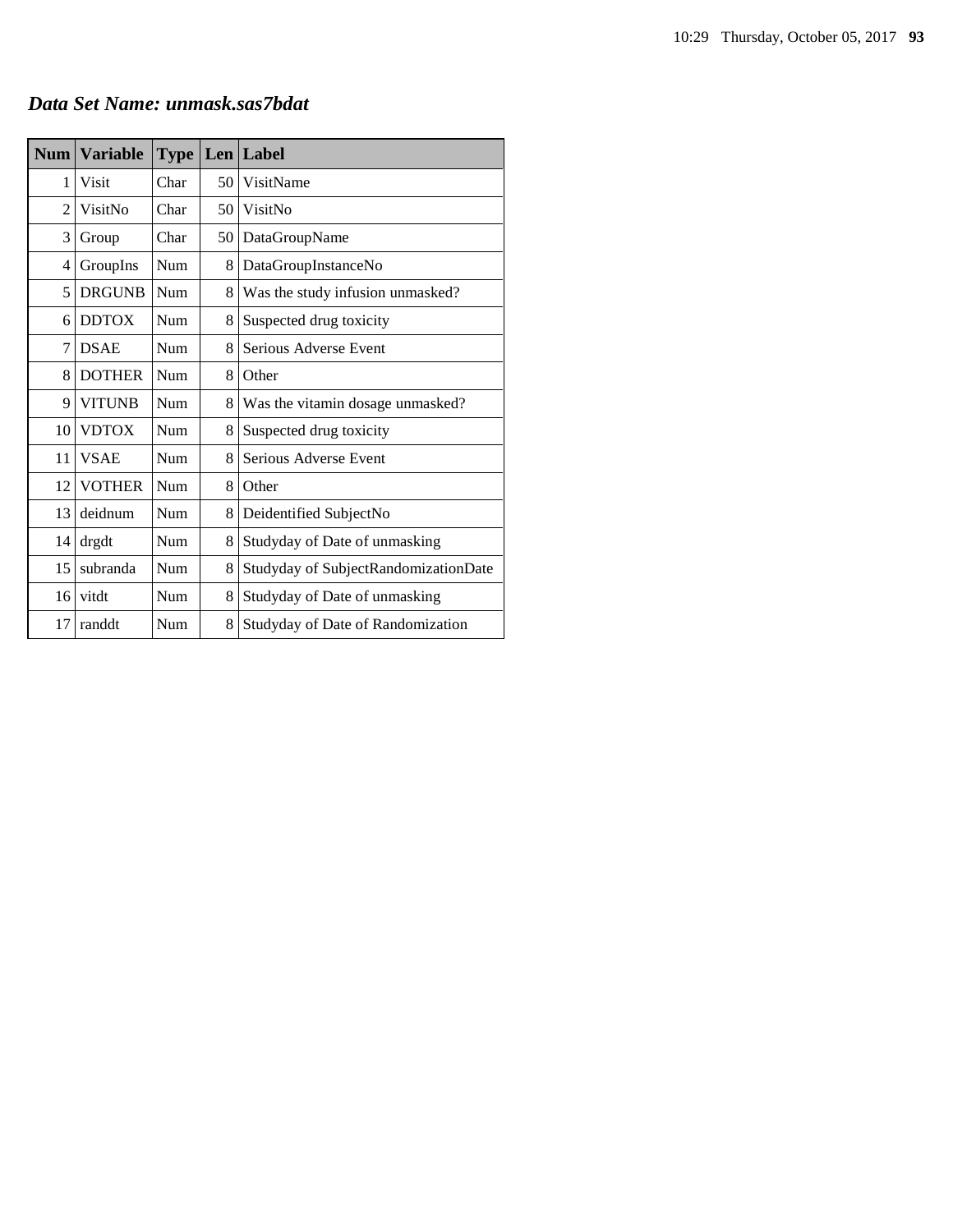## *Data Set Name: unmask.sas7bdat*

| Num | Variable | Type | Len | Label |
|---|---|---|---|---|
| 1 | Visit | Char | 50 | VisitName |
| 2 | VisitNo | Char | 50 | VisitNo |
| 3 | Group | Char | 50 | DataGroupName |
| 4 | GroupIns | Num | 8 | DataGroupInstanceNo |
| 5 | DRGUNB | Num | 8 | Was the study infusion unmasked? |
| 6 | DDTOX | Num | 8 | Suspected drug toxicity |
| 7 | DSAE | Num | 8 | Serious Adverse Event |
| 8 | DOTHER | Num | 8 | Other |
| 9 | VITUNB | Num | 8 | Was the vitamin dosage unmasked? |
| 10 | VDTOX | Num | 8 | Suspected drug toxicity |
| 11 | VSAE | Num | 8 | Serious Adverse Event |
| 12 | VOTHER | Num | 8 | Other |
| 13 | deidnum | Num | 8 | Deidentified SubjectNo |
| 14 | drgdt | Num | 8 | Studyday of Date of unmasking |
| 15 | subranda | Num | 8 | Studyday of SubjectRandomizationDate |
| 16 | vitdt | Num | 8 | Studyday of Date of unmasking |
| 17 | randdt | Num | 8 | Studyday of Date of Randomization |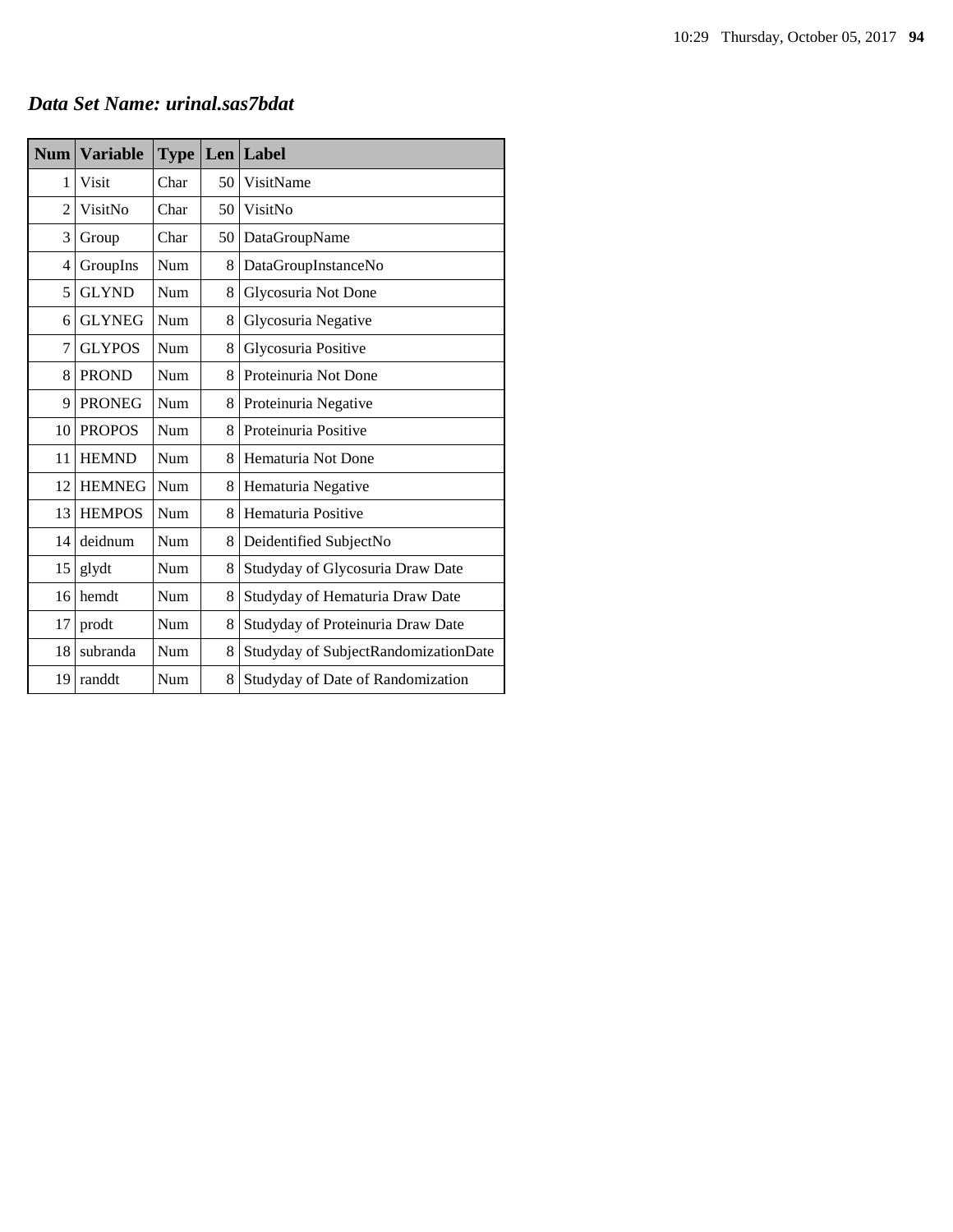## *Data Set Name: urinal.sas7bdat*

| Num | Variable | Type | Len | Label |
|---|---|---|---|---|
| 1 | Visit | Char | 50 | VisitName |
| 2 | VisitNo | Char | 50 | VisitNo |
| 3 | Group | Char | 50 | DataGroupName |
| 4 | GroupIns | Num | 8 | DataGroupInstanceNo |
| 5 | GLYND | Num | 8 | Glycosuria Not Done |
| 6 | GLYNEG | Num | 8 | Glycosuria Negative |
| 7 | GLYPOS | Num | 8 | Glycosuria Positive |
| 8 | PROND | Num | 8 | Proteinuria Not Done |
| 9 | PRONEG | Num | 8 | Proteinuria Negative |
| 10 | PROPOS | Num | 8 | Proteinuria Positive |
| 11 | HEMND | Num | 8 | Hematuria Not Done |
| 12 | HEMNEG | Num | 8 | Hematuria Negative |
| 13 | HEMPOS | Num | 8 | Hematuria Positive |
| 14 | deidnum | Num | 8 | Deidentified SubjectNo |
| 15 | glydt | Num | 8 | Studyday of Glycosuria Draw Date |
| 16 | hemdt | Num | 8 | Studyday of Hematuria Draw Date |
| 17 | prodt | Num | 8 | Studyday of Proteinuria Draw Date |
| 18 | subranda | Num | 8 | Studyday of SubjectRandomizationDate |
| 19 | randdt | Num | 8 | Studyday of Date of Randomization |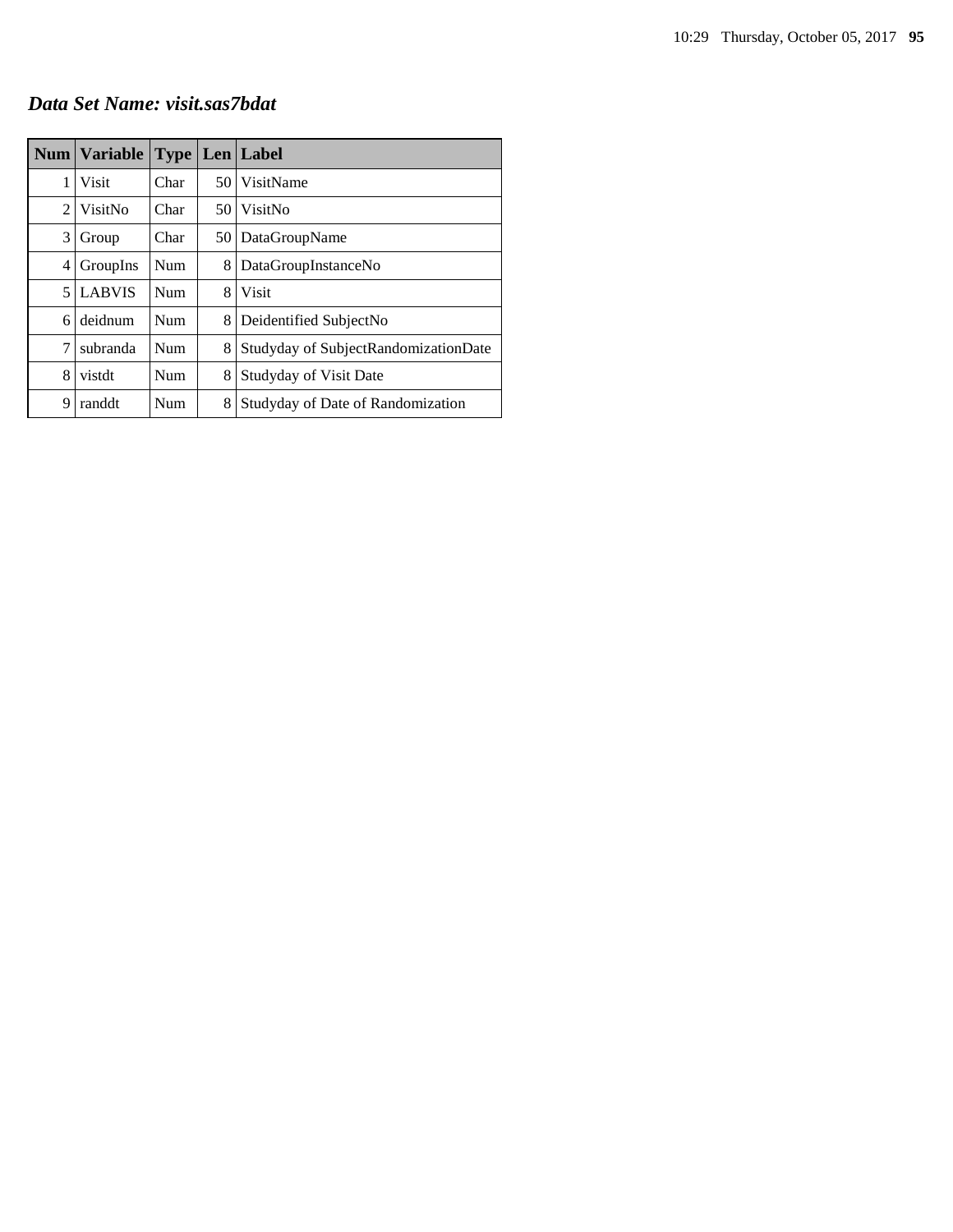## *Data Set Name: visit.sas7bdat*

| Num | Variable | Type | Len | Label |
|---|---|---|---|---|
| 1 | Visit | Char | 50 | VisitName |
| 2 | VisitNo | Char | 50 | VisitNo |
| 3 | Group | Char | 50 | DataGroupName |
| 4 | GroupIns | Num | 8 | DataGroupInstanceNo |
| 5 | LABVIS | Num | 8 | Visit |
| 6 | deidnum | Num | 8 | Deidentified SubjectNo |
| 7 | subranda | Num | 8 | Studyday of SubjectRandomizationDate |
| 8 | vistdt | Num | 8 | Studyday of Visit Date |
| 9 | randdt | Num | 8 | Studyday of Date of Randomization |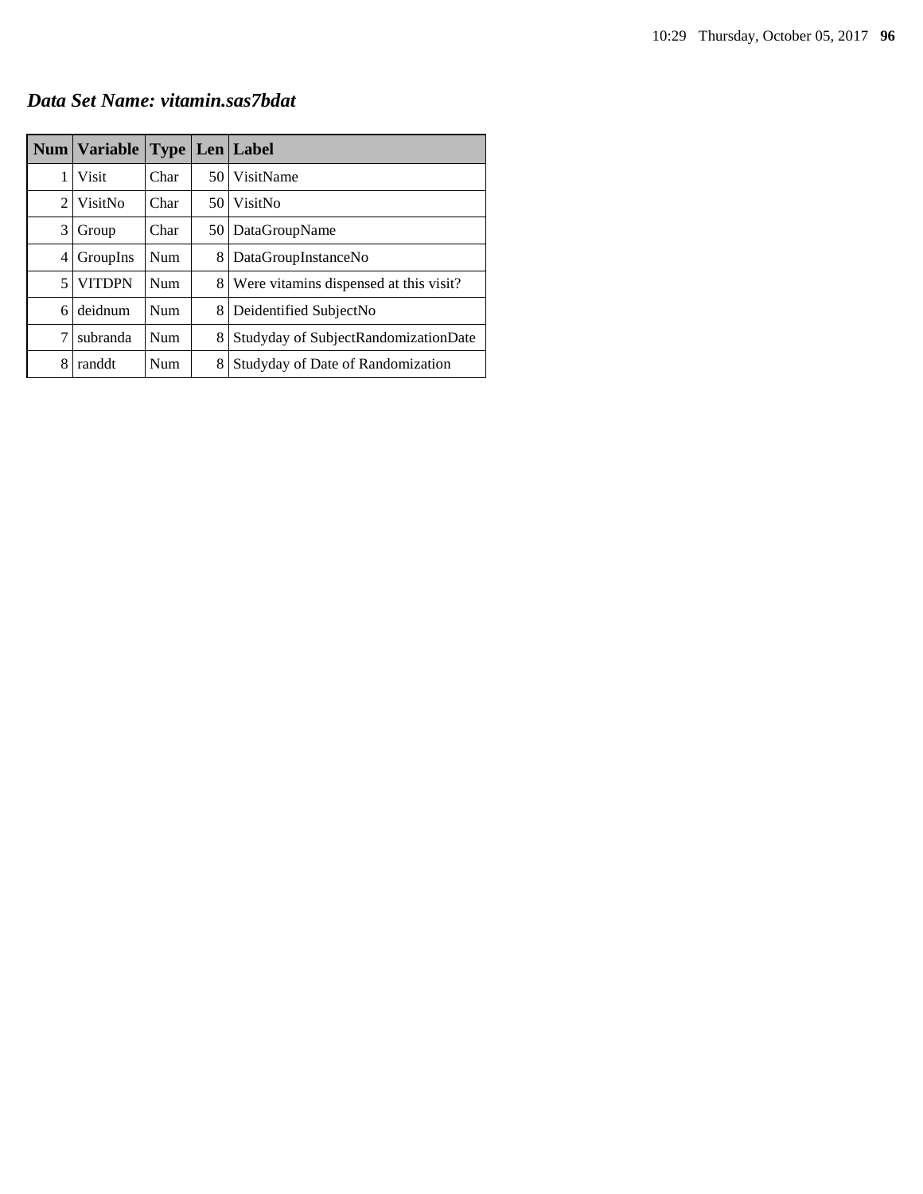***Data Set Name: vitamin.sas7bdat***

| Num | Variable | Type | Len | Label |
|---|---|---|---|---|
| 1 | Visit | Char | 50 | VisitName |
| 2 | VisitNo | Char | 50 | VisitNo |
| 3 | Group | Char | 50 | DataGroupName |
| 4 | GroupIns | Num | 8 | DataGroupInstanceNo |
| 5 | VITDPN | Num | 8 | Were vitamins dispensed at this visit? |
| 6 | deidnum | Num | 8 | Deidentified SubjectNo |
| 7 | subranda | Num | 8 | Studyday of SubjectRandomizationDate |
| 8 | randdt | Num | 8 | Studyday of Date of Randomization |